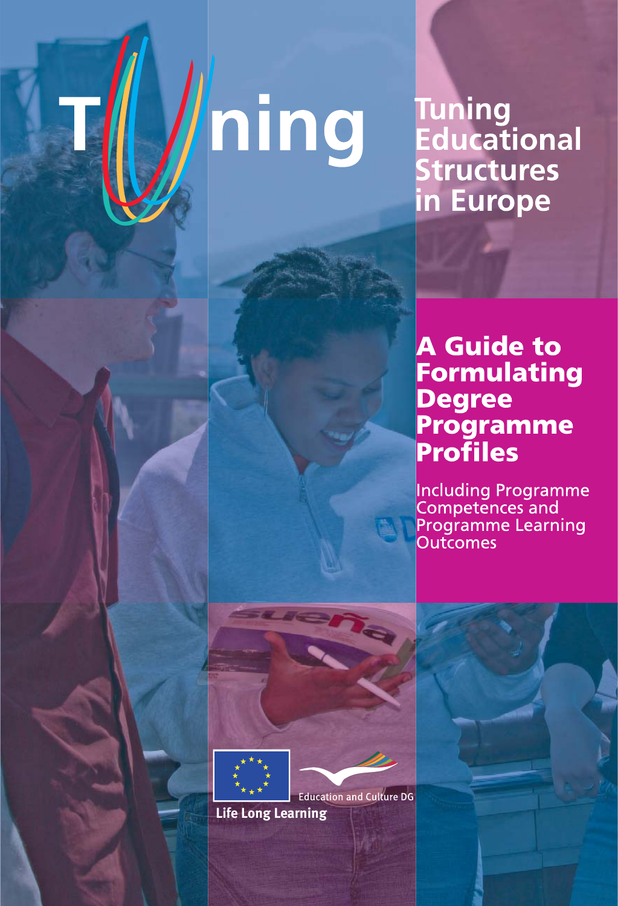# Tuning

## Tuning Educational Structures in Europe

# A Guide to Formulating Degree Programme Profiles

Including Programme Competences and Programme Learning Outcomes

Education and Culture DG

Life Long Learning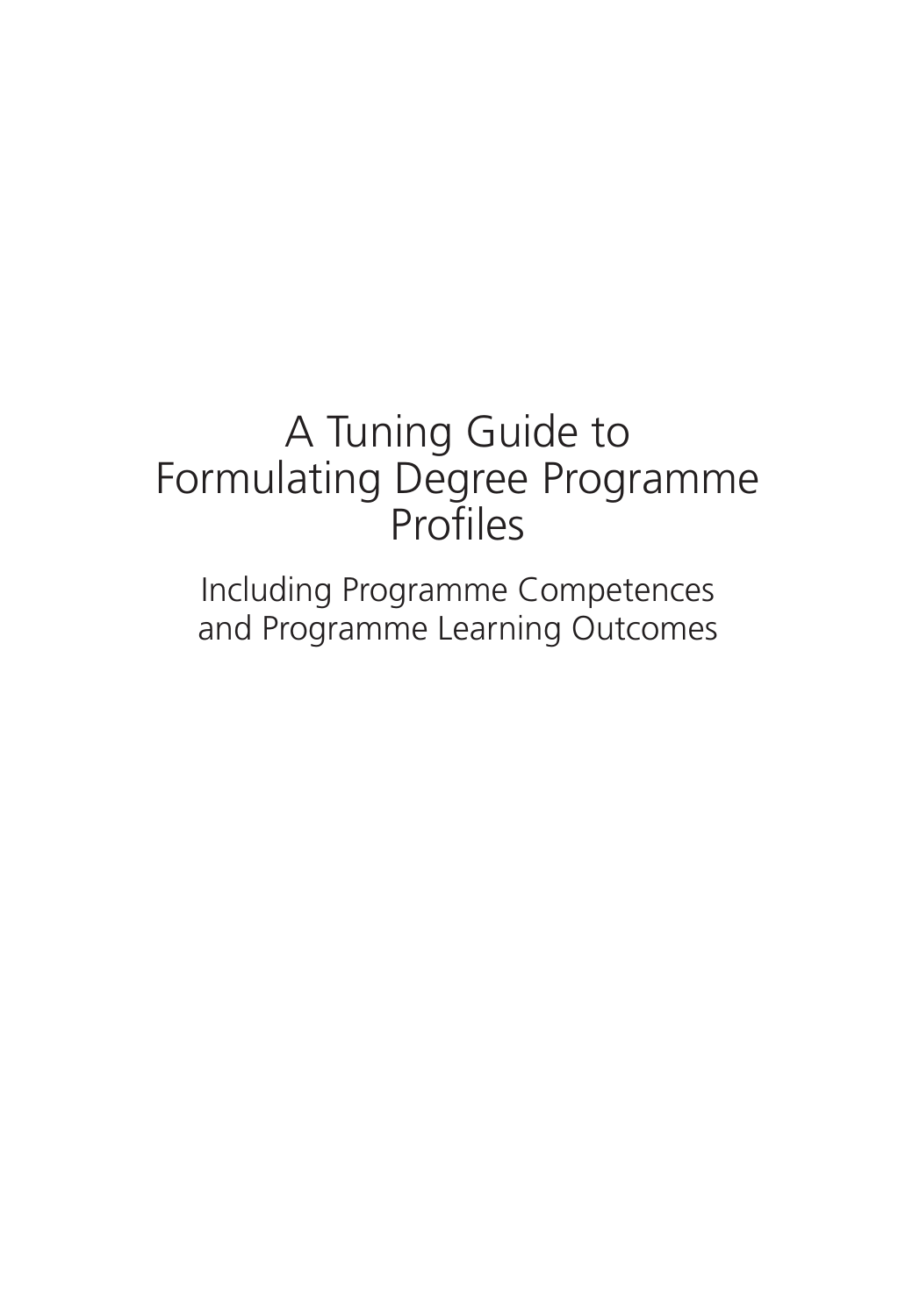# A Tuning Guide to Formulating Degree Programme Profiles

Including Programme Competences and Programme Learning Outcomes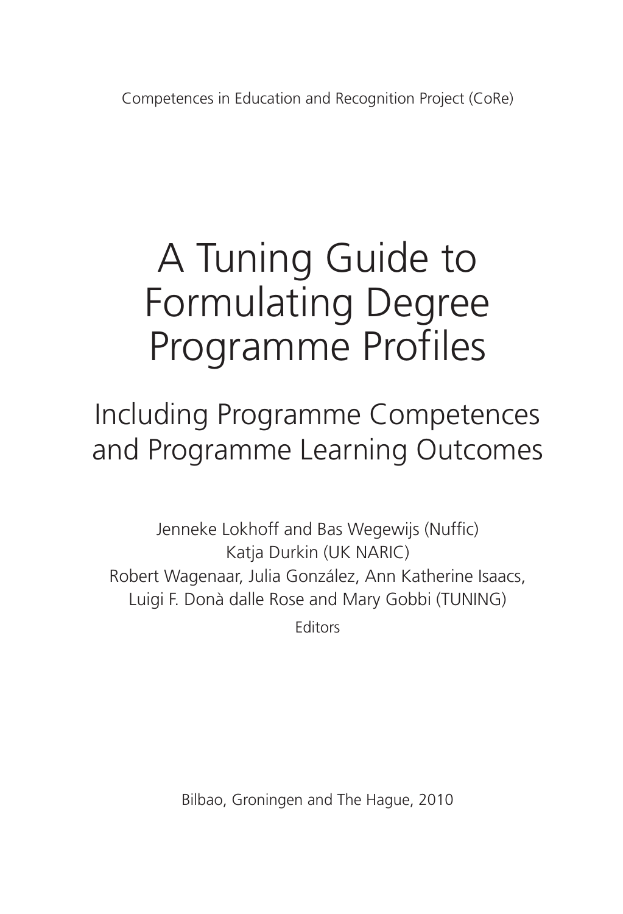Competences in Education and Recognition Project (CoRe)

# A Tuning Guide to Formulating Degree Programme Profiles

## Including Programme Competences and Programme Learning Outcomes

Jenneke Lokhoff and Bas Wegewijs (Nuffic)
Katja Durkin (UK NARIC)
Robert Wagenaar, Julia González, Ann Katherine Isaacs, Luigi F. Donà dalle Rose and Mary Gobbi (TUNING)

Editors

Bilbao, Groningen and The Hague, 2010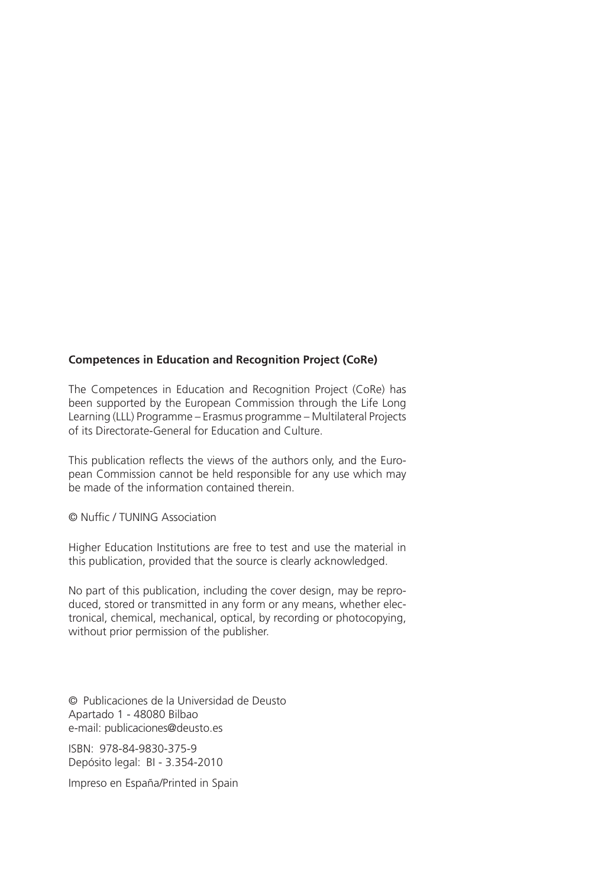**Competences in Education and Recognition Project (CoRe)**

The Competences in Education and Recognition Project (CoRe) has been supported by the European Commission through the Life Long Learning (LLL) Programme – Erasmus programme – Multilateral Projects of its Directorate-General for Education and Culture.

This publication reflects the views of the authors only, and the European Commission cannot be held responsible for any use which may be made of the information contained therein.

© Nuffic / TUNING Association

Higher Education Institutions are free to test and use the material in this publication, provided that the source is clearly acknowledged.

No part of this publication, including the cover design, may be reproduced, stored or transmitted in any form or any means, whether electronical, chemical, mechanical, optical, by recording or photocopying, without prior permission of the publisher.

© Publicaciones de la Universidad de Deusto
Apartado 1 - 48080 Bilbao
e-mail: publicaciones@deusto.es

ISBN: 978-84-9830-375-9
Depósito legal: BI - 3.354-2010

Impreso en España/Printed in Spain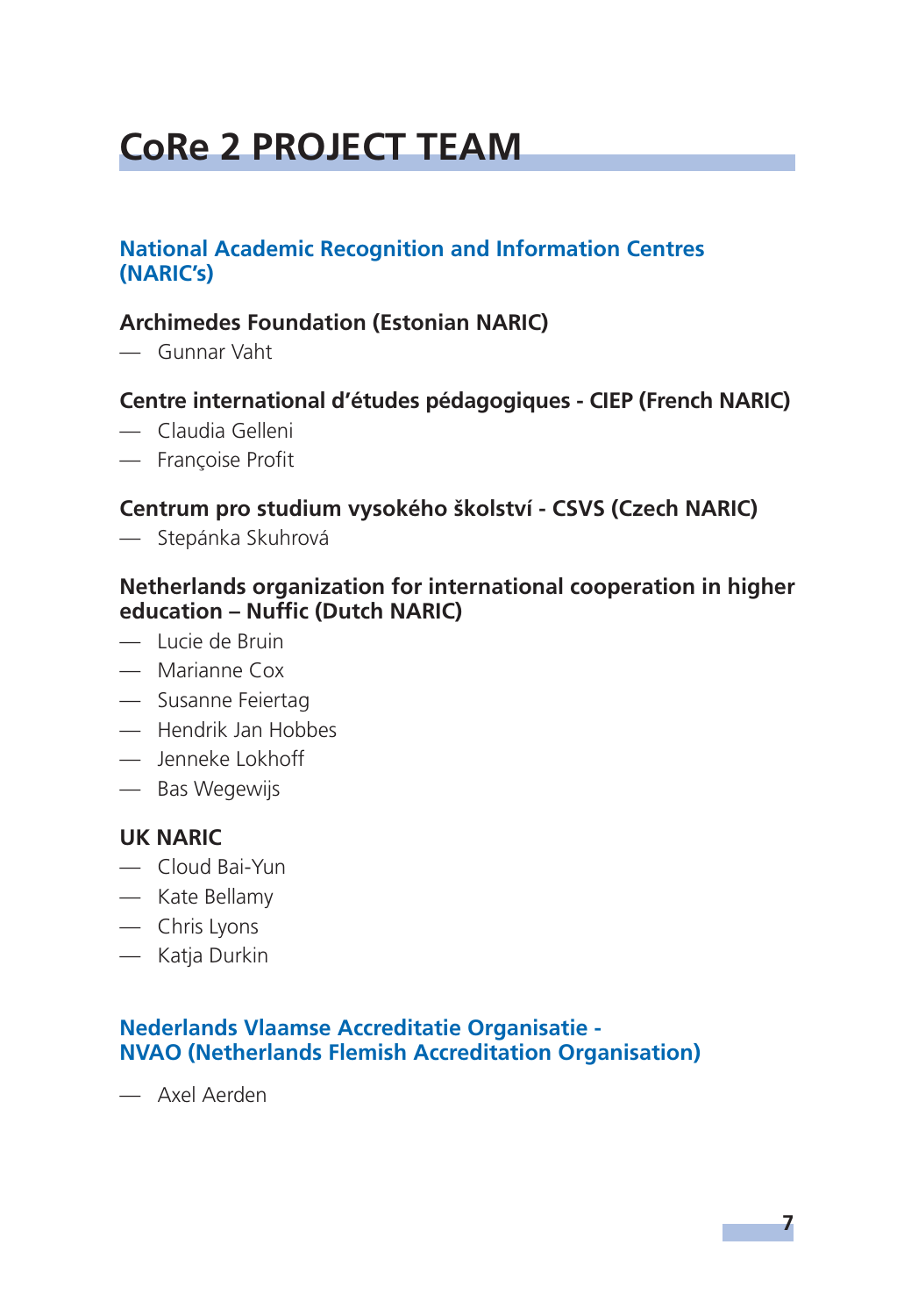# CoRe 2 PROJECT TEAM

## National Academic Recognition and Information Centres (NARIC's)

### Archimedes Foundation (Estonian NARIC)

- Gunnar Vaht

### Centre international d'études pédagogiques - CIEP (French NARIC)

- Claudia Gelleni
- Françoise Profit

### Centrum pro studium vysokého školství - CSVS (Czech NARIC)

- Stepánka Skuhrová

### Netherlands organization for international cooperation in higher education – Nuffic (Dutch NARIC)

- Lucie de Bruin
- Marianne Cox
- Susanne Feiertag
- Hendrik Jan Hobbes
- Jenneke Lokhoff
- Bas Wegewijs

### UK NARIC

- Cloud Bai-Yun
- Kate Bellamy
- Chris Lyons
- Katja Durkin

## Nederlands Vlaamse Accreditatie Organisatie - NVAO (Netherlands Flemish Accreditation Organisation)

- Axel Aerden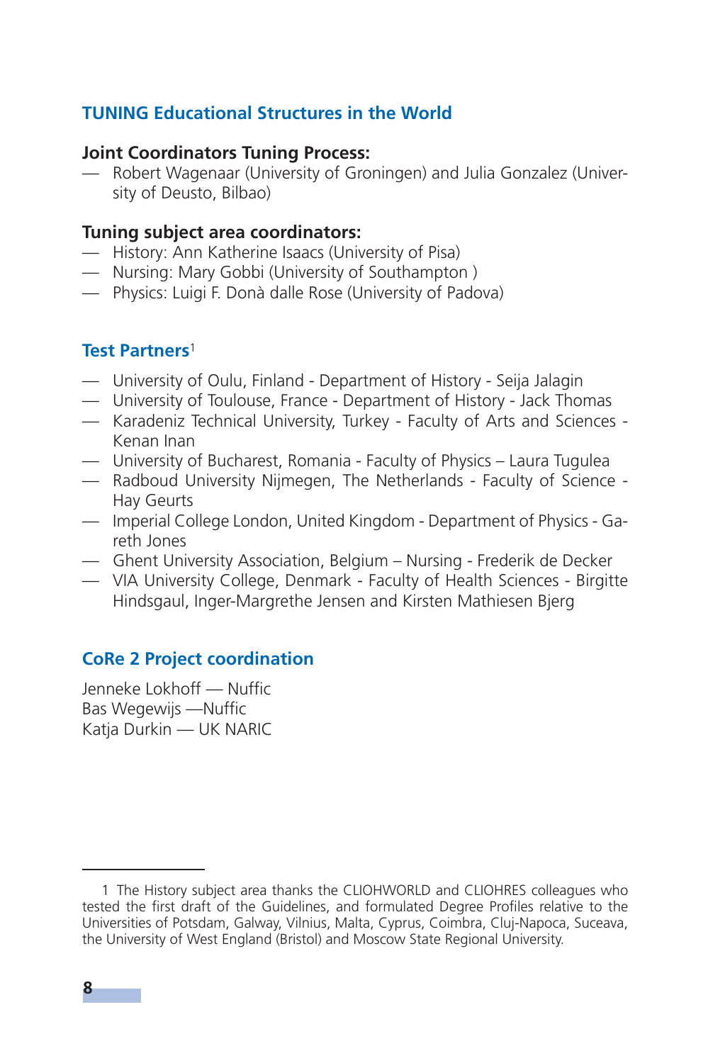## TUNING Educational Structures in the World

**Joint Coordinators Tuning Process:**

- Robert Wagenaar (University of Groningen) and Julia Gonzalez (University of Deusto, Bilbao)

**Tuning subject area coordinators:**

- History: Ann Katherine Isaacs (University of Pisa)
- Nursing: Mary Gobbi (University of Southampton )
- Physics: Luigi F. Donà dalle Rose (University of Padova)

## Test Partners[1]

- University of Oulu, Finland - Department of History - Seija Jalagin
- University of Toulouse, France - Department of History - Jack Thomas
- Karadeniz Technical University, Turkey - Faculty of Arts and Sciences - Kenan Inan
- University of Bucharest, Romania - Faculty of Physics – Laura Tugulea
- Radboud University Nijmegen, The Netherlands - Faculty of Science - Hay Geurts
- Imperial College London, United Kingdom - Department of Physics - Gareth Jones
- Ghent University Association, Belgium – Nursing - Frederik de Decker
- VIA University College, Denmark - Faculty of Health Sciences - Birgitte Hindsgaul, Inger-Margrethe Jensen and Kirsten Mathiesen Bjerg

## CoRe 2 Project coordination

Jenneke Lokhoff — Nuffic
Bas Wegewijs —Nuffic
Katja Durkin — UK NARIC

---

1 The History subject area thanks the CLIOHWORLD and CLIOHRES colleagues who tested the first draft of the Guidelines, and formulated Degree Profiles relative to the Universities of Potsdam, Galway, Vilnius, Malta, Cyprus, Coimbra, Cluj-Napoca, Suceava, the University of West England (Bristol) and Moscow State Regional University.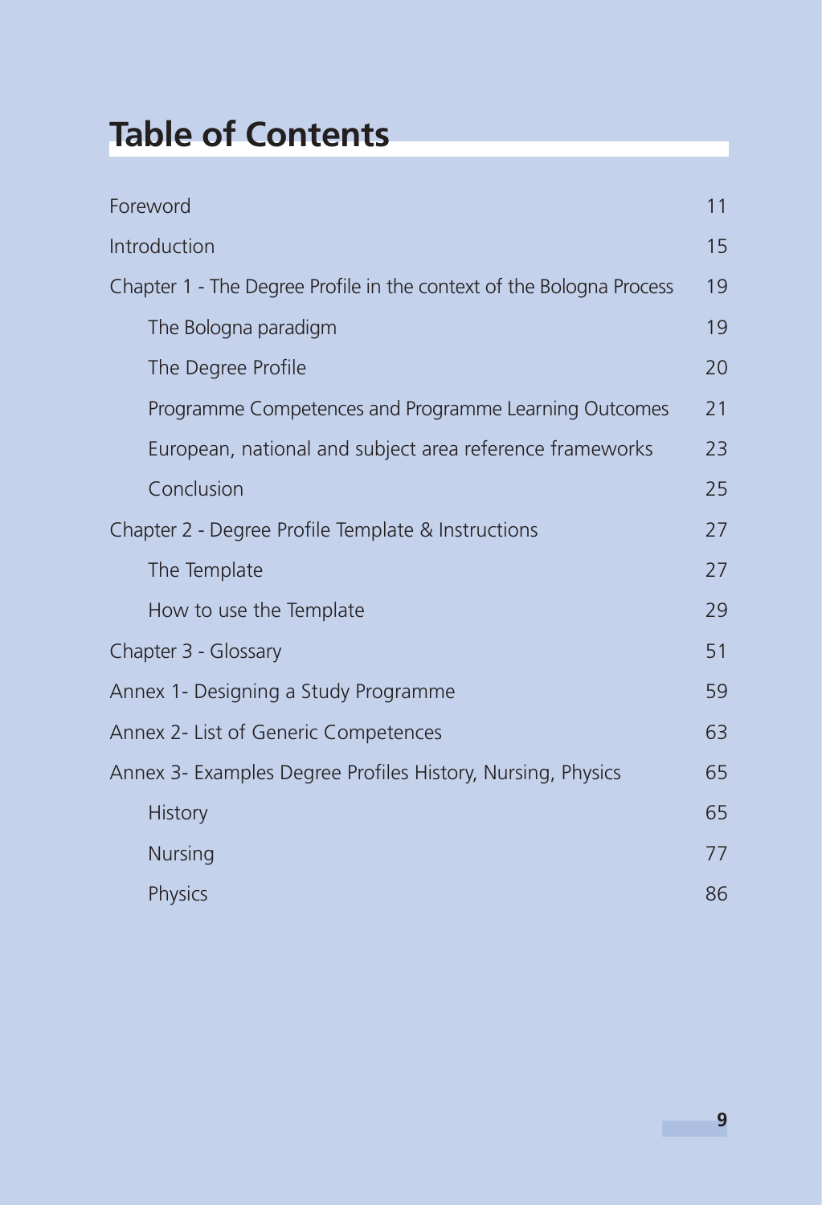# Table of Contents

| | |
|---|---|
| Foreword | 11 |
| Introduction | 15 |
| Chapter 1 - The Degree Profile in the context of the Bologna Process | 19 |
| The Bologna paradigm | 19 |
| The Degree Profile | 20 |
| Programme Competences and Programme Learning Outcomes | 21 |
| European, national and subject area reference frameworks | 23 |
| Conclusion | 25 |
| Chapter 2 - Degree Profile Template & Instructions | 27 |
| The Template | 27 |
| How to use the Template | 29 |
| Chapter 3 - Glossary | 51 |
| Annex 1- Designing a Study Programme | 59 |
| Annex 2- List of Generic Competences | 63 |
| Annex 3- Examples Degree Profiles History, Nursing, Physics | 65 |
| History | 65 |
| Nursing | 77 |
| Physics | 86 |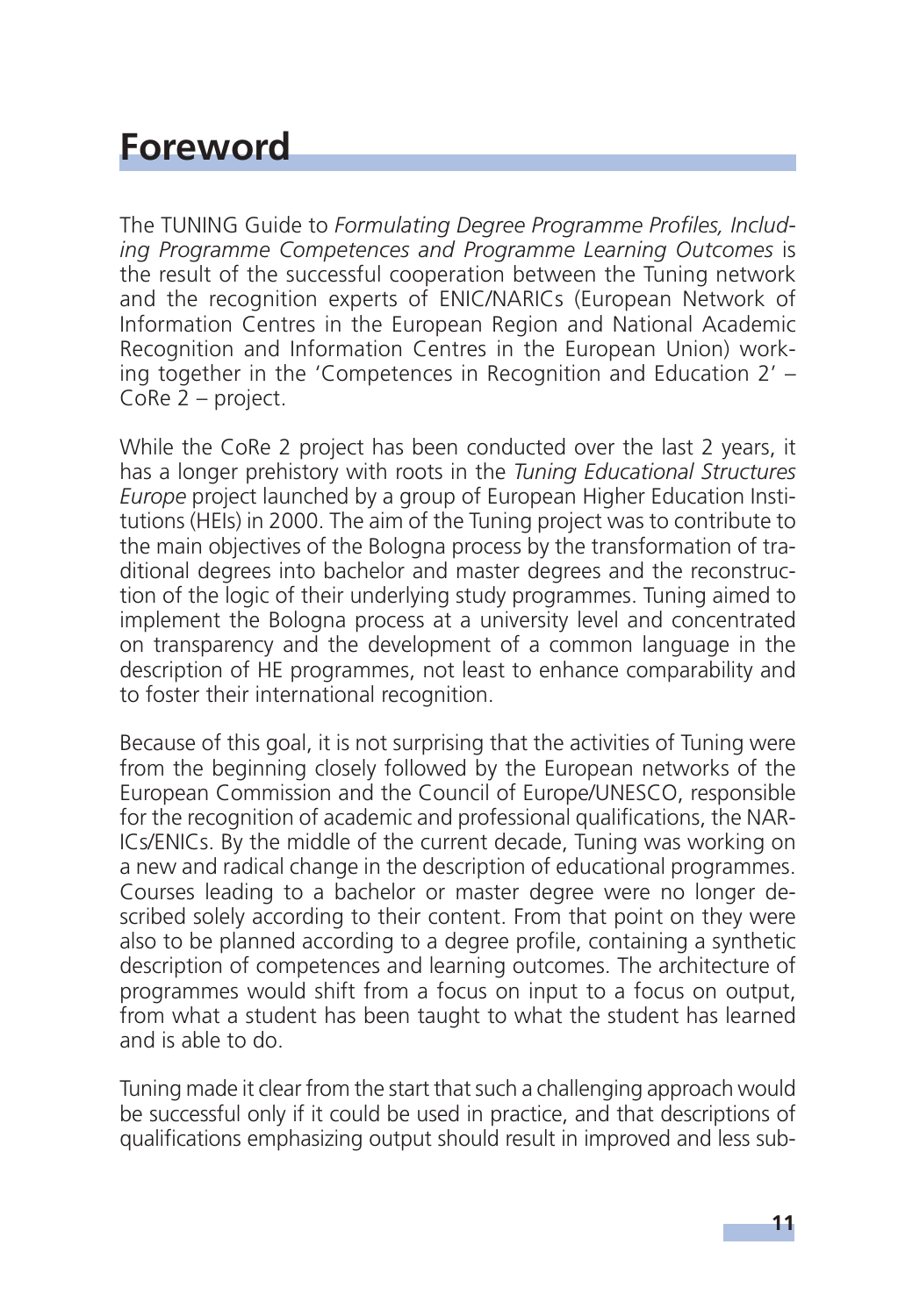# Foreword

The TUNING Guide to *Formulating Degree Programme Profiles, Including Programme Competences and Programme Learning Outcomes* is the result of the successful cooperation between the Tuning network and the recognition experts of ENIC/NARICs (European Network of Information Centres in the European Region and National Academic Recognition and Information Centres in the European Union) working together in the 'Competences in Recognition and Education 2' – CoRe 2 – project.

While the CoRe 2 project has been conducted over the last 2 years, it has a longer prehistory with roots in the *Tuning Educational Structures Europe* project launched by a group of European Higher Education Institutions (HEIs) in 2000. The aim of the Tuning project was to contribute to the main objectives of the Bologna process by the transformation of traditional degrees into bachelor and master degrees and the reconstruction of the logic of their underlying study programmes. Tuning aimed to implement the Bologna process at a university level and concentrated on transparency and the development of a common language in the description of HE programmes, not least to enhance comparability and to foster their international recognition.

Because of this goal, it is not surprising that the activities of Tuning were from the beginning closely followed by the European networks of the European Commission and the Council of Europe/UNESCO, responsible for the recognition of academic and professional qualifications, the NARICs/ENICs. By the middle of the current decade, Tuning was working on a new and radical change in the description of educational programmes. Courses leading to a bachelor or master degree were no longer described solely according to their content. From that point on they were also to be planned according to a degree profile, containing a synthetic description of competences and learning outcomes. The architecture of programmes would shift from a focus on input to a focus on output, from what a student has been taught to what the student has learned and is able to do.

Tuning made it clear from the start that such a challenging approach would be successful only if it could be used in practice, and that descriptions of qualifications emphasizing output should result in improved and less sub-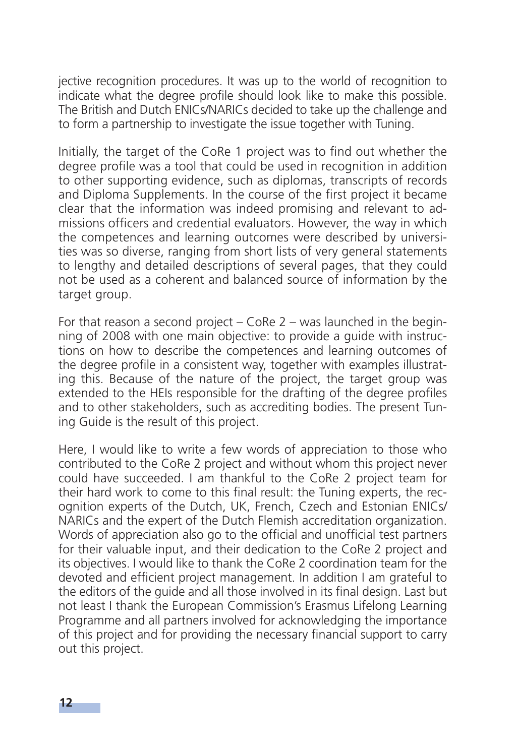jective recognition procedures. It was up to the world of recognition to indicate what the degree profile should look like to make this possible. The British and Dutch ENICs/NARICs decided to take up the challenge and to form a partnership to investigate the issue together with Tuning.

Initially, the target of the CoRe 1 project was to find out whether the degree profile was a tool that could be used in recognition in addition to other supporting evidence, such as diplomas, transcripts of records and Diploma Supplements. In the course of the first project it became clear that the information was indeed promising and relevant to admissions officers and credential evaluators. However, the way in which the competences and learning outcomes were described by universities was so diverse, ranging from short lists of very general statements to lengthy and detailed descriptions of several pages, that they could not be used as a coherent and balanced source of information by the target group.

For that reason a second project – CoRe 2 – was launched in the beginning of 2008 with one main objective: to provide a guide with instructions on how to describe the competences and learning outcomes of the degree profile in a consistent way, together with examples illustrating this. Because of the nature of the project, the target group was extended to the HEIs responsible for the drafting of the degree profiles and to other stakeholders, such as accrediting bodies. The present Tuning Guide is the result of this project.

Here, I would like to write a few words of appreciation to those who contributed to the CoRe 2 project and without whom this project never could have succeeded. I am thankful to the CoRe 2 project team for their hard work to come to this final result: the Tuning experts, the recognition experts of the Dutch, UK, French, Czech and Estonian ENICs/NARICs and the expert of the Dutch Flemish accreditation organization. Words of appreciation also go to the official and unofficial test partners for their valuable input, and their dedication to the CoRe 2 project and its objectives. I would like to thank the CoRe 2 coordination team for the devoted and efficient project management. In addition I am grateful to the editors of the guide and all those involved in its final design. Last but not least I thank the European Commission's Erasmus Lifelong Learning Programme and all partners involved for acknowledging the importance of this project and for providing the necessary financial support to carry out this project.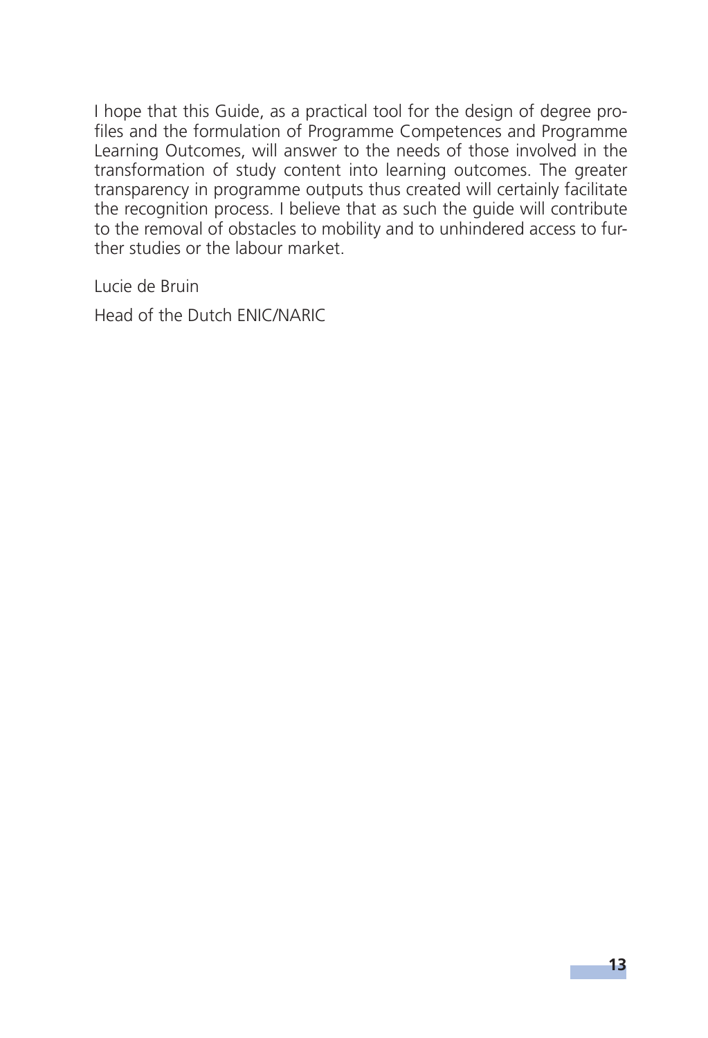I hope that this Guide, as a practical tool for the design of degree profiles and the formulation of Programme Competences and Programme Learning Outcomes, will answer to the needs of those involved in the transformation of study content into learning outcomes. The greater transparency in programme outputs thus created will certainly facilitate the recognition process. I believe that as such the guide will contribute to the removal of obstacles to mobility and to unhindered access to further studies or the labour market.

Lucie de Bruin

Head of the Dutch ENIC/NARIC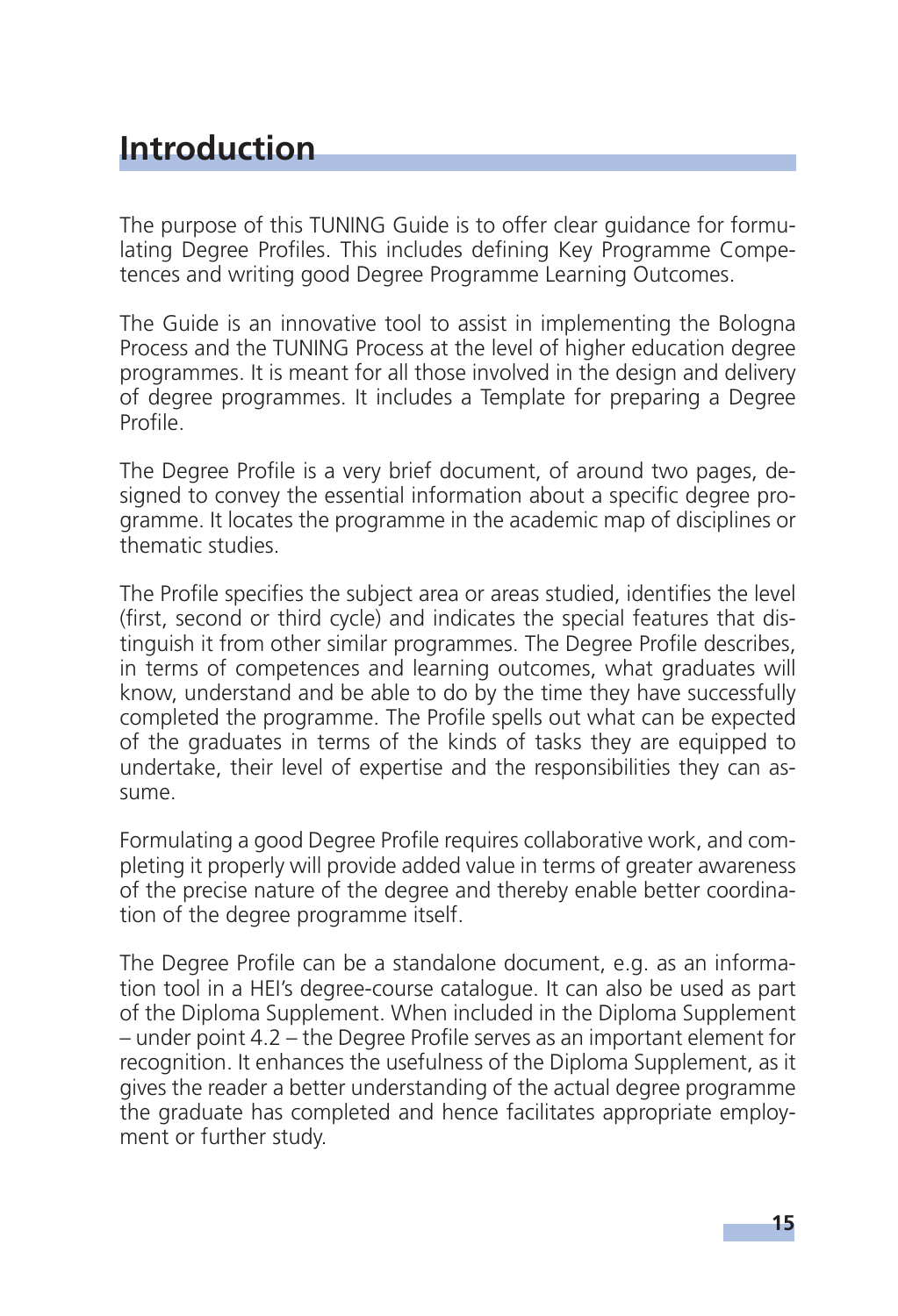# Introduction

The purpose of this TUNING Guide is to offer clear guidance for formulating Degree Profiles. This includes defining Key Programme Competences and writing good Degree Programme Learning Outcomes.

The Guide is an innovative tool to assist in implementing the Bologna Process and the TUNING Process at the level of higher education degree programmes. It is meant for all those involved in the design and delivery of degree programmes. It includes a Template for preparing a Degree Profile.

The Degree Profile is a very brief document, of around two pages, designed to convey the essential information about a specific degree programme. It locates the programme in the academic map of disciplines or thematic studies.

The Profile specifies the subject area or areas studied, identifies the level (first, second or third cycle) and indicates the special features that distinguish it from other similar programmes. The Degree Profile describes, in terms of competences and learning outcomes, what graduates will know, understand and be able to do by the time they have successfully completed the programme. The Profile spells out what can be expected of the graduates in terms of the kinds of tasks they are equipped to undertake, their level of expertise and the responsibilities they can assume.

Formulating a good Degree Profile requires collaborative work, and completing it properly will provide added value in terms of greater awareness of the precise nature of the degree and thereby enable better coordination of the degree programme itself.

The Degree Profile can be a standalone document, e.g. as an information tool in a HEI's degree-course catalogue. It can also be used as part of the Diploma Supplement. When included in the Diploma Supplement – under point 4.2 – the Degree Profile serves as an important element for recognition. It enhances the usefulness of the Diploma Supplement, as it gives the reader a better understanding of the actual degree programme the graduate has completed and hence facilitates appropriate employment or further study.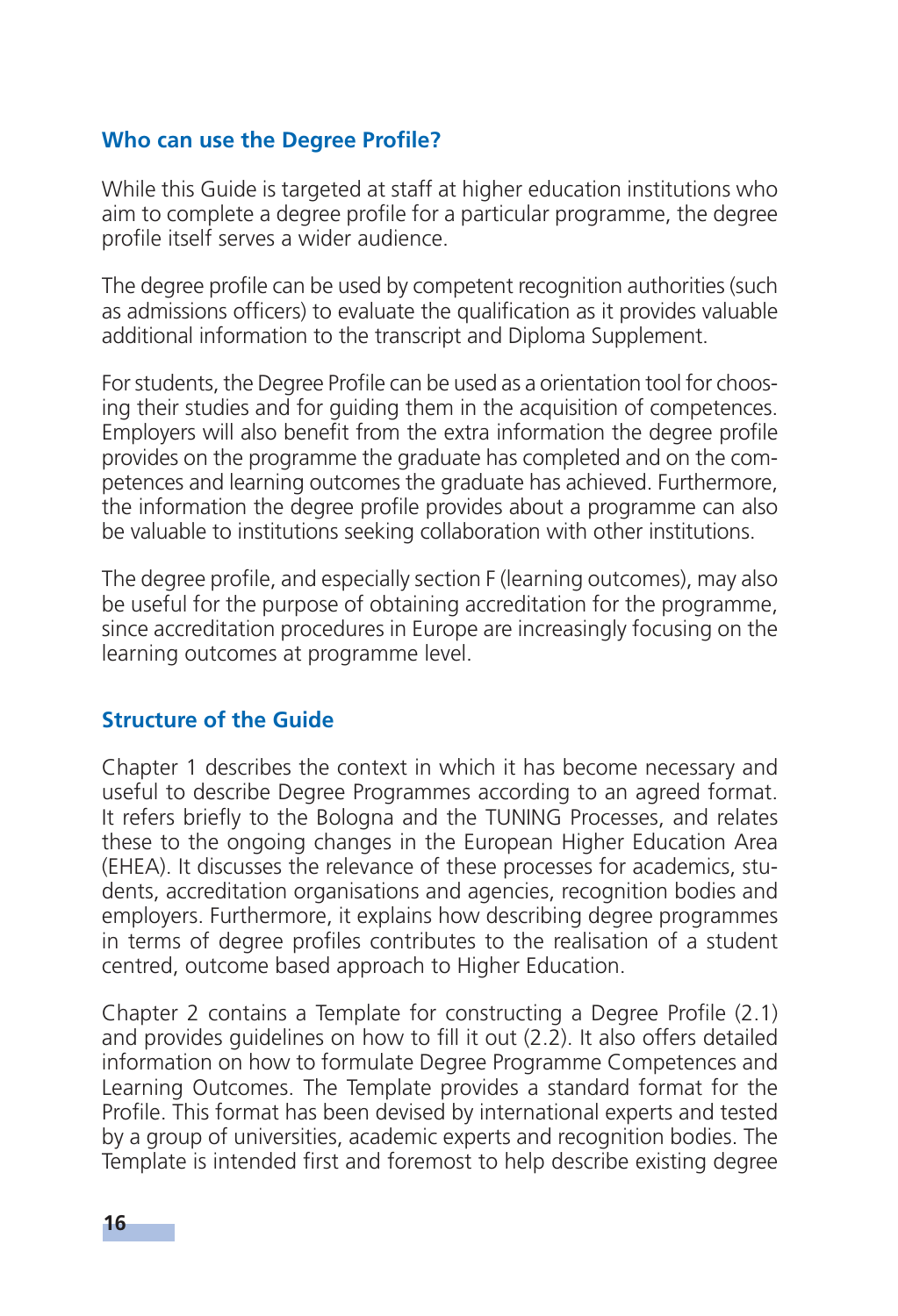### Who can use the Degree Profile?

While this Guide is targeted at staff at higher education institutions who aim to complete a degree profile for a particular programme, the degree profile itself serves a wider audience.

The degree profile can be used by competent recognition authorities (such as admissions officers) to evaluate the qualification as it provides valuable additional information to the transcript and Diploma Supplement.

For students, the Degree Profile can be used as a orientation tool for choosing their studies and for guiding them in the acquisition of competences. Employers will also benefit from the extra information the degree profile provides on the programme the graduate has completed and on the competences and learning outcomes the graduate has achieved. Furthermore, the information the degree profile provides about a programme can also be valuable to institutions seeking collaboration with other institutions.

The degree profile, and especially section F (learning outcomes), may also be useful for the purpose of obtaining accreditation for the programme, since accreditation procedures in Europe are increasingly focusing on the learning outcomes at programme level.

### Structure of the Guide

Chapter 1 describes the context in which it has become necessary and useful to describe Degree Programmes according to an agreed format. It refers briefly to the Bologna and the TUNING Processes, and relates these to the ongoing changes in the European Higher Education Area (EHEA). It discusses the relevance of these processes for academics, students, accreditation organisations and agencies, recognition bodies and employers. Furthermore, it explains how describing degree programmes in terms of degree profiles contributes to the realisation of a student centred, outcome based approach to Higher Education.

Chapter 2 contains a Template for constructing a Degree Profile (2.1) and provides guidelines on how to fill it out (2.2). It also offers detailed information on how to formulate Degree Programme Competences and Learning Outcomes. The Template provides a standard format for the Profile. This format has been devised by international experts and tested by a group of universities, academic experts and recognition bodies. The Template is intended first and foremost to help describe existing degree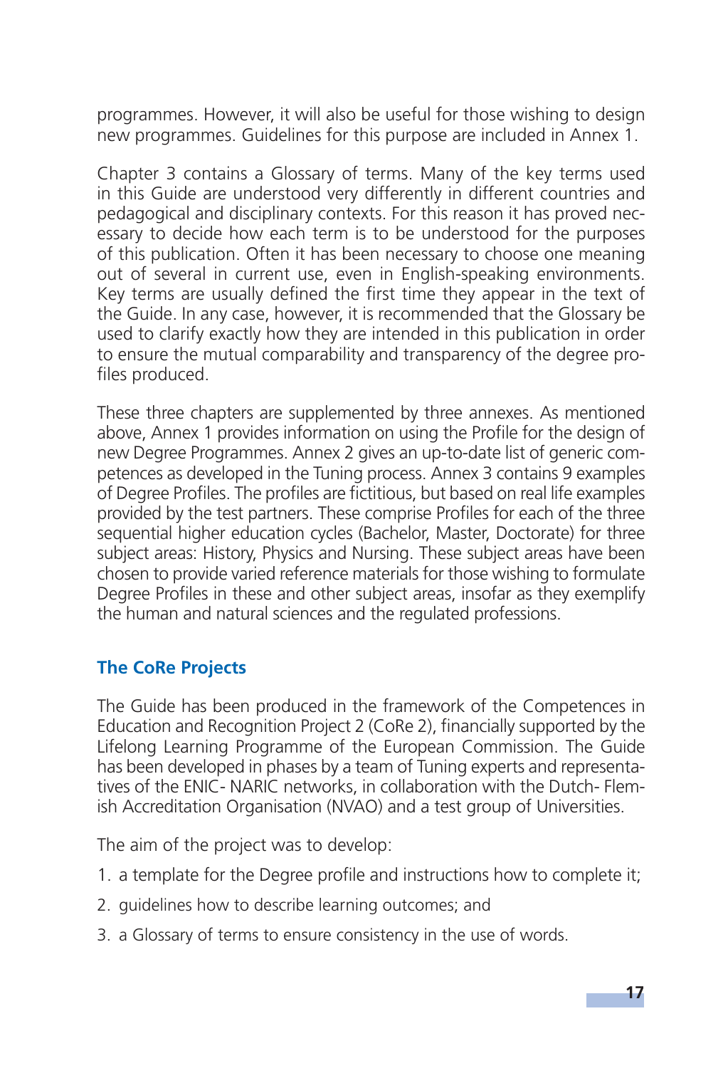programmes. However, it will also be useful for those wishing to design new programmes. Guidelines for this purpose are included in Annex 1.

Chapter 3 contains a Glossary of terms. Many of the key terms used in this Guide are understood very differently in different countries and pedagogical and disciplinary contexts. For this reason it has proved necessary to decide how each term is to be understood for the purposes of this publication. Often it has been necessary to choose one meaning out of several in current use, even in English-speaking environments. Key terms are usually defined the first time they appear in the text of the Guide. In any case, however, it is recommended that the Glossary be used to clarify exactly how they are intended in this publication in order to ensure the mutual comparability and transparency of the degree profiles produced.

These three chapters are supplemented by three annexes. As mentioned above, Annex 1 provides information on using the Profile for the design of new Degree Programmes. Annex 2 gives an up-to-date list of generic competences as developed in the Tuning process. Annex 3 contains 9 examples of Degree Profiles. The profiles are fictitious, but based on real life examples provided by the test partners. These comprise Profiles for each of the three sequential higher education cycles (Bachelor, Master, Doctorate) for three subject areas: History, Physics and Nursing. These subject areas have been chosen to provide varied reference materials for those wishing to formulate Degree Profiles in these and other subject areas, insofar as they exemplify the human and natural sciences and the regulated professions.

## The CoRe Projects

The Guide has been produced in the framework of the Competences in Education and Recognition Project 2 (CoRe 2), financially supported by the Lifelong Learning Programme of the European Commission. The Guide has been developed in phases by a team of Tuning experts and representatives of the ENIC- NARIC networks, in collaboration with the Dutch- Flemish Accreditation Organisation (NVAO) and a test group of Universities.

The aim of the project was to develop:

1. a template for the Degree profile and instructions how to complete it;
2. guidelines how to describe learning outcomes; and
3. a Glossary of terms to ensure consistency in the use of words.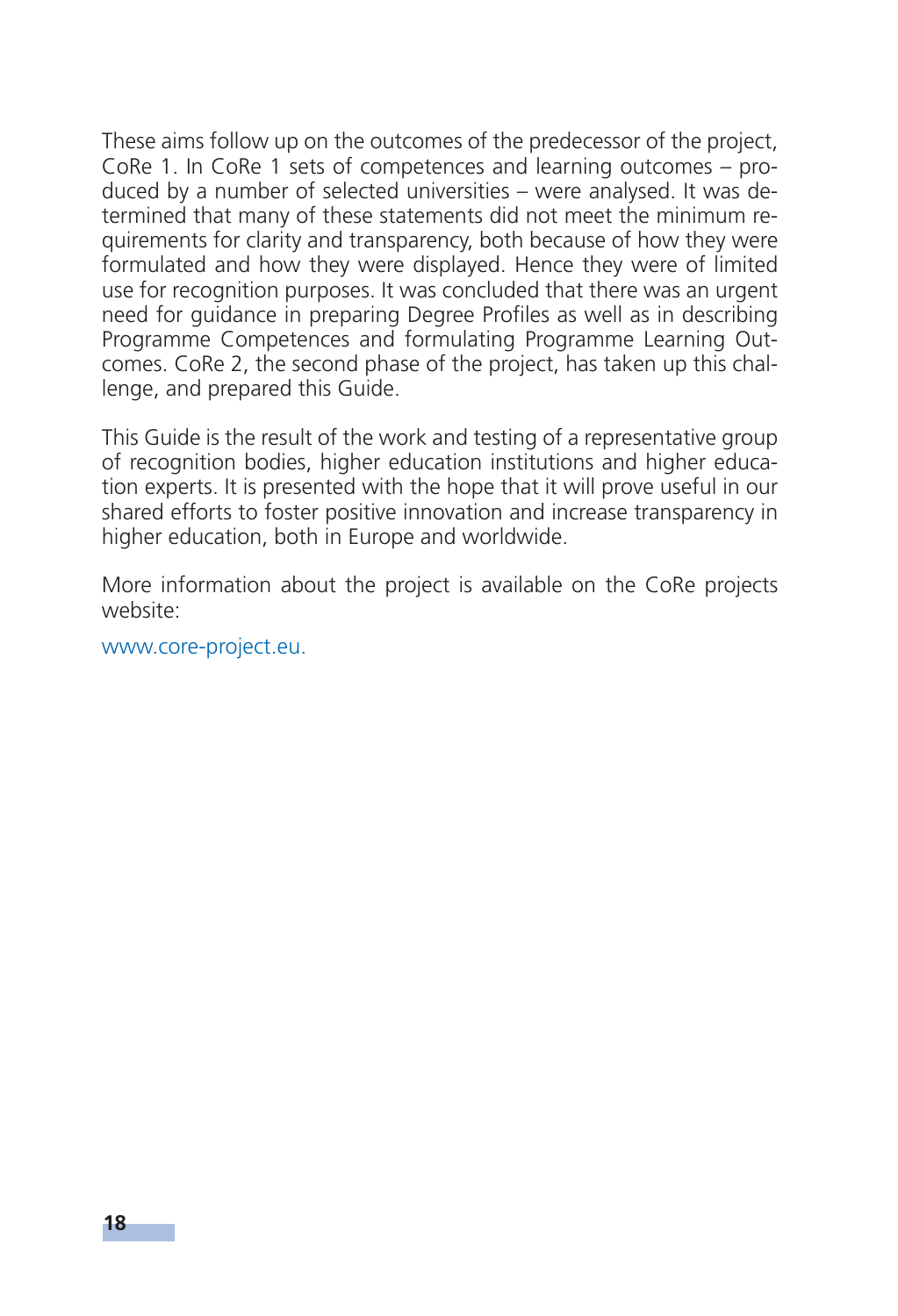These aims follow up on the outcomes of the predecessor of the project, CoRe 1. In CoRe 1 sets of competences and learning outcomes – produced by a number of selected universities – were analysed. It was determined that many of these statements did not meet the minimum requirements for clarity and transparency, both because of how they were formulated and how they were displayed. Hence they were of limited use for recognition purposes. It was concluded that there was an urgent need for guidance in preparing Degree Profiles as well as in describing Programme Competences and formulating Programme Learning Outcomes. CoRe 2, the second phase of the project, has taken up this challenge, and prepared this Guide.

This Guide is the result of the work and testing of a representative group of recognition bodies, higher education institutions and higher education experts. It is presented with the hope that it will prove useful in our shared efforts to foster positive innovation and increase transparency in higher education, both in Europe and worldwide.

More information about the project is available on the CoRe projects website:

www.core-project.eu.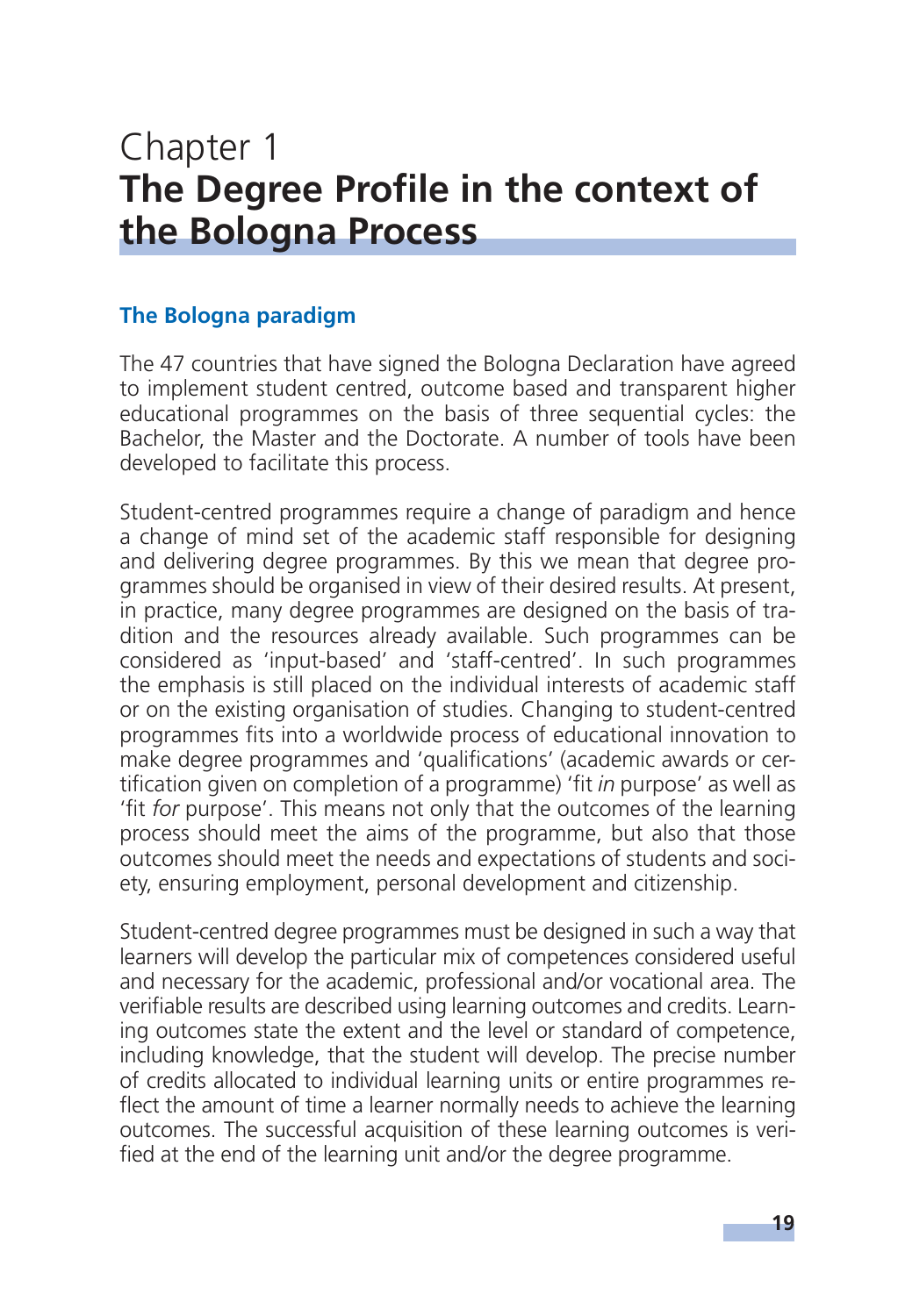# Chapter 1
# The Degree Profile in the context of the Bologna Process

## The Bologna paradigm

The 47 countries that have signed the Bologna Declaration have agreed to implement student centred, outcome based and transparent higher educational programmes on the basis of three sequential cycles: the Bachelor, the Master and the Doctorate. A number of tools have been developed to facilitate this process.

Student-centred programmes require a change of paradigm and hence a change of mind set of the academic staff responsible for designing and delivering degree programmes. By this we mean that degree programmes should be organised in view of their desired results. At present, in practice, many degree programmes are designed on the basis of tradition and the resources already available. Such programmes can be considered as 'input-based' and 'staff-centred'. In such programmes the emphasis is still placed on the individual interests of academic staff or on the existing organisation of studies. Changing to student-centred programmes fits into a worldwide process of educational innovation to make degree programmes and 'qualifications' (academic awards or certification given on completion of a programme) 'fit *in* purpose' as well as 'fit *for* purpose'. This means not only that the outcomes of the learning process should meet the aims of the programme, but also that those outcomes should meet the needs and expectations of students and society, ensuring employment, personal development and citizenship.

Student-centred degree programmes must be designed in such a way that learners will develop the particular mix of competences considered useful and necessary for the academic, professional and/or vocational area. The verifiable results are described using learning outcomes and credits. Learning outcomes state the extent and the level or standard of competence, including knowledge, that the student will develop. The precise number of credits allocated to individual learning units or entire programmes reflect the amount of time a learner normally needs to achieve the learning outcomes. The successful acquisition of these learning outcomes is verified at the end of the learning unit and/or the degree programme.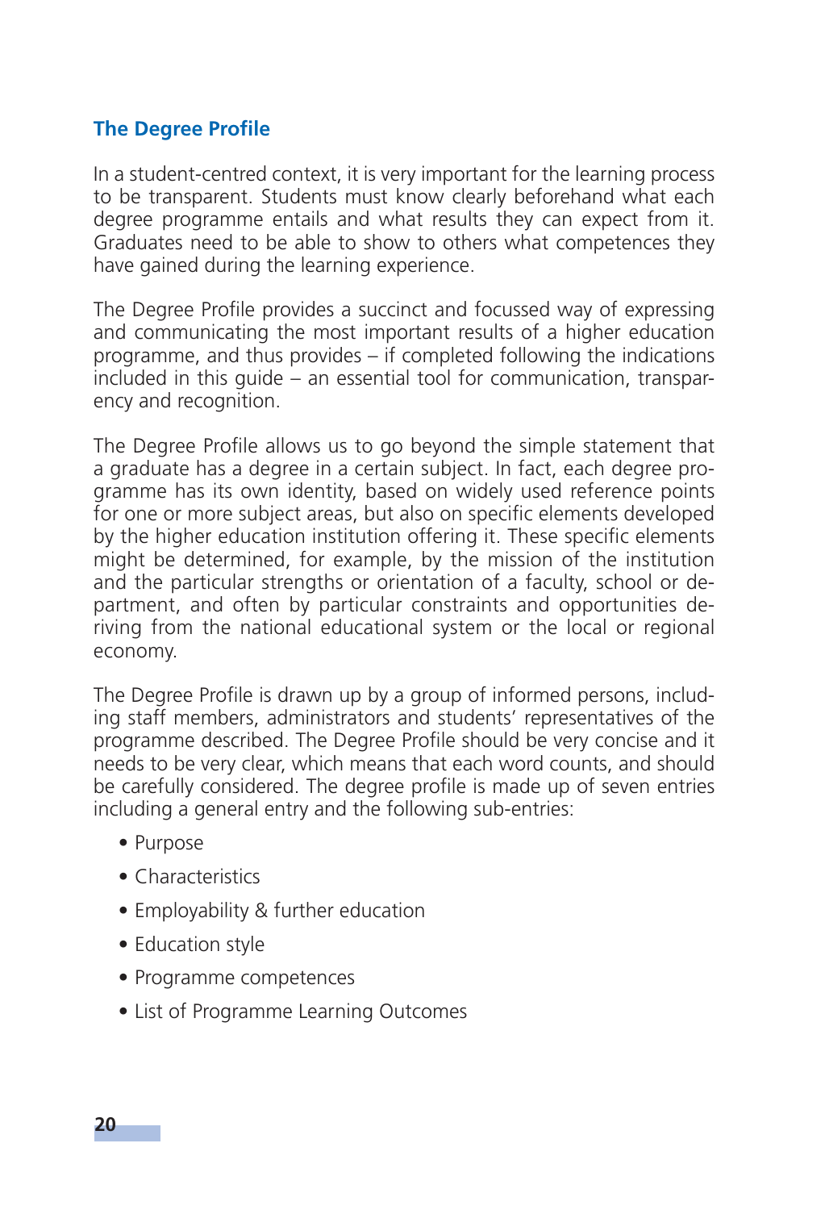## The Degree Profile

In a student-centred context, it is very important for the learning process to be transparent. Students must know clearly beforehand what each degree programme entails and what results they can expect from it. Graduates need to be able to show to others what competences they have gained during the learning experience.

The Degree Profile provides a succinct and focussed way of expressing and communicating the most important results of a higher education programme, and thus provides – if completed following the indications included in this guide – an essential tool for communication, transparency and recognition.

The Degree Profile allows us to go beyond the simple statement that a graduate has a degree in a certain subject. In fact, each degree programme has its own identity, based on widely used reference points for one or more subject areas, but also on specific elements developed by the higher education institution offering it. These specific elements might be determined, for example, by the mission of the institution and the particular strengths or orientation of a faculty, school or department, and often by particular constraints and opportunities deriving from the national educational system or the local or regional economy.

The Degree Profile is drawn up by a group of informed persons, including staff members, administrators and students' representatives of the programme described. The Degree Profile should be very concise and it needs to be very clear, which means that each word counts, and should be carefully considered. The degree profile is made up of seven entries including a general entry and the following sub-entries:

- Purpose
- Characteristics
- Employability & further education
- Education style
- Programme competences
- List of Programme Learning Outcomes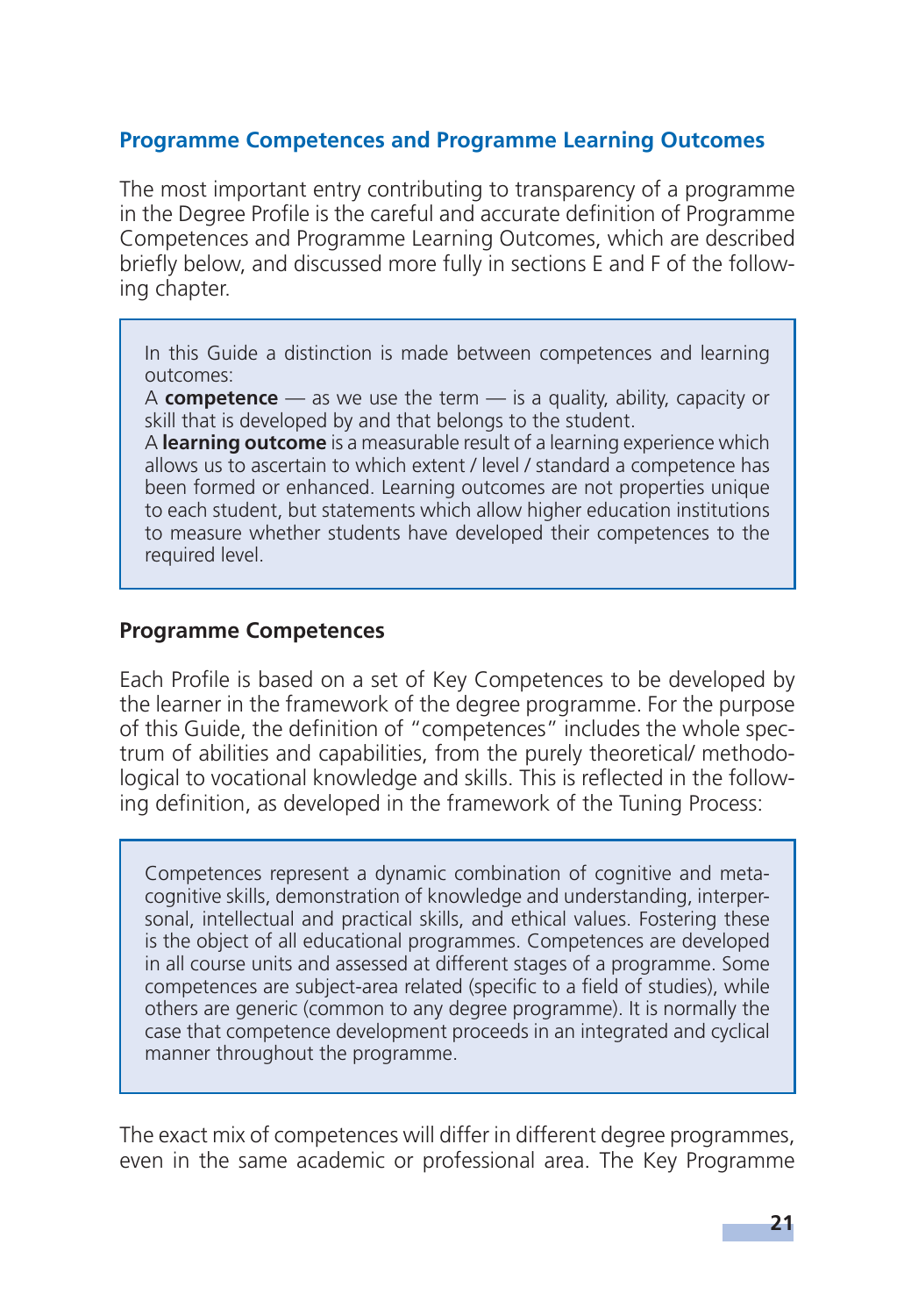## Programme Competences and Programme Learning Outcomes

The most important entry contributing to transparency of a programme in the Degree Profile is the careful and accurate definition of Programme Competences and Programme Learning Outcomes, which are described briefly below, and discussed more fully in sections E and F of the following chapter.

> In this Guide a distinction is made between competences and learning outcomes:
> A **competence** — as we use the term — is a quality, ability, capacity or skill that is developed by and that belongs to the student.
> A **learning outcome** is a measurable result of a learning experience which allows us to ascertain to which extent / level / standard a competence has been formed or enhanced. Learning outcomes are not properties unique to each student, but statements which allow higher education institutions to measure whether students have developed their competences to the required level.

### Programme Competences

Each Profile is based on a set of Key Competences to be developed by the learner in the framework of the degree programme. For the purpose of this Guide, the definition of "competences" includes the whole spectrum of abilities and capabilities, from the purely theoretical/ methodological to vocational knowledge and skills. This is reflected in the following definition, as developed in the framework of the Tuning Process:

> Competences represent a dynamic combination of cognitive and metacognitive skills, demonstration of knowledge and understanding, interpersonal, intellectual and practical skills, and ethical values. Fostering these is the object of all educational programmes. Competences are developed in all course units and assessed at different stages of a programme. Some competences are subject-area related (specific to a field of studies), while others are generic (common to any degree programme). It is normally the case that competence development proceeds in an integrated and cyclical manner throughout the programme.

The exact mix of competences will differ in different degree programmes, even in the same academic or professional area. The Key Programme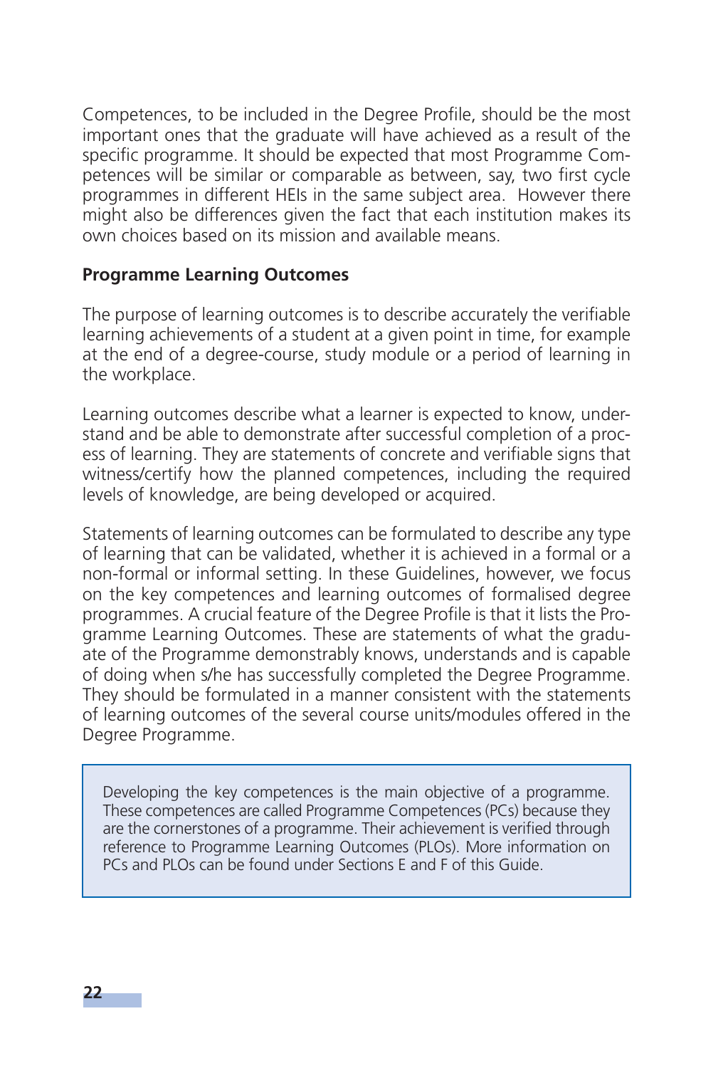Competences, to be included in the Degree Profile, should be the most important ones that the graduate will have achieved as a result of the specific programme. It should be expected that most Programme Competences will be similar or comparable as between, say, two first cycle programmes in different HEIs in the same subject area. However there might also be differences given the fact that each institution makes its own choices based on its mission and available means.

**Programme Learning Outcomes**

The purpose of learning outcomes is to describe accurately the verifiable learning achievements of a student at a given point in time, for example at the end of a degree-course, study module or a period of learning in the workplace.

Learning outcomes describe what a learner is expected to know, understand and be able to demonstrate after successful completion of a process of learning. They are statements of concrete and verifiable signs that witness/certify how the planned competences, including the required levels of knowledge, are being developed or acquired.

Statements of learning outcomes can be formulated to describe any type of learning that can be validated, whether it is achieved in a formal or a non-formal or informal setting. In these Guidelines, however, we focus on the key competences and learning outcomes of formalised degree programmes. A crucial feature of the Degree Profile is that it lists the Programme Learning Outcomes. These are statements of what the graduate of the Programme demonstrably knows, understands and is capable of doing when s/he has successfully completed the Degree Programme. They should be formulated in a manner consistent with the statements of learning outcomes of the several course units/modules offered in the Degree Programme.

> Developing the key competences is the main objective of a programme. These competences are called Programme Competences (PCs) because they are the cornerstones of a programme. Their achievement is verified through reference to Programme Learning Outcomes (PLOs). More information on PCs and PLOs can be found under Sections E and F of this Guide.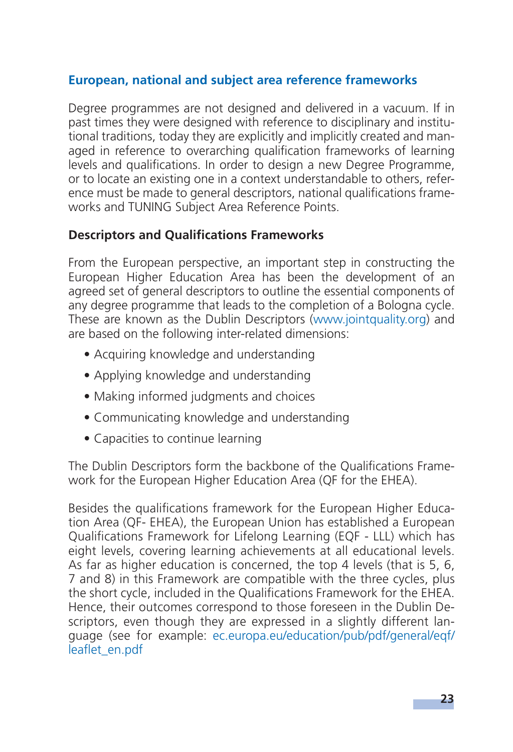## European, national and subject area reference frameworks

Degree programmes are not designed and delivered in a vacuum. If in past times they were designed with reference to disciplinary and institutional traditions, today they are explicitly and implicitly created and managed in reference to overarching qualification frameworks of learning levels and qualifications. In order to design a new Degree Programme, or to locate an existing one in a context understandable to others, reference must be made to general descriptors, national qualifications frameworks and TUNING Subject Area Reference Points.

### Descriptors and Qualifications Frameworks

From the European perspective, an important step in constructing the European Higher Education Area has been the development of an agreed set of general descriptors to outline the essential components of any degree programme that leads to the completion of a Bologna cycle. These are known as the Dublin Descriptors (www.jointquality.org) and are based on the following inter-related dimensions:

- Acquiring knowledge and understanding
- Applying knowledge and understanding
- Making informed judgments and choices
- Communicating knowledge and understanding
- Capacities to continue learning

The Dublin Descriptors form the backbone of the Qualifications Framework for the European Higher Education Area (QF for the EHEA).

Besides the qualifications framework for the European Higher Education Area (QF- EHEA), the European Union has established a European Qualifications Framework for Lifelong Learning (EQF - LLL) which has eight levels, covering learning achievements at all educational levels. As far as higher education is concerned, the top 4 levels (that is 5, 6, 7 and 8) in this Framework are compatible with the three cycles, plus the short cycle, included in the Qualifications Framework for the EHEA. Hence, their outcomes correspond to those foreseen in the Dublin Descriptors, even though they are expressed in a slightly different language (see for example: ec.europa.eu/education/pub/pdf/general/eqf/leaflet_en.pdf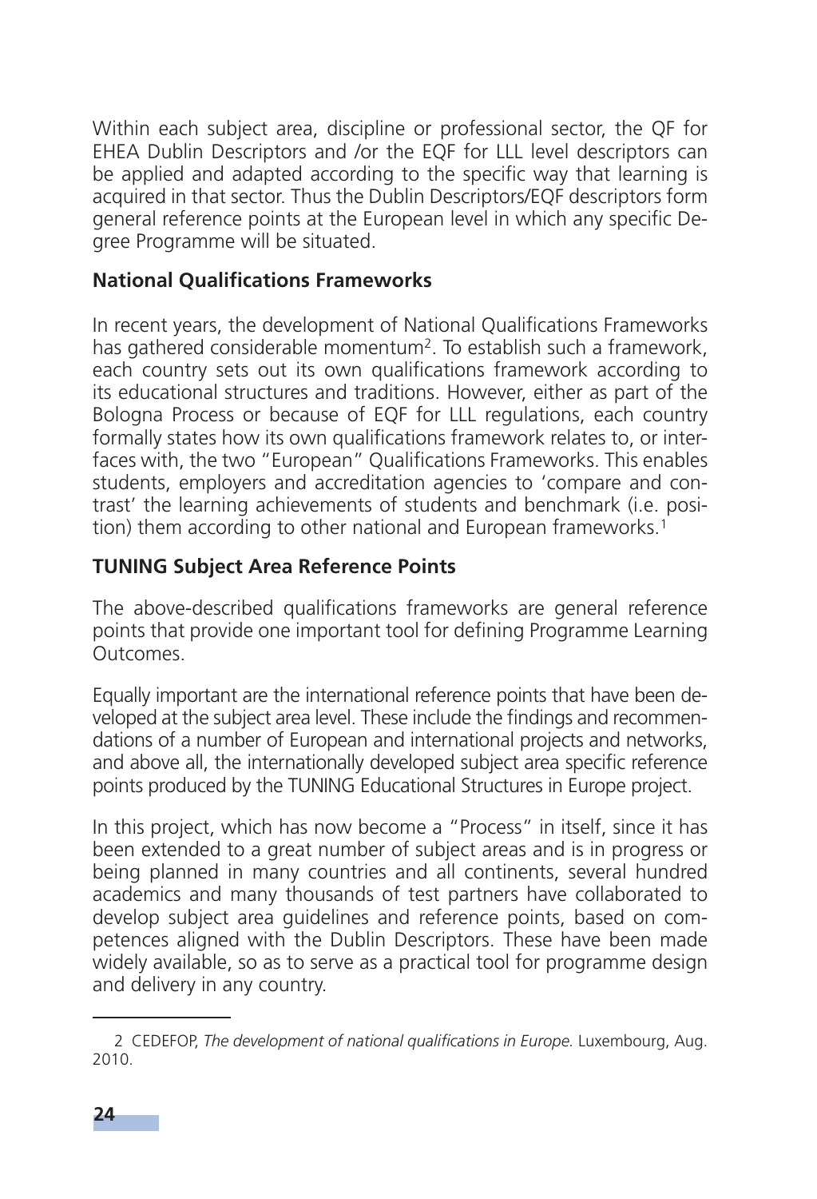Within each subject area, discipline or professional sector, the QF for EHEA Dublin Descriptors and /or the EQF for LLL level descriptors can be applied and adapted according to the specific way that learning is acquired in that sector. Thus the Dublin Descriptors/EQF descriptors form general reference points at the European level in which any specific Degree Programme will be situated.

**National Qualifications Frameworks**

In recent years, the development of National Qualifications Frameworks has gathered considerable momentum[2]. To establish such a framework, each country sets out its own qualifications framework according to its educational structures and traditions. However, either as part of the Bologna Process or because of EQF for LLL regulations, each country formally states how its own qualifications framework relates to, or interfaces with, the two "European" Qualifications Frameworks. This enables students, employers and accreditation agencies to 'compare and contrast' the learning achievements of students and benchmark (i.e. position) them according to other national and European frameworks.[1]

**TUNING Subject Area Reference Points**

The above-described qualifications frameworks are general reference points that provide one important tool for defining Programme Learning Outcomes.

Equally important are the international reference points that have been developed at the subject area level. These include the findings and recommendations of a number of European and international projects and networks, and above all, the internationally developed subject area specific reference points produced by the TUNING Educational Structures in Europe project.

In this project, which has now become a "Process" in itself, since it has been extended to a great number of subject areas and is in progress or being planned in many countries and all continents, several hundred academics and many thousands of test partners have collaborated to develop subject area guidelines and reference points, based on competences aligned with the Dublin Descriptors. These have been made widely available, so as to serve as a practical tool for programme design and delivery in any country.

---

2 CEDEFOP, *The development of national qualifications in Europe.* Luxembourg, Aug. 2010.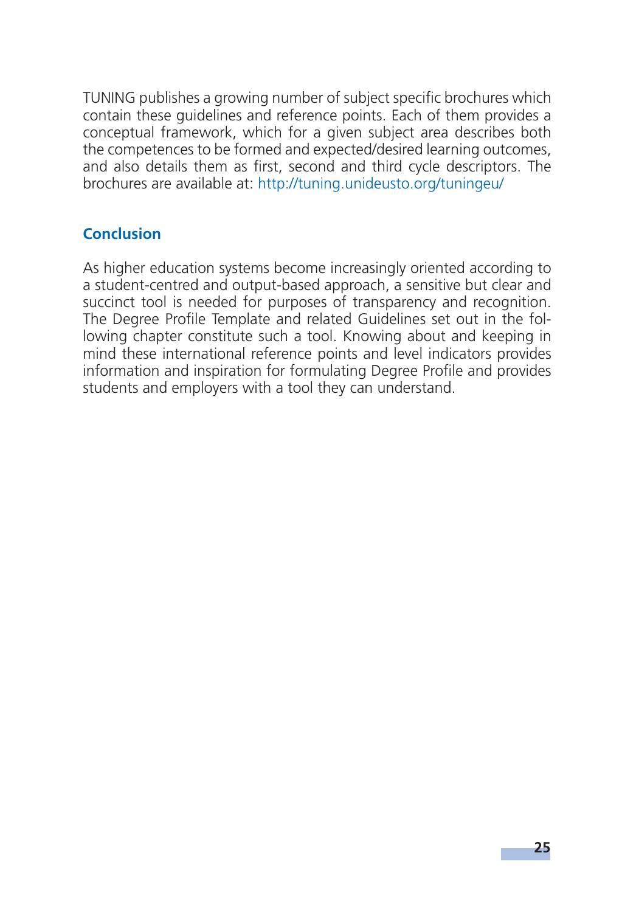TUNING publishes a growing number of subject specific brochures which contain these guidelines and reference points. Each of them provides a conceptual framework, which for a given subject area describes both the competences to be formed and expected/desired learning outcomes, and also details them as first, second and third cycle descriptors. The brochures are available at: http://tuning.unideusto.org/tuningeu/

## Conclusion

As higher education systems become increasingly oriented according to a student-centred and output-based approach, a sensitive but clear and succinct tool is needed for purposes of transparency and recognition. The Degree Profile Template and related Guidelines set out in the following chapter constitute such a tool. Knowing about and keeping in mind these international reference points and level indicators provides information and inspiration for formulating Degree Profile and provides students and employers with a tool they can understand.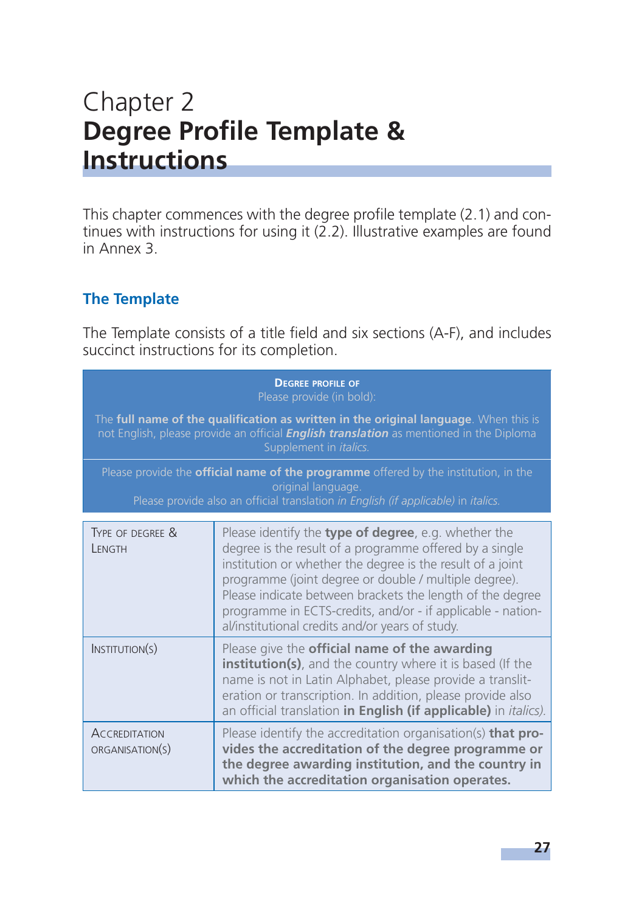# Chapter 2
# **Degree Profile Template & Instructions**

This chapter commences with the degree profile template (2.1) and continues with instructions for using it (2.2). Illustrative examples are found in Annex 3.

## The Template

The Template consists of a title field and six sections (A-F), and includes succinct instructions for its completion.

| **DEGREE PROFILE OF** |
|---|
| Please provide (in bold): |
| The **full name of the qualification as written in the original language**. When this is not English, please provide an official ***English translation*** as mentioned in the Diploma Supplement in *italics.* |
| Please provide the **official name of the programme** offered by the institution, in the original language. Please provide also an official translation *in English (if applicable)* in *italics.* |

| | |
|---|---|
| TYPE OF DEGREE & LENGTH | Please identify the **type of degree**, e.g. whether the degree is the result of a programme offered by a single institution or whether the degree is the result of a joint programme (joint degree or double / multiple degree). Please indicate between brackets the length of the degree programme in ECTS-credits, and/or - if applicable - national/institutional credits and/or years of study. |
| INSTITUTION(S) | Please give the **official name of the awarding institution(s)**, and the country where it is based (If the name is not in Latin Alphabet, please provide a transliteration or transcription. In addition, please provide also an official translation **in English (if applicable)** in *italics).* |
| ACCREDITATION ORGANISATION(S) | Please identify the accreditation organisation(s) **that provides the accreditation of the degree programme or the degree awarding institution, and the country in which the accreditation organisation operates.** |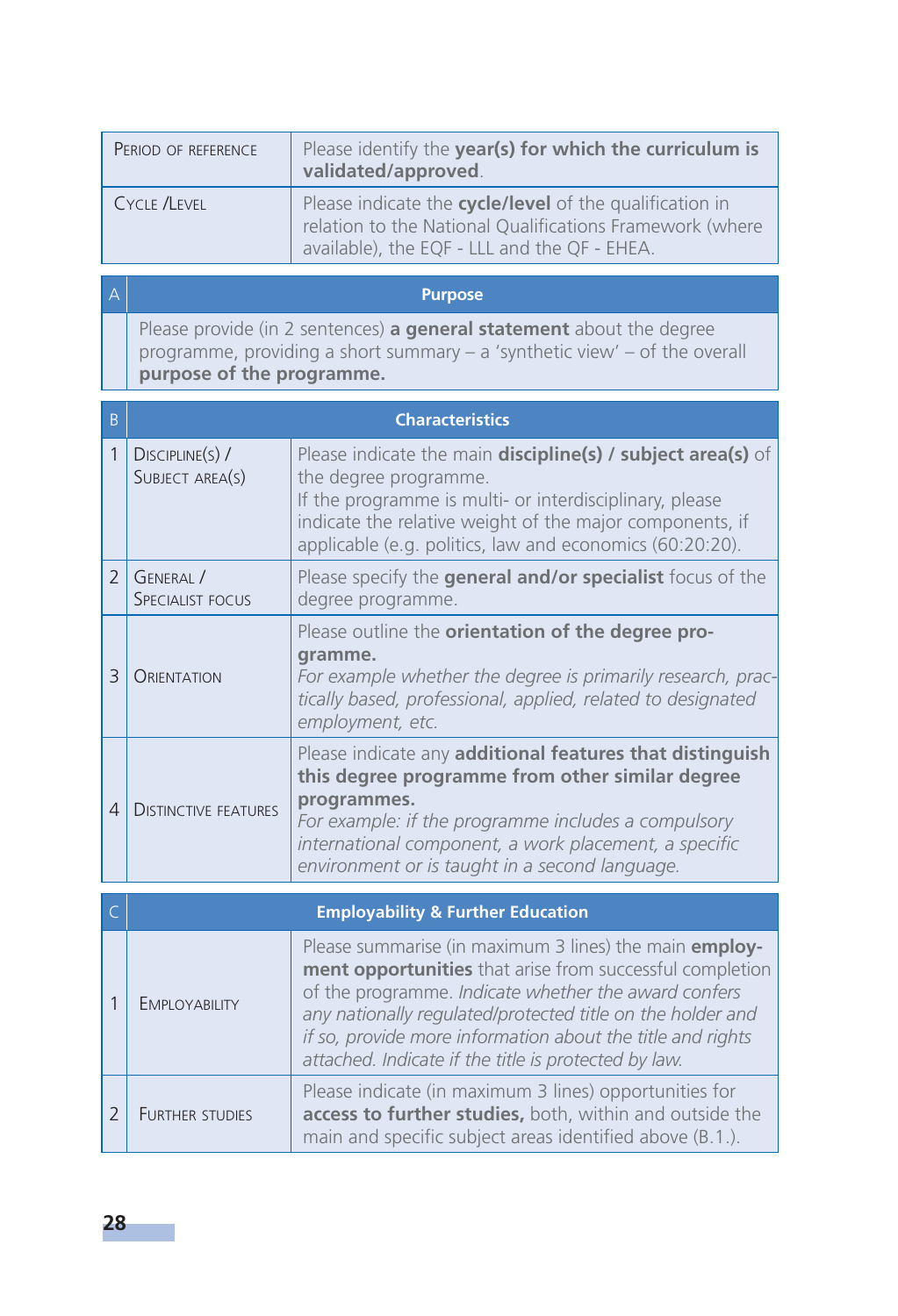| Period of reference | Please identify the **year(s) for which the curriculum is validated/approved**. |
|---|---|
| Cycle /Level | Please indicate the **cycle/level** of the qualification in relation to the National Qualifications Framework (where available), the EQF - LLL and the QF - EHEA. |

| A | Purpose |
|---|---|
| | Please provide (in 2 sentences) **a general statement** about the degree programme, providing a short summary – a 'synthetic view' – of the overall **purpose of the programme.** |

| B | Characteristics | |
|---|---|---|
| 1 | Discipline(s) / Subject area(s) | Please indicate the main **discipline(s) / subject area(s)** of the degree programme.<br>If the programme is multi- or interdisciplinary, please indicate the relative weight of the major components, if applicable (e.g. politics, law and economics (60:20:20). |
| 2 | General / Specialist focus | Please specify the **general and/or specialist** focus of the degree programme. |
| 3 | Orientation | Please outline the **orientation of the degree programme.**<br>*For example whether the degree is primarily research, practically based, professional, applied, related to designated employment, etc.* |
| 4 | Distinctive features | Please indicate any **additional features that distinguish this degree programme from other similar degree programmes.**<br>*For example: if the programme includes a compulsory international component, a work placement, a specific environment or is taught in a second language.* |

| C | Employability & Further Education | |
|---|---|---|
| 1 | Employability | Please summarise (in maximum 3 lines) the main **employment opportunities** that arise from successful completion of the programme. *Indicate whether the award confers any nationally regulated/protected title on the holder and if so, provide more information about the title and rights attached. Indicate if the title is protected by law.* |
| 2 | Further studies | Please indicate (in maximum 3 lines) opportunities for **access to further studies,** both, within and outside the main and specific subject areas identified above (B.1.). |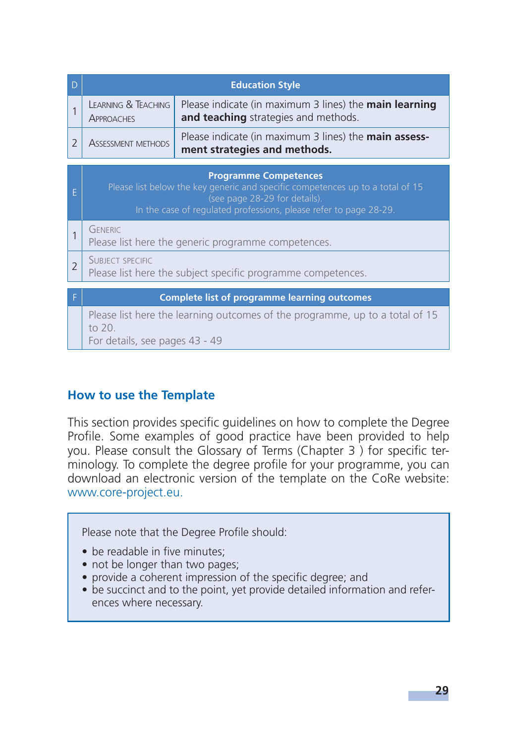| D | Education Style | |
|---|---|---|
| 1 | Learning & Teaching Approaches | Please indicate (in maximum 3 lines) the **main learning and teaching** strategies and methods. |
| 2 | Assessment methods | Please indicate (in maximum 3 lines) the **main assessment strategies and methods.** |

| E | **Programme Competences** Please list below the key generic and specific competences up to a total of 15 (see page 28-29 for details). In the case of regulated professions, please refer to page 28-29. |
|---|---|
| 1 | Generic Please list here the generic programme competences. |
| 2 | Subject specific Please list here the subject specific programme competences. |

| F | Complete list of programme learning outcomes |
|---|---|
| | Please list here the learning outcomes of the programme, up to a total of 15 to 20. For details, see pages 43 - 49 |

## How to use the Template

This section provides specific guidelines on how to complete the Degree Profile. Some examples of good practice have been provided to help you. Please consult the Glossary of Terms (Chapter 3 ) for specific terminology. To complete the degree profile for your programme, you can download an electronic version of the template on the CoRe website: www.core-project.eu.

> Please note that the Degree Profile should:
>
> - be readable in five minutes;
> - not be longer than two pages;
> - provide a coherent impression of the specific degree; and
> - be succinct and to the point, yet provide detailed information and references where necessary.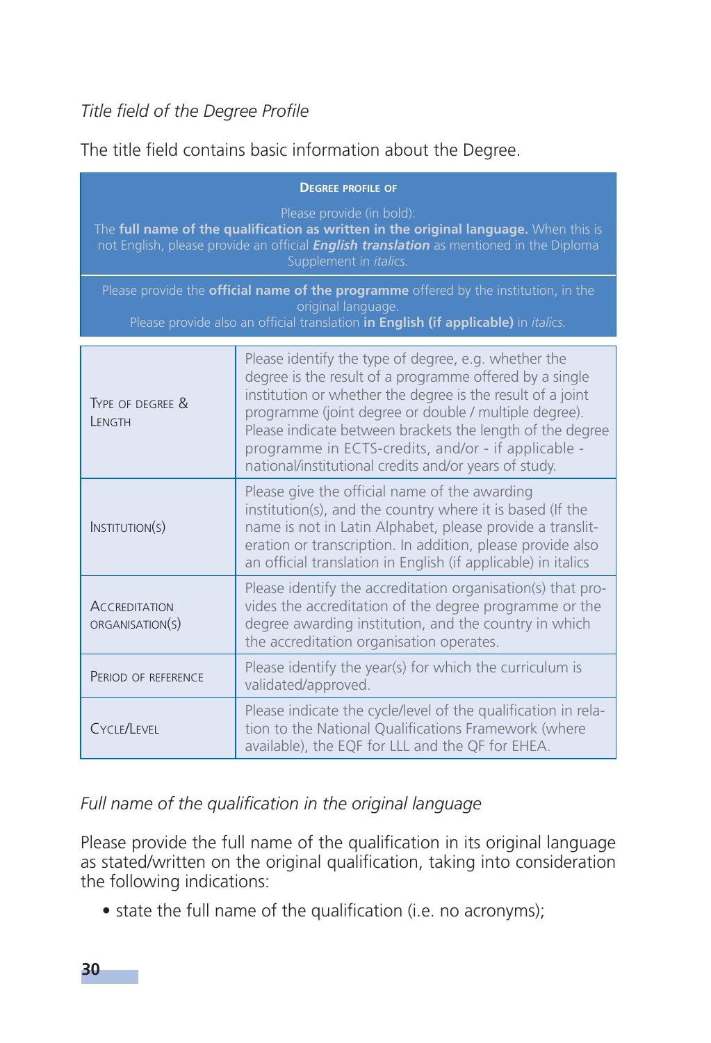*Title field of the Degree Profile*

The title field contains basic information about the Degree.

| DEGREE PROFILE OF |
|---|
| Please provide (in bold):<br>The **full name of the qualification as written in the original language.** When this is not English, please provide an official ***English translation*** as mentioned in the Diploma Supplement in *italics*. |
| Please provide the **official name of the programme** offered by the institution, in the original language.<br>Please provide also an official translation **in English (if applicable)** in *italics*. |

| | |
|---|---|
| TYPE OF DEGREE & LENGTH | Please identify the type of degree, e.g. whether the degree is the result of a programme offered by a single institution or whether the degree is the result of a joint programme (joint degree or double / multiple degree). Please indicate between brackets the length of the degree programme in ECTS-credits, and/or - if applicable - national/institutional credits and/or years of study. |
| INSTITUTION(S) | Please give the official name of the awarding institution(s), and the country where it is based (If the name is not in Latin Alphabet, please provide a transliteration or transcription. In addition, please provide also an official translation in English (if applicable) in italics |
| ACCREDITATION ORGANISATION(S) | Please identify the accreditation organisation(s) that provides the accreditation of the degree programme or the degree awarding institution, and the country in which the accreditation organisation operates. |
| PERIOD OF REFERENCE | Please identify the year(s) for which the curriculum is validated/approved. |
| CYCLE/LEVEL | Please indicate the cycle/level of the qualification in relation to the National Qualifications Framework (where available), the EQF for LLL and the QF for EHEA. |

*Full name of the qualification in the original language*

Please provide the full name of the qualification in its original language as stated/written on the original qualification, taking into consideration the following indications:

- state the full name of the qualification (i.e. no acronyms);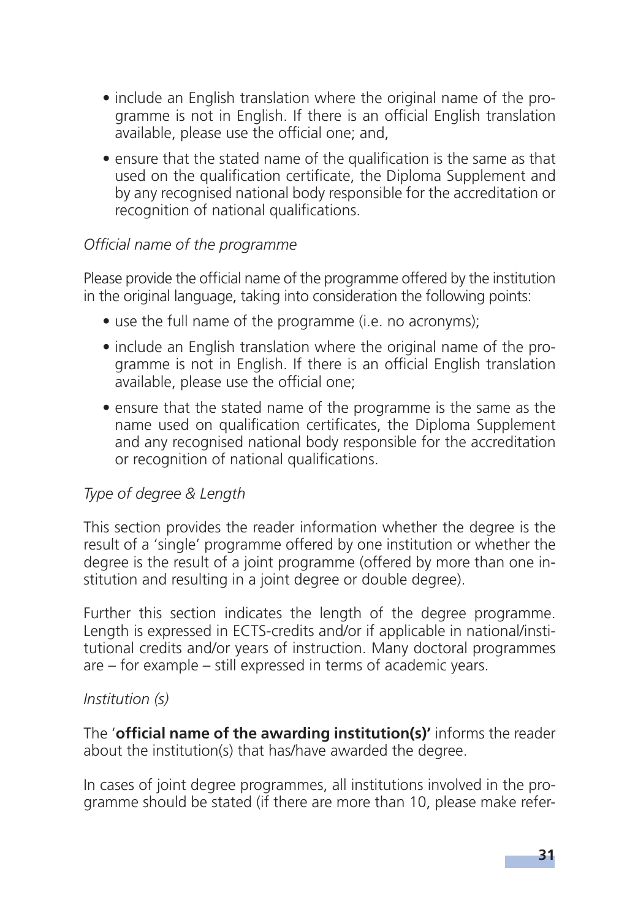- include an English translation where the original name of the programme is not in English. If there is an official English translation available, please use the official one; and,
- ensure that the stated name of the qualification is the same as that used on the qualification certificate, the Diploma Supplement and by any recognised national body responsible for the accreditation or recognition of national qualifications.

*Official name of the programme*

Please provide the official name of the programme offered by the institution in the original language, taking into consideration the following points:

- use the full name of the programme (i.e. no acronyms);
- include an English translation where the original name of the programme is not in English. If there is an official English translation available, please use the official one;
- ensure that the stated name of the programme is the same as the name used on qualification certificates, the Diploma Supplement and any recognised national body responsible for the accreditation or recognition of national qualifications.

*Type of degree & Length*

This section provides the reader information whether the degree is the result of a 'single' programme offered by one institution or whether the degree is the result of a joint programme (offered by more than one institution and resulting in a joint degree or double degree).

Further this section indicates the length of the degree programme. Length is expressed in ECTS-credits and/or if applicable in national/institutional credits and/or years of instruction. Many doctoral programmes are – for example – still expressed in terms of academic years.

*Institution (s)*

The '**official name of the awarding institution(s)'** informs the reader about the institution(s) that has/have awarded the degree.

In cases of joint degree programmes, all institutions involved in the programme should be stated (if there are more than 10, please make refer-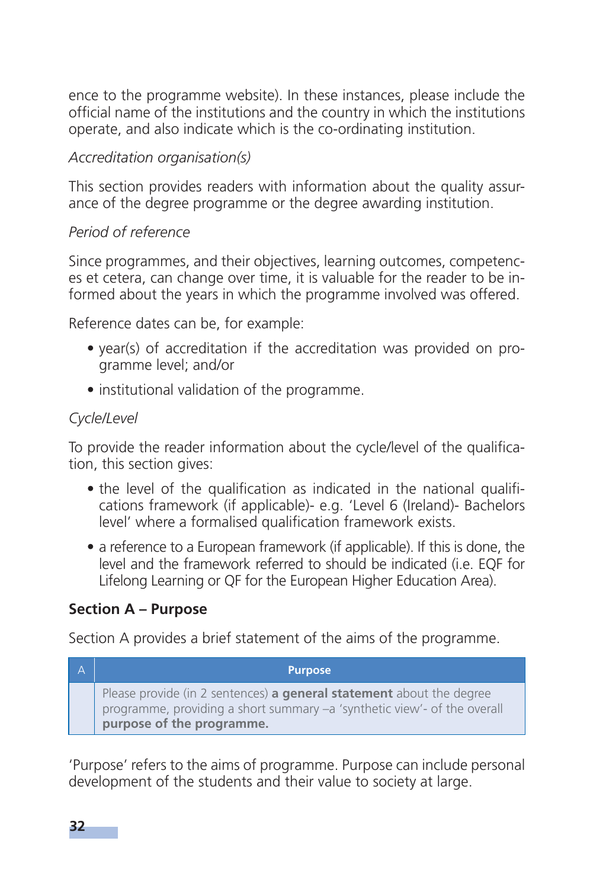ence to the programme website). In these instances, please include the official name of the institutions and the country in which the institutions operate, and also indicate which is the co-ordinating institution.

*Accreditation organisation(s)*

This section provides readers with information about the quality assurance of the degree programme or the degree awarding institution.

*Period of reference*

Since programmes, and their objectives, learning outcomes, competences et cetera, can change over time, it is valuable for the reader to be informed about the years in which the programme involved was offered.

Reference dates can be, for example:

- year(s) of accreditation if the accreditation was provided on programme level; and/or
- institutional validation of the programme.

*Cycle/Level*

To provide the reader information about the cycle/level of the qualification, this section gives:

- the level of the qualification as indicated in the national qualifications framework (if applicable)- e.g. 'Level 6 (Ireland)- Bachelors level' where a formalised qualification framework exists.
- a reference to a European framework (if applicable). If this is done, the level and the framework referred to should be indicated (i.e. EQF for Lifelong Learning or QF for the European Higher Education Area).

**Section A – Purpose**

Section A provides a brief statement of the aims of the programme.

| A | Purpose |
|---|---|
| | Please provide (in 2 sentences) **a general statement** about the degree programme, providing a short summary –a 'synthetic view'- of the overall **purpose of the programme.** |

'Purpose' refers to the aims of programme. Purpose can include personal development of the students and their value to society at large.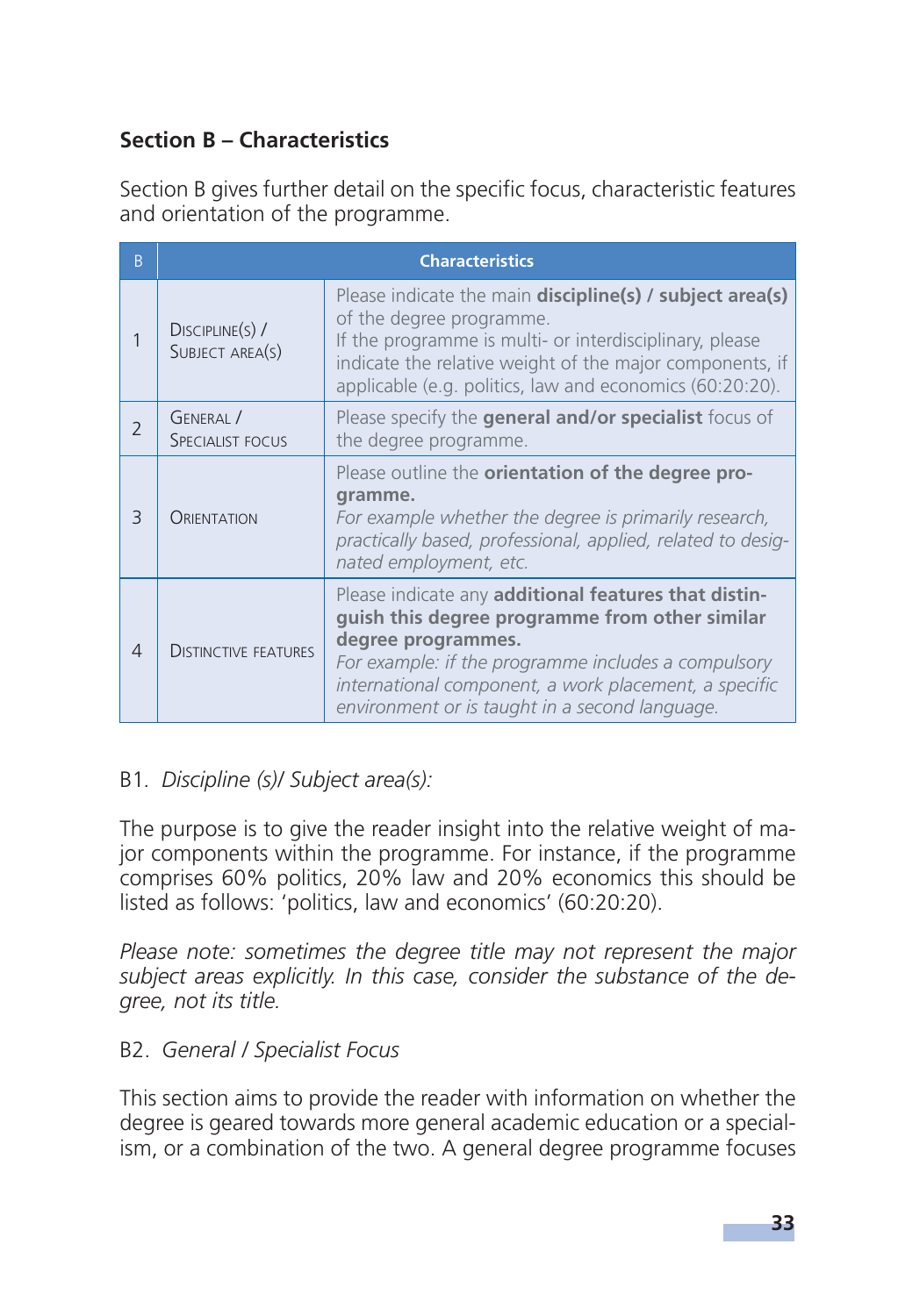## Section B – Characteristics

Section B gives further detail on the specific focus, characteristic features and orientation of the programme.

| B | Characteristics | |
|---|---|---|
| 1 | Discipline(s) / Subject area(s) | Please indicate the main **discipline(s) / subject area(s)** of the degree programme.<br>If the programme is multi- or interdisciplinary, please indicate the relative weight of the major components, if applicable (e.g. politics, law and economics (60:20:20). |
| 2 | General / Specialist focus | Please specify the **general and/or specialist** focus of the degree programme. |
| 3 | Orientation | Please outline the **orientation of the degree programme.**<br>*For example whether the degree is primarily research, practically based, professional, applied, related to designated employment, etc.* |
| 4 | Distinctive features | Please indicate any **additional features that distinguish this degree programme from other similar degree programmes.**<br>*For example: if the programme includes a compulsory international component, a work placement, a specific environment or is taught in a second language.* |

B1. *Discipline (s)/ Subject area(s):*

The purpose is to give the reader insight into the relative weight of major components within the programme. For instance, if the programme comprises 60% politics, 20% law and 20% economics this should be listed as follows: 'politics, law and economics' (60:20:20).

*Please note: sometimes the degree title may not represent the major subject areas explicitly. In this case, consider the substance of the degree, not its title.*

B2. *General / Specialist Focus*

This section aims to provide the reader with information on whether the degree is geared towards more general academic education or a specialism, or a combination of the two. A general degree programme focuses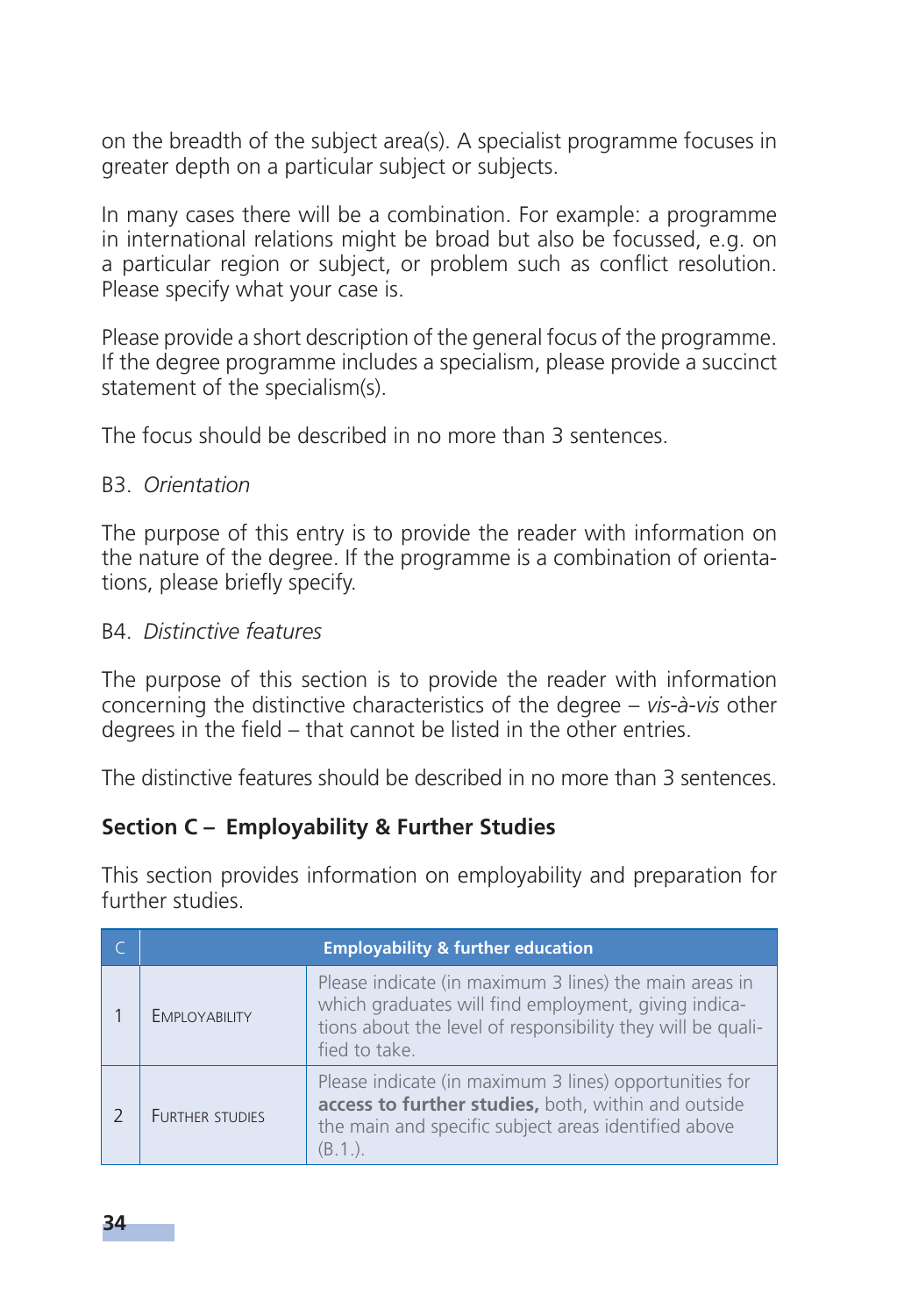on the breadth of the subject area(s). A specialist programme focuses in greater depth on a particular subject or subjects.

In many cases there will be a combination. For example: a programme in international relations might be broad but also be focussed, e.g. on a particular region or subject, or problem such as conflict resolution. Please specify what your case is.

Please provide a short description of the general focus of the programme. If the degree programme includes a specialism, please provide a succinct statement of the specialism(s).

The focus should be described in no more than 3 sentences.

B3. *Orientation*

The purpose of this entry is to provide the reader with information on the nature of the degree. If the programme is a combination of orientations, please briefly specify.

B4. *Distinctive features*

The purpose of this section is to provide the reader with information concerning the distinctive characteristics of the degree – *vis-à-vis* other degrees in the field – that cannot be listed in the other entries.

The distinctive features should be described in no more than 3 sentences.

**Section C – Employability & Further Studies**

This section provides information on employability and preparation for further studies.

| C | **Employability & further education** | |
|---|---|---|
| 1 | Employability | Please indicate (in maximum 3 lines) the main areas in which graduates will find employment, giving indications about the level of responsibility they will be qualified to take. |
| 2 | Further studies | Please indicate (in maximum 3 lines) opportunities for **access to further studies,** both, within and outside the main and specific subject areas identified above (B.1.). |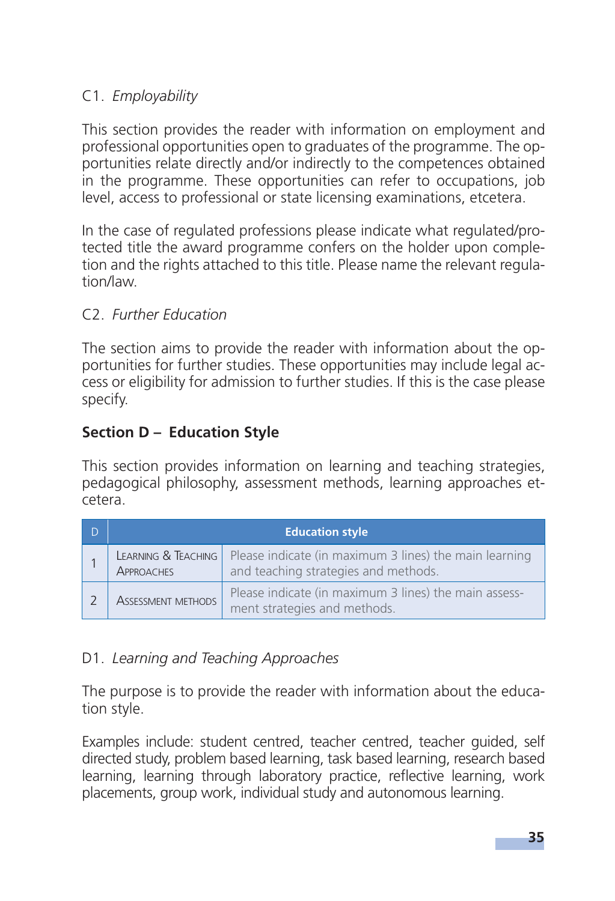C1. *Employability*

This section provides the reader with information on employment and professional opportunities open to graduates of the programme. The opportunities relate directly and/or indirectly to the competences obtained in the programme. These opportunities can refer to occupations, job level, access to professional or state licensing examinations, etcetera.

In the case of regulated professions please indicate what regulated/protected title the award programme confers on the holder upon completion and the rights attached to this title. Please name the relevant regulation/law.

C2. *Further Education*

The section aims to provide the reader with information about the opportunities for further studies. These opportunities may include legal access or eligibility for admission to further studies. If this is the case please specify.

## Section D – Education Style

This section provides information on learning and teaching strategies, pedagogical philosophy, assessment methods, learning approaches etcetera.

| D | Education style | |
|---|---|---|
| 1 | Learning & Teaching Approaches | Please indicate (in maximum 3 lines) the main learning and teaching strategies and methods. |
| 2 | Assessment methods | Please indicate (in maximum 3 lines) the main assessment strategies and methods. |

D1. *Learning and Teaching Approaches*

The purpose is to provide the reader with information about the education style.

Examples include: student centred, teacher centred, teacher guided, self directed study, problem based learning, task based learning, research based learning, learning through laboratory practice, reflective learning, work placements, group work, individual study and autonomous learning.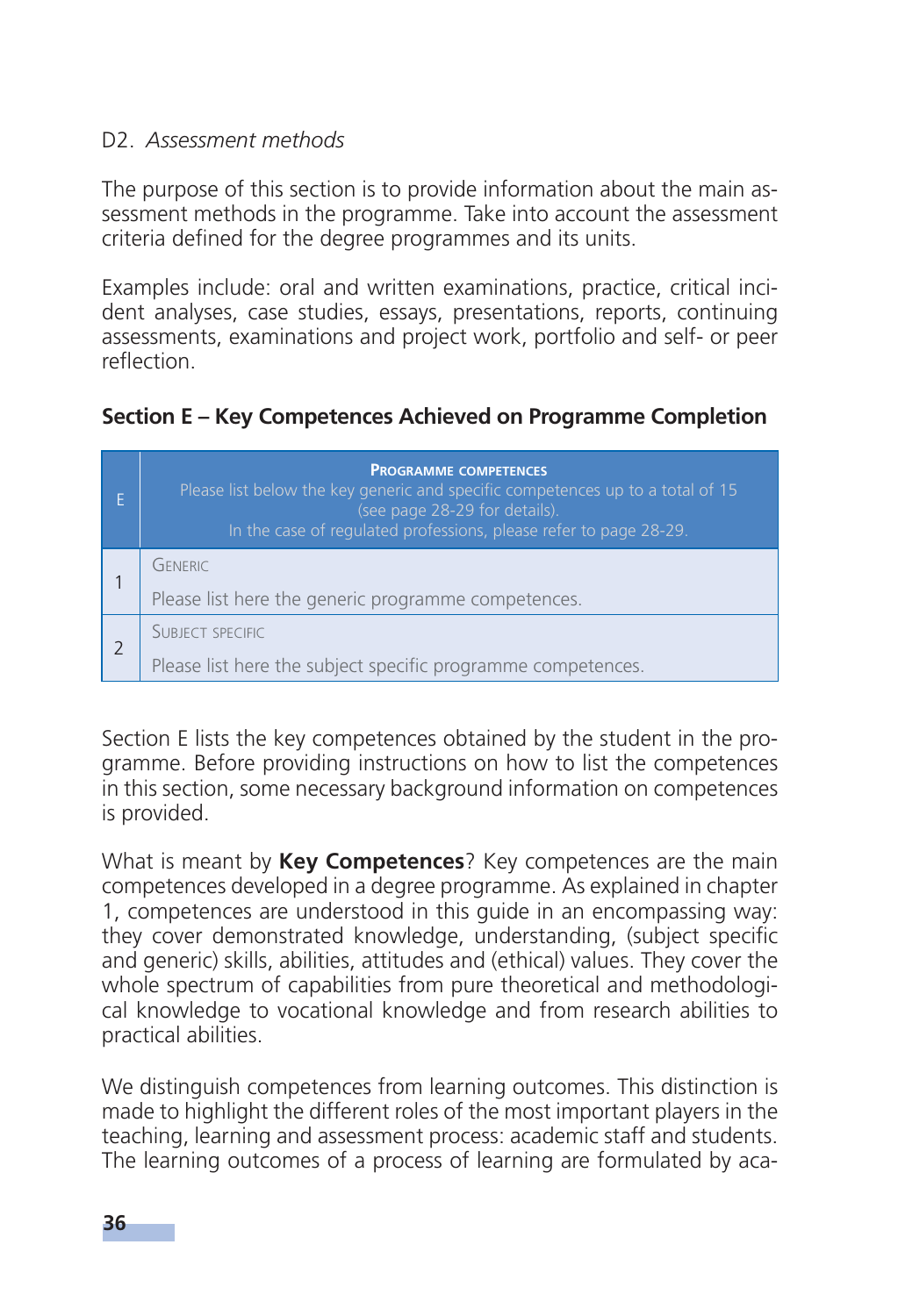D2. *Assessment methods*

The purpose of this section is to provide information about the main assessment methods in the programme. Take into account the assessment criteria defined for the degree programmes and its units.

Examples include: oral and written examinations, practice, critical incident analyses, case studies, essays, presentations, reports, continuing assessments, examinations and project work, portfolio and self- or peer reflection.

### Section E – Key Competences Achieved on Programme Completion

| E | **PROGRAMME COMPETENCES**<br>Please list below the key generic and specific competences up to a total of 15 (see page 28-29 for details).<br>In the case of regulated professions, please refer to page 28-29. |
|---|---|
| 1 | GENERIC<br>Please list here the generic programme competences. |
| 2 | SUBJECT SPECIFIC<br>Please list here the subject specific programme competences. |

Section E lists the key competences obtained by the student in the programme. Before providing instructions on how to list the competences in this section, some necessary background information on competences is provided.

What is meant by **Key Competences**? Key competences are the main competences developed in a degree programme. As explained in chapter 1, competences are understood in this guide in an encompassing way: they cover demonstrated knowledge, understanding, (subject specific and generic) skills, abilities, attitudes and (ethical) values. They cover the whole spectrum of capabilities from pure theoretical and methodological knowledge to vocational knowledge and from research abilities to practical abilities.

We distinguish competences from learning outcomes. This distinction is made to highlight the different roles of the most important players in the teaching, learning and assessment process: academic staff and students. The learning outcomes of a process of learning are formulated by aca-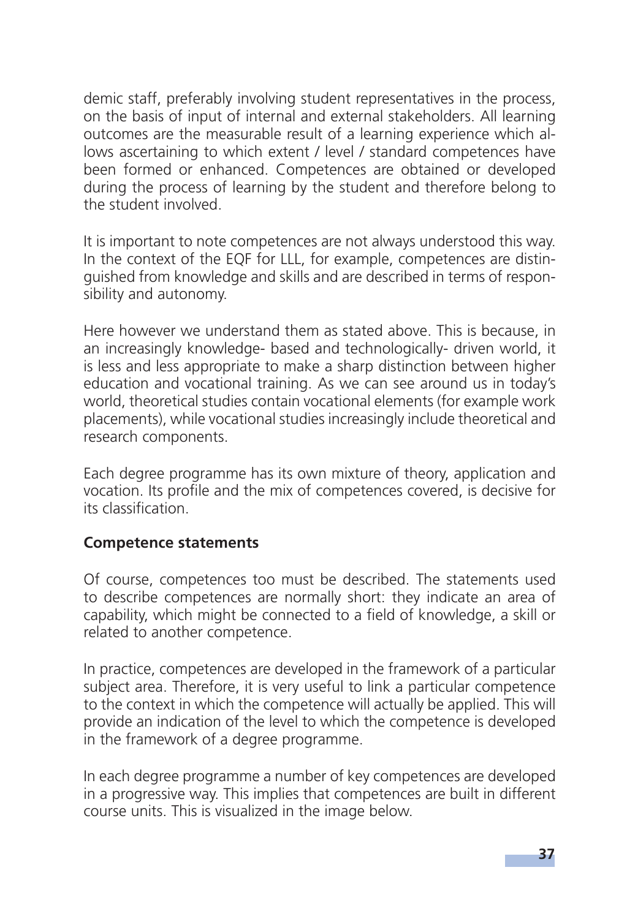demic staff, preferably involving student representatives in the process, on the basis of input of internal and external stakeholders. All learning outcomes are the measurable result of a learning experience which allows ascertaining to which extent / level / standard competences have been formed or enhanced. Competences are obtained or developed during the process of learning by the student and therefore belong to the student involved.

It is important to note competences are not always understood this way. In the context of the EQF for LLL, for example, competences are distinguished from knowledge and skills and are described in terms of responsibility and autonomy.

Here however we understand them as stated above. This is because, in an increasingly knowledge- based and technologically- driven world, it is less and less appropriate to make a sharp distinction between higher education and vocational training. As we can see around us in today's world, theoretical studies contain vocational elements (for example work placements), while vocational studies increasingly include theoretical and research components.

Each degree programme has its own mixture of theory, application and vocation. Its profile and the mix of competences covered, is decisive for its classification.

**Competence statements**

Of course, competences too must be described. The statements used to describe competences are normally short: they indicate an area of capability, which might be connected to a field of knowledge, a skill or related to another competence.

In practice, competences are developed in the framework of a particular subject area. Therefore, it is very useful to link a particular competence to the context in which the competence will actually be applied. This will provide an indication of the level to which the competence is developed in the framework of a degree programme.

In each degree programme a number of key competences are developed in a progressive way. This implies that competences are built in different course units. This is visualized in the image below.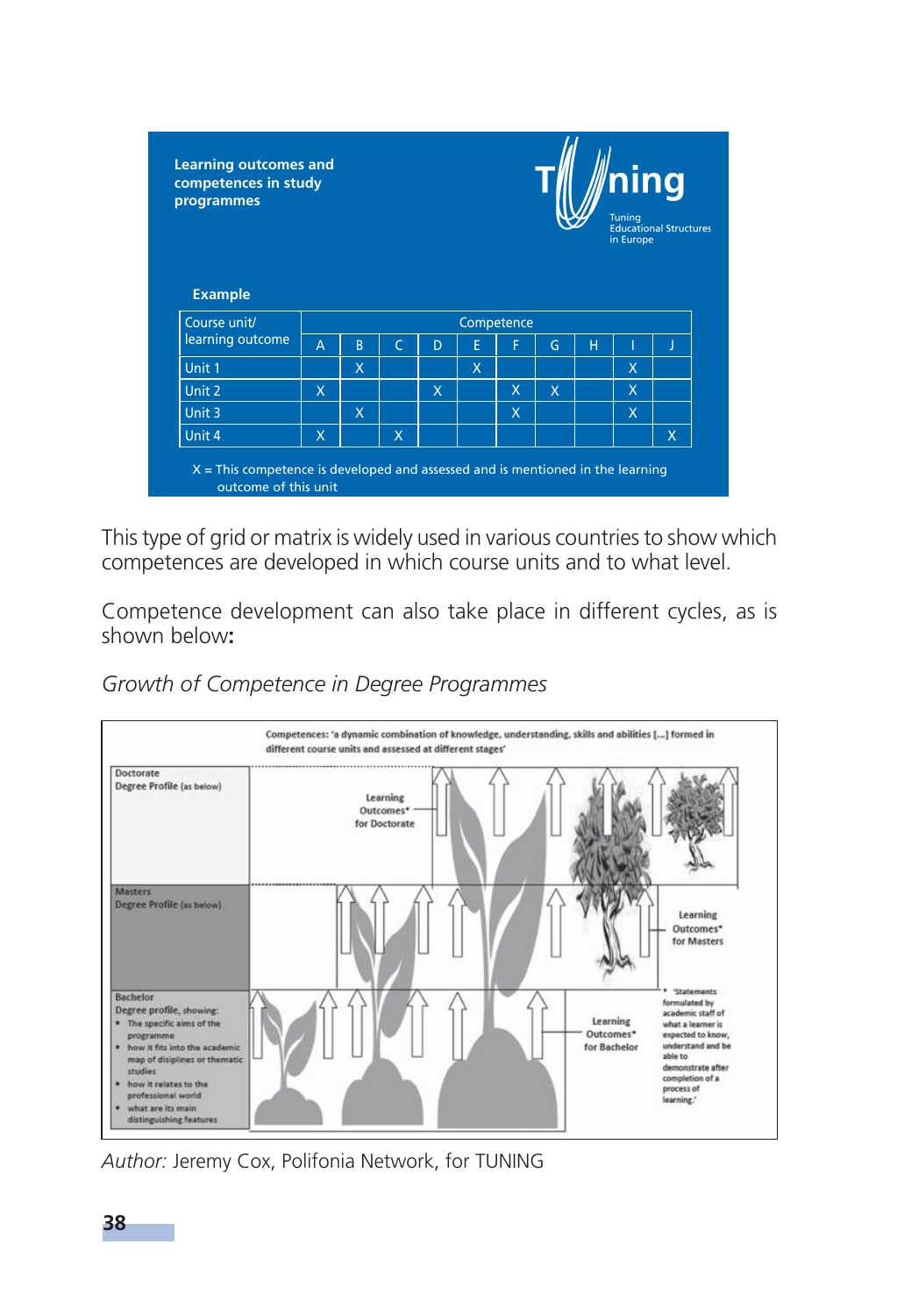**Learning outcomes and competences in study programmes**

Tuning Educational Structures in Europe

**Example**

| Course unit/ learning outcome | Competence | | | | | | | | | |
|---|---|---|---|---|---|---|---|---|---|---|
| | A | B | C | D | E | F | G | H | I | J |
| Unit 1 | | X | | | X | | | | X | |
| Unit 2 | X | | | X | | X | X | | X | |
| Unit 3 | | X | | | | X | | | X | |
| Unit 4 | X | | X | | | | | | | X |

X = This competence is developed and assessed and is mentioned in the learning outcome of this unit

This type of grid or matrix is widely used in various countries to show which competences are developed in which course units and to what level.

Competence development can also take place in different cycles, as is shown below**:**

*Growth of Competence in Degree Programmes*

Competences: 'a dynamic combination of knowledge, understanding, skills and abilities [...] formed in different course units and assessed at different stages'

Doctorate
Degree Profile (as below)

Learning Outcomes* for Doctorate

Masters
Degree Profile (as below)

Learning Outcomes* for Masters

Bachelor
Degree profile, showing:

- The specific aims of the programme
- how it fits into the academic map of disciplines or thematic studies
- how it relates to the professional world
- what are its main distinguishing features

Learning Outcomes* for Bachelor

* 'Statements formulated by academic staff of what a learner is expected to know, understand and be able to demonstrate after completion of a process of learning.'

*Author:* Jeremy Cox, Polifonia Network, for TUNING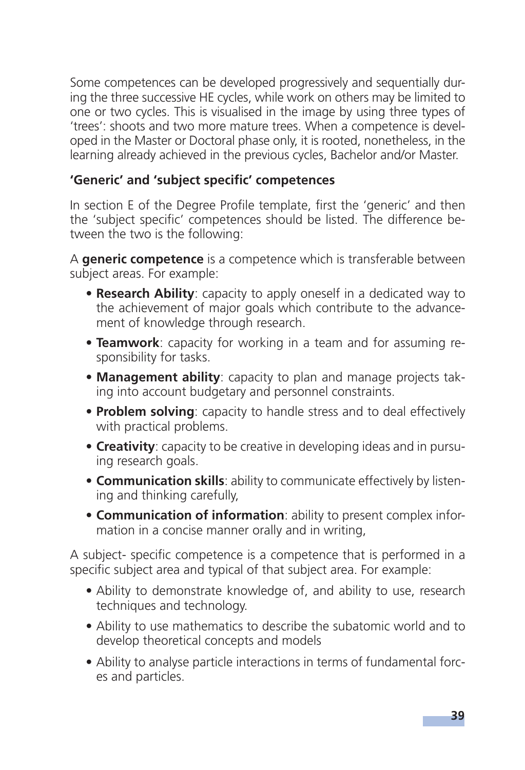Some competences can be developed progressively and sequentially during the three successive HE cycles, while work on others may be limited to one or two cycles. This is visualised in the image by using three types of 'trees': shoots and two more mature trees. When a competence is developed in the Master or Doctoral phase only, it is rooted, nonetheless, in the learning already achieved in the previous cycles, Bachelor and/or Master.

**'Generic' and 'subject specific' competences**

In section E of the Degree Profile template, first the 'generic' and then the 'subject specific' competences should be listed. The difference between the two is the following:

A **generic competence** is a competence which is transferable between subject areas. For example:

- **Research Ability**: capacity to apply oneself in a dedicated way to the achievement of major goals which contribute to the advancement of knowledge through research.
- **Teamwork**: capacity for working in a team and for assuming responsibility for tasks.
- **Management ability**: capacity to plan and manage projects taking into account budgetary and personnel constraints.
- **Problem solving**: capacity to handle stress and to deal effectively with practical problems.
- **Creativity**: capacity to be creative in developing ideas and in pursuing research goals.
- **Communication skills**: ability to communicate effectively by listening and thinking carefully,
- **Communication of information**: ability to present complex information in a concise manner orally and in writing,

A subject- specific competence is a competence that is performed in a specific subject area and typical of that subject area. For example:

- Ability to demonstrate knowledge of, and ability to use, research techniques and technology.
- Ability to use mathematics to describe the subatomic world and to develop theoretical concepts and models
- Ability to analyse particle interactions in terms of fundamental forces and particles.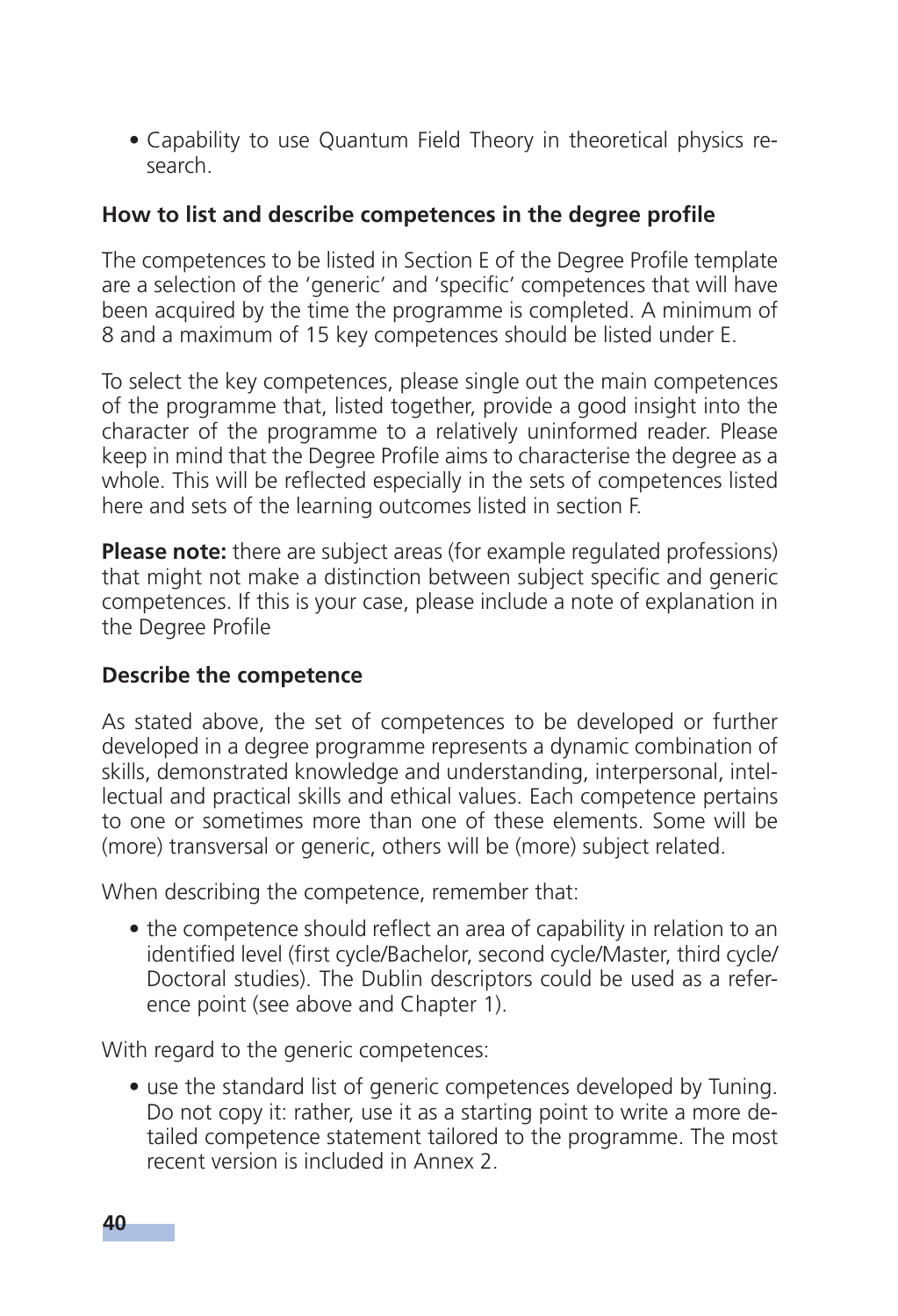- Capability to use Quantum Field Theory in theoretical physics research.

### How to list and describe competences in the degree profile

The competences to be listed in Section E of the Degree Profile template are a selection of the 'generic' and 'specific' competences that will have been acquired by the time the programme is completed. A minimum of 8 and a maximum of 15 key competences should be listed under E.

To select the key competences, please single out the main competences of the programme that, listed together, provide a good insight into the character of the programme to a relatively uninformed reader. Please keep in mind that the Degree Profile aims to characterise the degree as a whole. This will be reflected especially in the sets of competences listed here and sets of the learning outcomes listed in section F.

**Please note:** there are subject areas (for example regulated professions) that might not make a distinction between subject specific and generic competences. If this is your case, please include a note of explanation in the Degree Profile

### Describe the competence

As stated above, the set of competences to be developed or further developed in a degree programme represents a dynamic combination of skills, demonstrated knowledge and understanding, interpersonal, intellectual and practical skills and ethical values. Each competence pertains to one or sometimes more than one of these elements. Some will be (more) transversal or generic, others will be (more) subject related.

When describing the competence, remember that:

- the competence should reflect an area of capability in relation to an identified level (first cycle/Bachelor, second cycle/Master, third cycle/Doctoral studies). The Dublin descriptors could be used as a reference point (see above and Chapter 1).

With regard to the generic competences:

- use the standard list of generic competences developed by Tuning. Do not copy it: rather, use it as a starting point to write a more detailed competence statement tailored to the programme. The most recent version is included in Annex 2.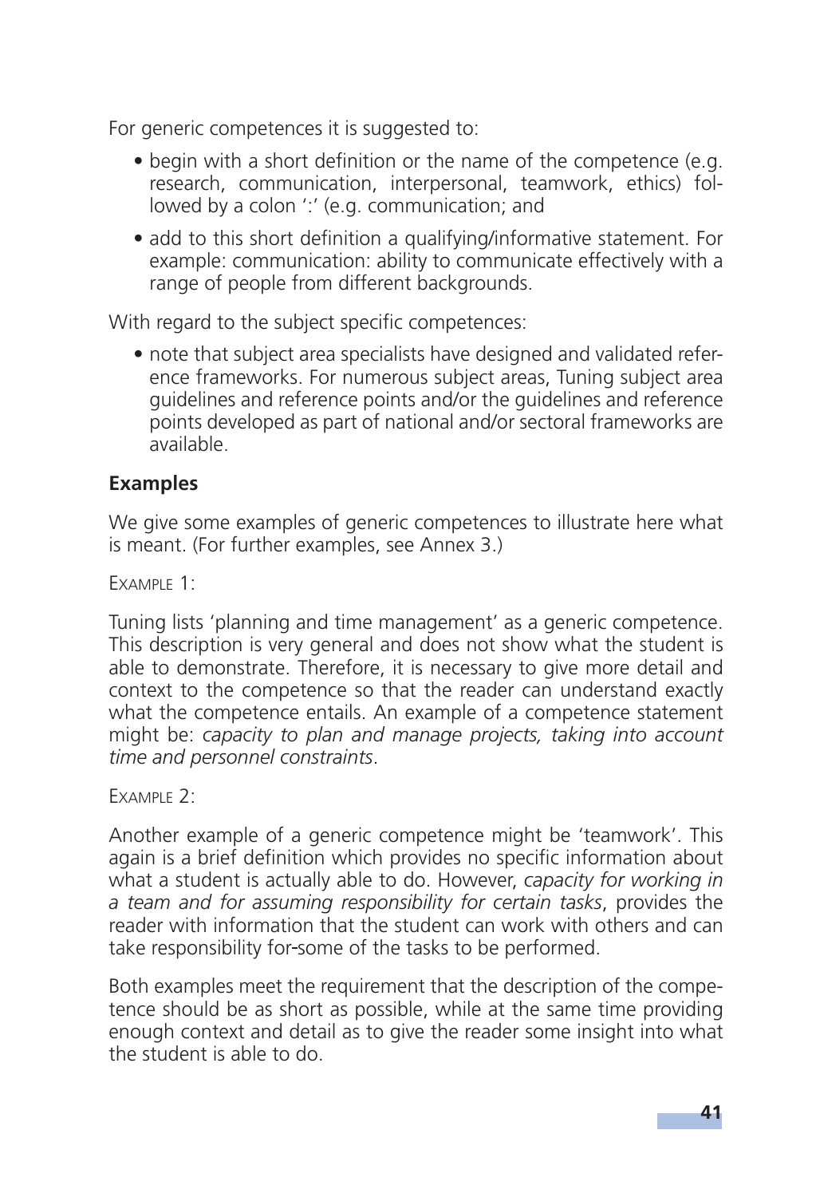For generic competences it is suggested to:

- begin with a short definition or the name of the competence (e.g. research, communication, interpersonal, teamwork, ethics) followed by a colon ':' (e.g. communication; and
- add to this short definition a qualifying/informative statement. For example: communication: ability to communicate effectively with a range of people from different backgrounds.

With regard to the subject specific competences:

- note that subject area specialists have designed and validated reference frameworks. For numerous subject areas, Tuning subject area guidelines and reference points and/or the guidelines and reference points developed as part of national and/or sectoral frameworks are available.

### Examples

We give some examples of generic competences to illustrate here what is meant. (For further examples, see Annex 3.)

EXAMPLE 1:

Tuning lists 'planning and time management' as a generic competence. This description is very general and does not show what the student is able to demonstrate. Therefore, it is necessary to give more detail and context to the competence so that the reader can understand exactly what the competence entails. An example of a competence statement might be: *capacity to plan and manage projects, taking into account time and personnel constraints*.

EXAMPLE 2:

Another example of a generic competence might be 'teamwork'. This again is a brief definition which provides no specific information about what a student is actually able to do. However, *capacity for working in a team and for assuming responsibility for certain tasks*, provides the reader with information that the student can work with others and can take responsibility for-some of the tasks to be performed.

Both examples meet the requirement that the description of the competence should be as short as possible, while at the same time providing enough context and detail as to give the reader some insight into what the student is able to do.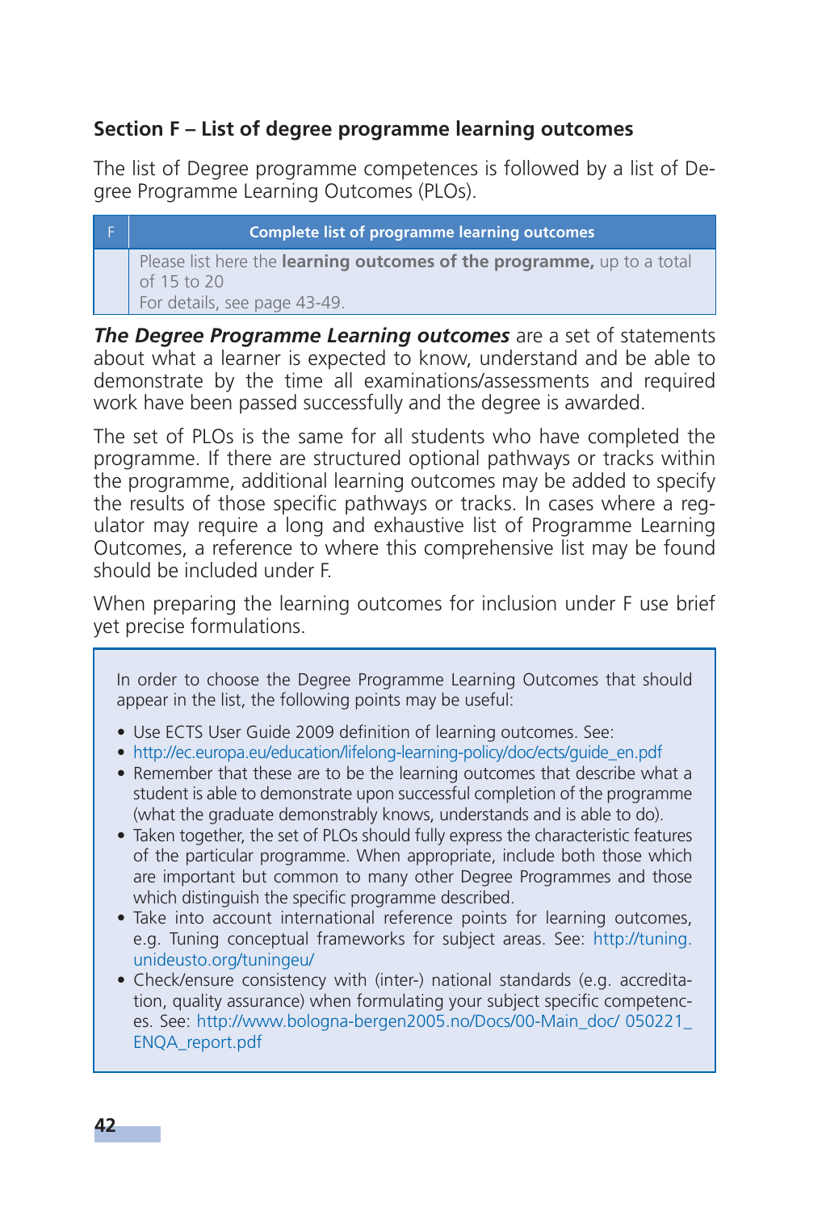## Section F – List of degree programme learning outcomes

The list of Degree programme competences is followed by a list of Degree Programme Learning Outcomes (PLOs).

| F | Complete list of programme learning outcomes |
|---|---|
| | Please list here the **learning outcomes of the programme,** up to a total of 15 to 20<br>For details, see page 43-49. |

***The Degree Programme Learning outcomes*** are a set of statements about what a learner is expected to know, understand and be able to demonstrate by the time all examinations/assessments and required work have been passed successfully and the degree is awarded.

The set of PLOs is the same for all students who have completed the programme. If there are structured optional pathways or tracks within the programme, additional learning outcomes may be added to specify the results of those specific pathways or tracks. In cases where a regulator may require a long and exhaustive list of Programme Learning Outcomes, a reference to where this comprehensive list may be found should be included under F.

When preparing the learning outcomes for inclusion under F use brief yet precise formulations.

In order to choose the Degree Programme Learning Outcomes that should appear in the list, the following points may be useful:

- Use ECTS User Guide 2009 definition of learning outcomes. See:
- http://ec.europa.eu/education/lifelong-learning-policy/doc/ects/guide_en.pdf
- Remember that these are to be the learning outcomes that describe what a student is able to demonstrate upon successful completion of the programme (what the graduate demonstrably knows, understands and is able to do).
- Taken together, the set of PLOs should fully express the characteristic features of the particular programme. When appropriate, include both those which are important but common to many other Degree Programmes and those which distinguish the specific programme described.
- Take into account international reference points for learning outcomes, e.g. Tuning conceptual frameworks for subject areas. See: http://tuning.unideusto.org/tuningeu/
- Check/ensure consistency with (inter-) national standards (e.g. accreditation, quality assurance) when formulating your subject specific competences. See: http://www.bologna-bergen2005.no/Docs/00-Main_doc/ 050221_ENQA_report.pdf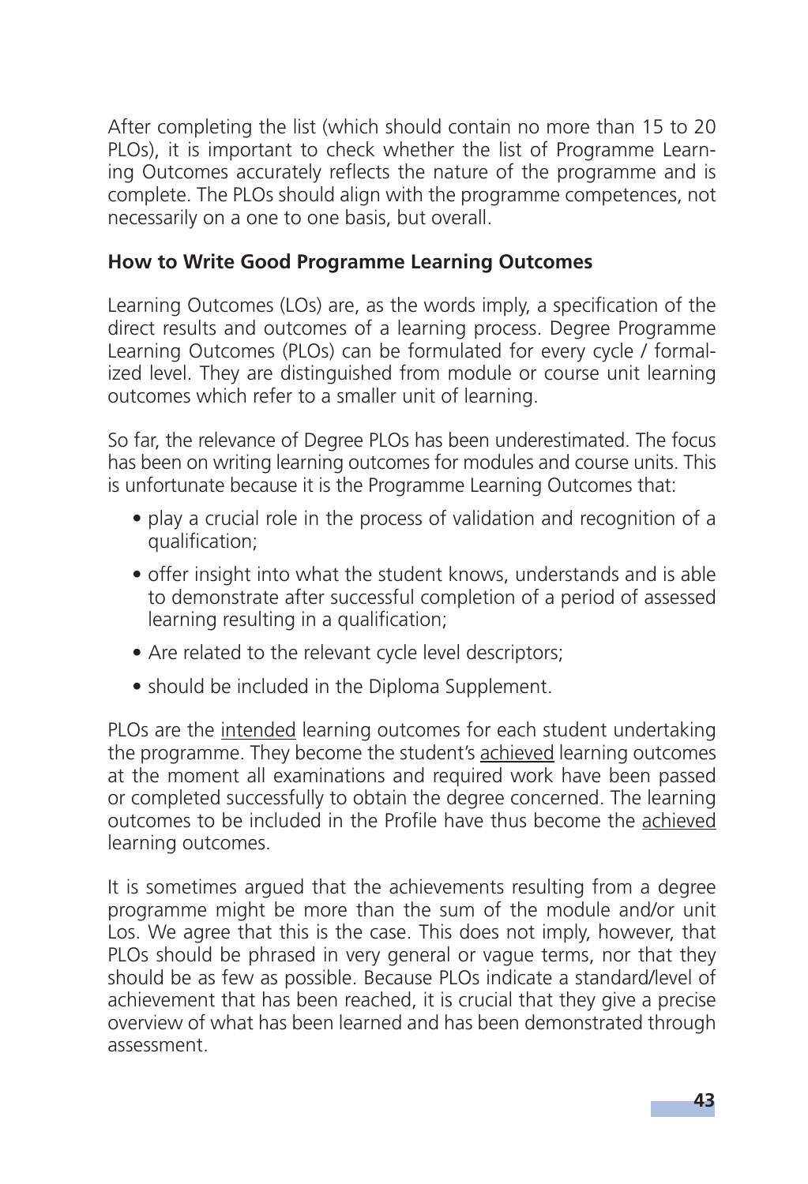After completing the list (which should contain no more than 15 to 20 PLOs), it is important to check whether the list of Programme Learning Outcomes accurately reflects the nature of the programme and is complete. The PLOs should align with the programme competences, not necessarily on a one to one basis, but overall.

**How to Write Good Programme Learning Outcomes**

Learning Outcomes (LOs) are, as the words imply, a specification of the direct results and outcomes of a learning process. Degree Programme Learning Outcomes (PLOs) can be formulated for every cycle / formalized level. They are distinguished from module or course unit learning outcomes which refer to a smaller unit of learning.

So far, the relevance of Degree PLOs has been underestimated. The focus has been on writing learning outcomes for modules and course units. This is unfortunate because it is the Programme Learning Outcomes that:

- play a crucial role in the process of validation and recognition of a qualification;
- offer insight into what the student knows, understands and is able to demonstrate after successful completion of a period of assessed learning resulting in a qualification;
- Are related to the relevant cycle level descriptors;
- should be included in the Diploma Supplement.

PLOs are the <u>intended</u> learning outcomes for each student undertaking the programme. They become the student's <u>achieved</u> learning outcomes at the moment all examinations and required work have been passed or completed successfully to obtain the degree concerned. The learning outcomes to be included in the Profile have thus become the <u>achieved</u> learning outcomes.

It is sometimes argued that the achievements resulting from a degree programme might be more than the sum of the module and/or unit Los. We agree that this is the case. This does not imply, however, that PLOs should be phrased in very general or vague terms, nor that they should be as few as possible. Because PLOs indicate a standard/level of achievement that has been reached, it is crucial that they give a precise overview of what has been learned and has been demonstrated through assessment.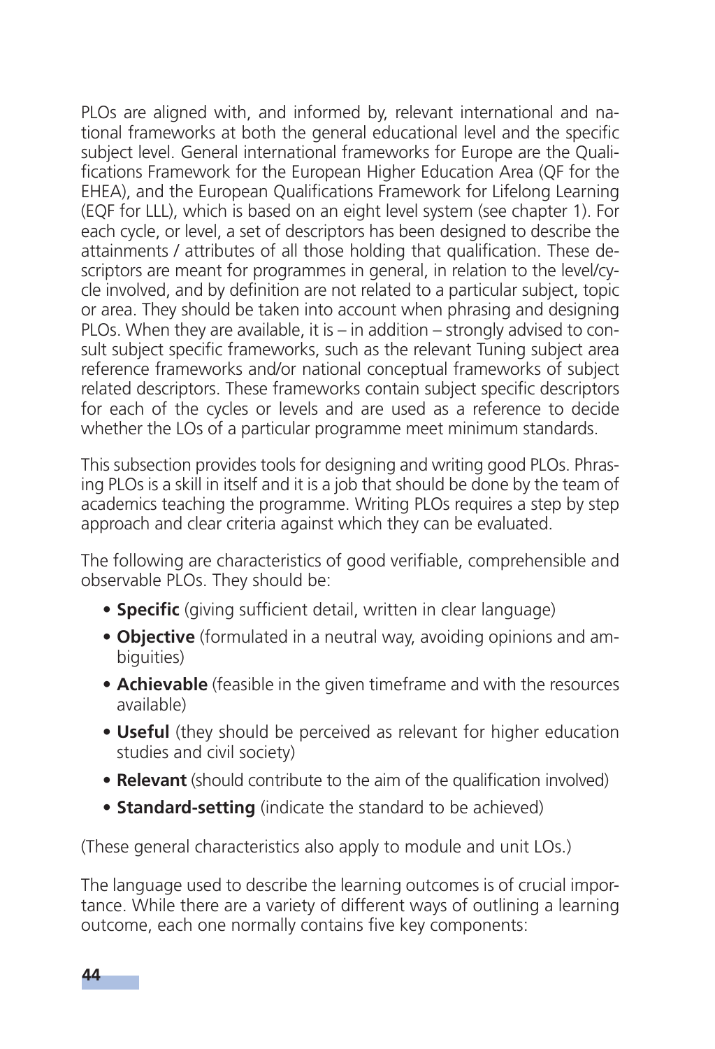PLOs are aligned with, and informed by, relevant international and national frameworks at both the general educational level and the specific subject level. General international frameworks for Europe are the Qualifications Framework for the European Higher Education Area (QF for the EHEA), and the European Qualifications Framework for Lifelong Learning (EQF for LLL), which is based on an eight level system (see chapter 1). For each cycle, or level, a set of descriptors has been designed to describe the attainments / attributes of all those holding that qualification. These descriptors are meant for programmes in general, in relation to the level/cycle involved, and by definition are not related to a particular subject, topic or area. They should be taken into account when phrasing and designing PLOs. When they are available, it is – in addition – strongly advised to consult subject specific frameworks, such as the relevant Tuning subject area reference frameworks and/or national conceptual frameworks of subject related descriptors. These frameworks contain subject specific descriptors for each of the cycles or levels and are used as a reference to decide whether the LOs of a particular programme meet minimum standards.

This subsection provides tools for designing and writing good PLOs. Phrasing PLOs is a skill in itself and it is a job that should be done by the team of academics teaching the programme. Writing PLOs requires a step by step approach and clear criteria against which they can be evaluated.

The following are characteristics of good verifiable, comprehensible and observable PLOs. They should be:

- **Specific** (giving sufficient detail, written in clear language)
- **Objective** (formulated in a neutral way, avoiding opinions and ambiguities)
- **Achievable** (feasible in the given timeframe and with the resources available)
- **Useful** (they should be perceived as relevant for higher education studies and civil society)
- **Relevant** (should contribute to the aim of the qualification involved)
- **Standard-setting** (indicate the standard to be achieved)

(These general characteristics also apply to module and unit LOs.)

The language used to describe the learning outcomes is of crucial importance. While there are a variety of different ways of outlining a learning outcome, each one normally contains five key components: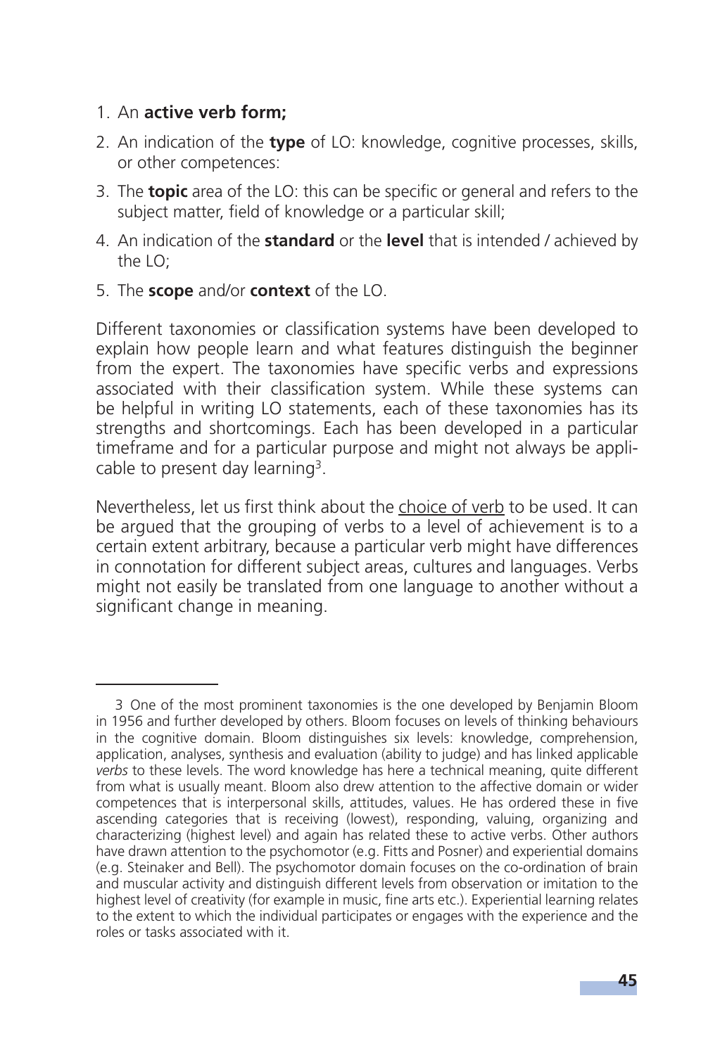1. An **active verb form;**
2. An indication of the **type** of LO: knowledge, cognitive processes, skills, or other competences:
3. The **topic** area of the LO: this can be specific or general and refers to the subject matter, field of knowledge or a particular skill;
4. An indication of the **standard** or the **level** that is intended / achieved by the LO;
5. The **scope** and/or **context** of the LO.

Different taxonomies or classification systems have been developed to explain how people learn and what features distinguish the beginner from the expert. The taxonomies have specific verbs and expressions associated with their classification system. While these systems can be helpful in writing LO statements, each of these taxonomies has its strengths and shortcomings. Each has been developed in a particular timeframe and for a particular purpose and might not always be applicable to present day learning[3].

Nevertheless, let us first think about the choice of verb to be used. It can be argued that the grouping of verbs to a level of achievement is to a certain extent arbitrary, because a particular verb might have differences in connotation for different subject areas, cultures and languages. Verbs might not easily be translated from one language to another without a significant change in meaning.

---

3 One of the most prominent taxonomies is the one developed by Benjamin Bloom in 1956 and further developed by others. Bloom focuses on levels of thinking behaviours in the cognitive domain. Bloom distinguishes six levels: knowledge, comprehension, application, analyses, synthesis and evaluation (ability to judge) and has linked applicable *verbs* to these levels. The word knowledge has here a technical meaning, quite different from what is usually meant. Bloom also drew attention to the affective domain or wider competences that is interpersonal skills, attitudes, values. He has ordered these in five ascending categories that is receiving (lowest), responding, valuing, organizing and characterizing (highest level) and again has related these to active verbs. Other authors have drawn attention to the psychomotor (e.g. Fitts and Posner) and experiential domains (e.g. Steinaker and Bell). The psychomotor domain focuses on the co-ordination of brain and muscular activity and distinguish different levels from observation or imitation to the highest level of creativity (for example in music, fine arts etc.). Experiential learning relates to the extent to which the individual participates or engages with the experience and the roles or tasks associated with it.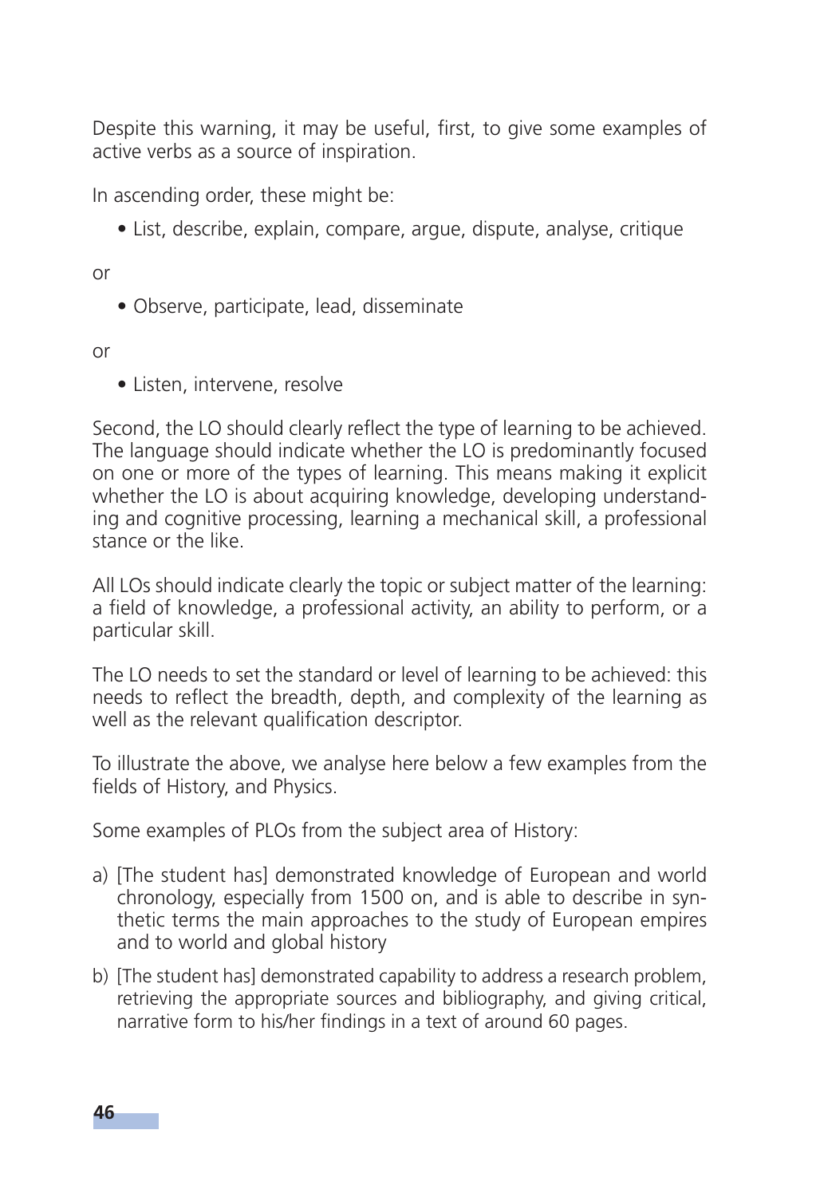Despite this warning, it may be useful, first, to give some examples of active verbs as a source of inspiration.

In ascending order, these might be:

- List, describe, explain, compare, argue, dispute, analyse, critique

or

- Observe, participate, lead, disseminate

or

- Listen, intervene, resolve

Second, the LO should clearly reflect the type of learning to be achieved. The language should indicate whether the LO is predominantly focused on one or more of the types of learning. This means making it explicit whether the LO is about acquiring knowledge, developing understanding and cognitive processing, learning a mechanical skill, a professional stance or the like.

All LOs should indicate clearly the topic or subject matter of the learning: a field of knowledge, a professional activity, an ability to perform, or a particular skill.

The LO needs to set the standard or level of learning to be achieved: this needs to reflect the breadth, depth, and complexity of the learning as well as the relevant qualification descriptor.

To illustrate the above, we analyse here below a few examples from the fields of History, and Physics.

Some examples of PLOs from the subject area of History:

a) [The student has] demonstrated knowledge of European and world chronology, especially from 1500 on, and is able to describe in synthetic terms the main approaches to the study of European empires and to world and global history

b) [The student has] demonstrated capability to address a research problem, retrieving the appropriate sources and bibliography, and giving critical, narrative form to his/her findings in a text of around 60 pages.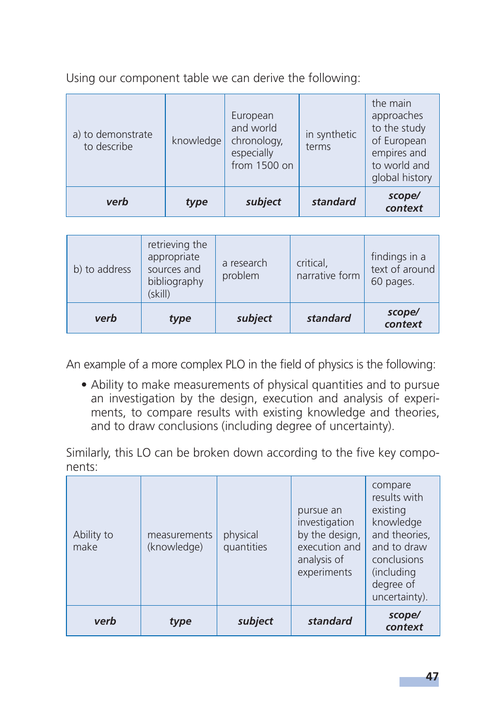Using our component table we can derive the following:

| a) to demonstrate to describe | knowledge | European and world chronology, especially from 1500 on | in synthetic terms | the main approaches to the study of European empires and to world and global history |
|---|---|---|---|---|
| ***verb*** | ***type*** | ***subject*** | ***standard*** | ***scope/ context*** |

| b) to address | retrieving the appropriate sources and bibliography (skill) | a research problem | critical, narrative form | findings in a text of around 60 pages. |
|---|---|---|---|---|
| ***verb*** | ***type*** | ***subject*** | ***standard*** | ***scope/ context*** |

An example of a more complex PLO in the field of physics is the following:

- Ability to make measurements of physical quantities and to pursue an investigation by the design, execution and analysis of experiments, to compare results with existing knowledge and theories, and to draw conclusions (including degree of uncertainty).

Similarly, this LO can be broken down according to the five key components:

| Ability to make | measurements (knowledge) | physical quantities | pursue an investigation by the design, execution and analysis of experiments | compare results with existing knowledge and theories, and to draw conclusions (including degree of uncertainty). |
|---|---|---|---|---|
| ***verb*** | ***type*** | ***subject*** | ***standard*** | ***scope/ context*** |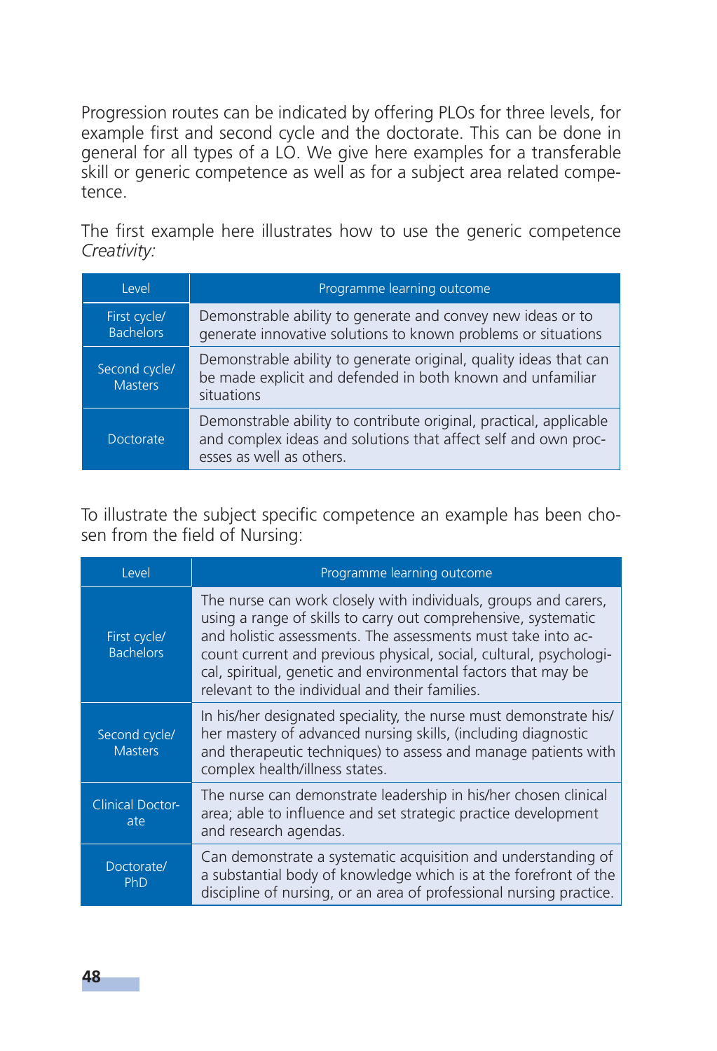Progression routes can be indicated by offering PLOs for three levels, for example first and second cycle and the doctorate. This can be done in general for all types of a LO. We give here examples for a transferable skill or generic competence as well as for a subject area related competence.

The first example here illustrates how to use the generic competence *Creativity:*

| Level | Programme learning outcome |
|---|---|
| First cycle/ Bachelors | Demonstrable ability to generate and convey new ideas or to generate innovative solutions to known problems or situations |
| Second cycle/ Masters | Demonstrable ability to generate original, quality ideas that can be made explicit and defended in both known and unfamiliar situations |
| Doctorate | Demonstrable ability to contribute original, practical, applicable and complex ideas and solutions that affect self and own processes as well as others. |

To illustrate the subject specific competence an example has been chosen from the field of Nursing:

| Level | Programme learning outcome |
|---|---|
| First cycle/ Bachelors | The nurse can work closely with individuals, groups and carers, using a range of skills to carry out comprehensive, systematic and holistic assessments. The assessments must take into account current and previous physical, social, cultural, psychological, spiritual, genetic and environmental factors that may be relevant to the individual and their families. |
| Second cycle/ Masters | In his/her designated speciality, the nurse must demonstrate his/her mastery of advanced nursing skills, (including diagnostic and therapeutic techniques) to assess and manage patients with complex health/illness states. |
| Clinical Doctorate | The nurse can demonstrate leadership in his/her chosen clinical area; able to influence and set strategic practice development and research agendas. |
| Doctorate/ PhD | Can demonstrate a systematic acquisition and understanding of a substantial body of knowledge which is at the forefront of the discipline of nursing, or an area of professional nursing practice. |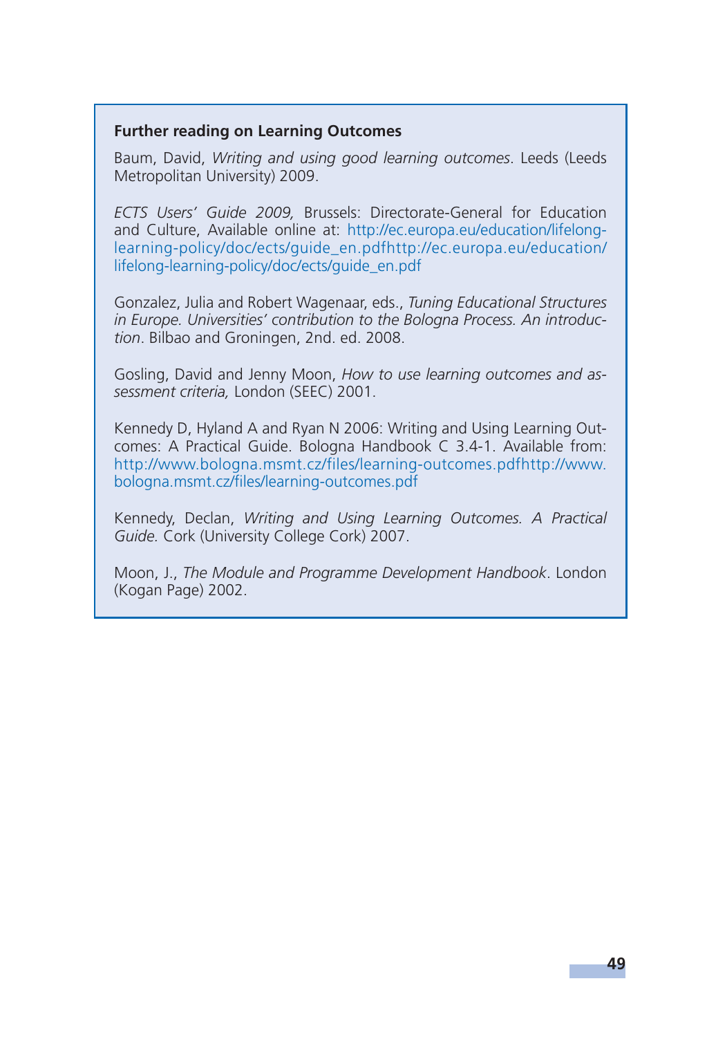**Further reading on Learning Outcomes**

Baum, David, *Writing and using good learning outcomes*. Leeds (Leeds Metropolitan University) 2009.

*ECTS Users' Guide 2009,* Brussels: Directorate-General for Education and Culture, Available online at: http://ec.europa.eu/education/lifelong-learning-policy/doc/ects/guide_en.pdfhttp://ec.europa.eu/education/lifelong-learning-policy/doc/ects/guide_en.pdf

Gonzalez, Julia and Robert Wagenaar, eds., *Tuning Educational Structures in Europe. Universities' contribution to the Bologna Process. An introduction*. Bilbao and Groningen, 2nd. ed. 2008.

Gosling, David and Jenny Moon, *How to use learning outcomes and assessment criteria,* London (SEEC) 2001.

Kennedy D, Hyland A and Ryan N 2006: Writing and Using Learning Outcomes: A Practical Guide. Bologna Handbook C 3.4-1. Available from: http://www.bologna.msmt.cz/files/learning-outcomes.pdfhttp://www.bologna.msmt.cz/files/learning-outcomes.pdf

Kennedy, Declan, *Writing and Using Learning Outcomes. A Practical Guide.* Cork (University College Cork) 2007.

Moon, J., *The Module and Programme Development Handbook*. London (Kogan Page) 2002.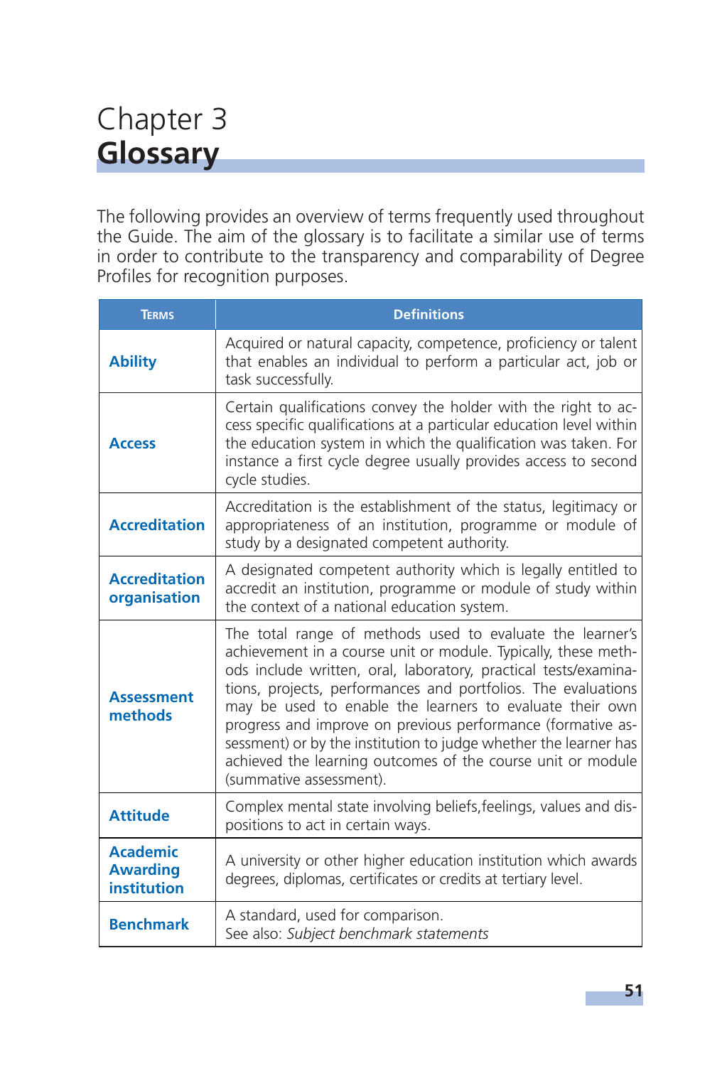# Chapter 3
# Glossary

The following provides an overview of terms frequently used throughout the Guide. The aim of the glossary is to facilitate a similar use of terms in order to contribute to the transparency and comparability of Degree Profiles for recognition purposes.

| Terms | Definitions |
|---|---|
| **Ability** | Acquired or natural capacity, competence, proficiency or talent that enables an individual to perform a particular act, job or task successfully. |
| **Access** | Certain qualifications convey the holder with the right to access specific qualifications at a particular education level within the education system in which the qualification was taken. For instance a first cycle degree usually provides access to second cycle studies. |
| **Accreditation** | Accreditation is the establishment of the status, legitimacy or appropriateness of an institution, programme or module of study by a designated competent authority. |
| **Accreditation organisation** | A designated competent authority which is legally entitled to accredit an institution, programme or module of study within the context of a national education system. |
| **Assessment methods** | The total range of methods used to evaluate the learner's achievement in a course unit or module. Typically, these methods include written, oral, laboratory, practical tests/examinations, projects, performances and portfolios. The evaluations may be used to enable the learners to evaluate their own progress and improve on previous performance (formative assessment) or by the institution to judge whether the learner has achieved the learning outcomes of the course unit or module (summative assessment). |
| **Attitude** | Complex mental state involving beliefs,feelings, values and dispositions to act in certain ways. |
| **Academic Awarding institution** | A university or other higher education institution which awards degrees, diplomas, certificates or credits at tertiary level. |
| **Benchmark** | A standard, used for comparison.<br>See also: *Subject benchmark statements* |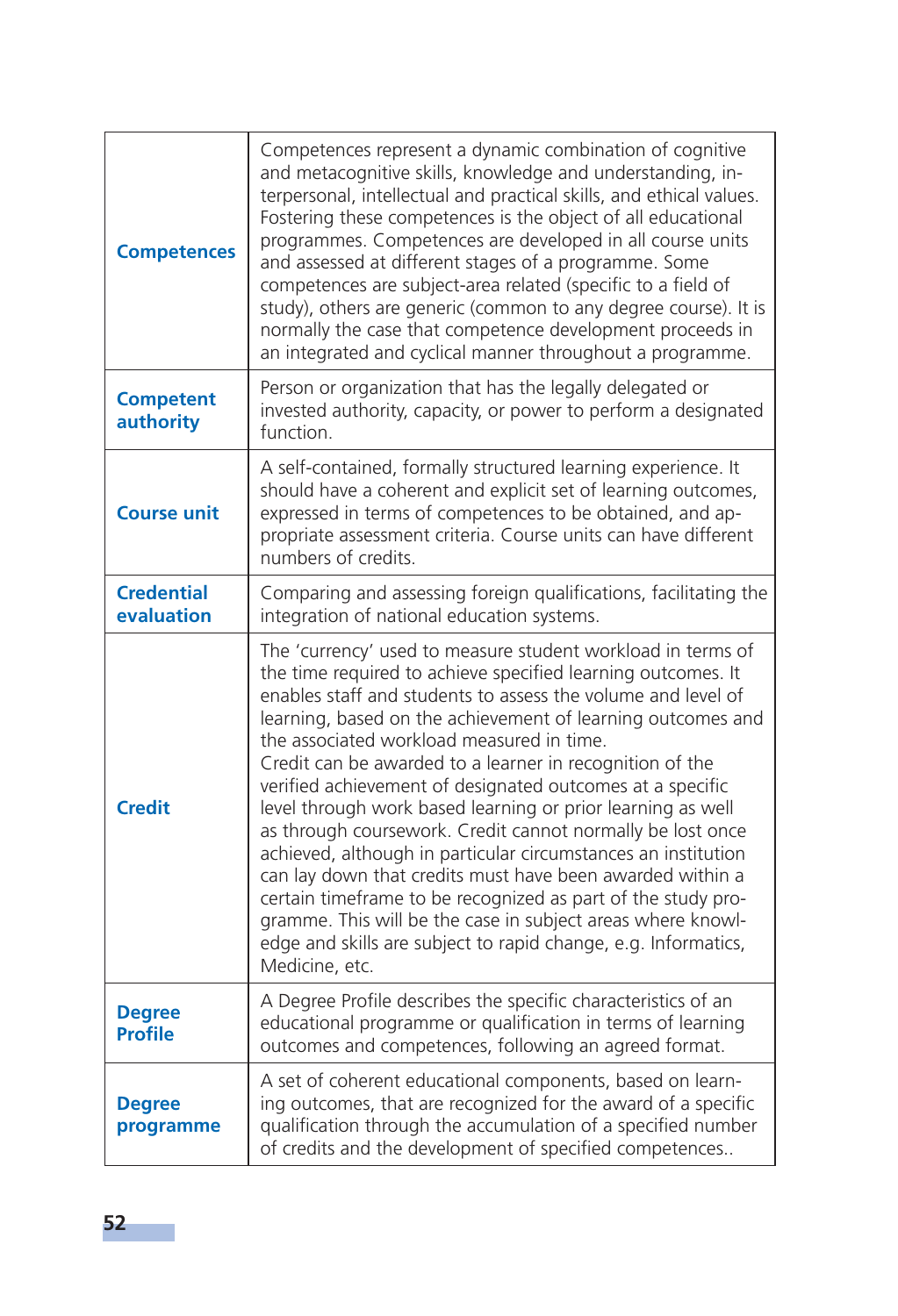| | |
|---|---|
| **Competences** | Competences represent a dynamic combination of cognitive and metacognitive skills, knowledge and understanding, interpersonal, intellectual and practical skills, and ethical values. Fostering these competences is the object of all educational programmes. Competences are developed in all course units and assessed at different stages of a programme. Some competences are subject-area related (specific to a field of study), others are generic (common to any degree course). It is normally the case that competence development proceeds in an integrated and cyclical manner throughout a programme. |
| **Competent authority** | Person or organization that has the legally delegated or invested authority, capacity, or power to perform a designated function. |
| **Course unit** | A self-contained, formally structured learning experience. It should have a coherent and explicit set of learning outcomes, expressed in terms of competences to be obtained, and appropriate assessment criteria. Course units can have different numbers of credits. |
| **Credential evaluation** | Comparing and assessing foreign qualifications, facilitating the integration of national education systems. |
| **Credit** | The 'currency' used to measure student workload in terms of the time required to achieve specified learning outcomes. It enables staff and students to assess the volume and level of learning, based on the achievement of learning outcomes and the associated workload measured in time.<br>Credit can be awarded to a learner in recognition of the verified achievement of designated outcomes at a specific level through work based learning or prior learning as well as through coursework. Credit cannot normally be lost once achieved, although in particular circumstances an institution can lay down that credits must have been awarded within a certain timeframe to be recognized as part of the study programme. This will be the case in subject areas where knowledge and skills are subject to rapid change, e.g. Informatics, Medicine, etc. |
| **Degree Profile** | A Degree Profile describes the specific characteristics of an educational programme or qualification in terms of learning outcomes and competences, following an agreed format. |
| **Degree programme** | A set of coherent educational components, based on learning outcomes, that are recognized for the award of a specific qualification through the accumulation of a specified number of credits and the development of specified competences.. |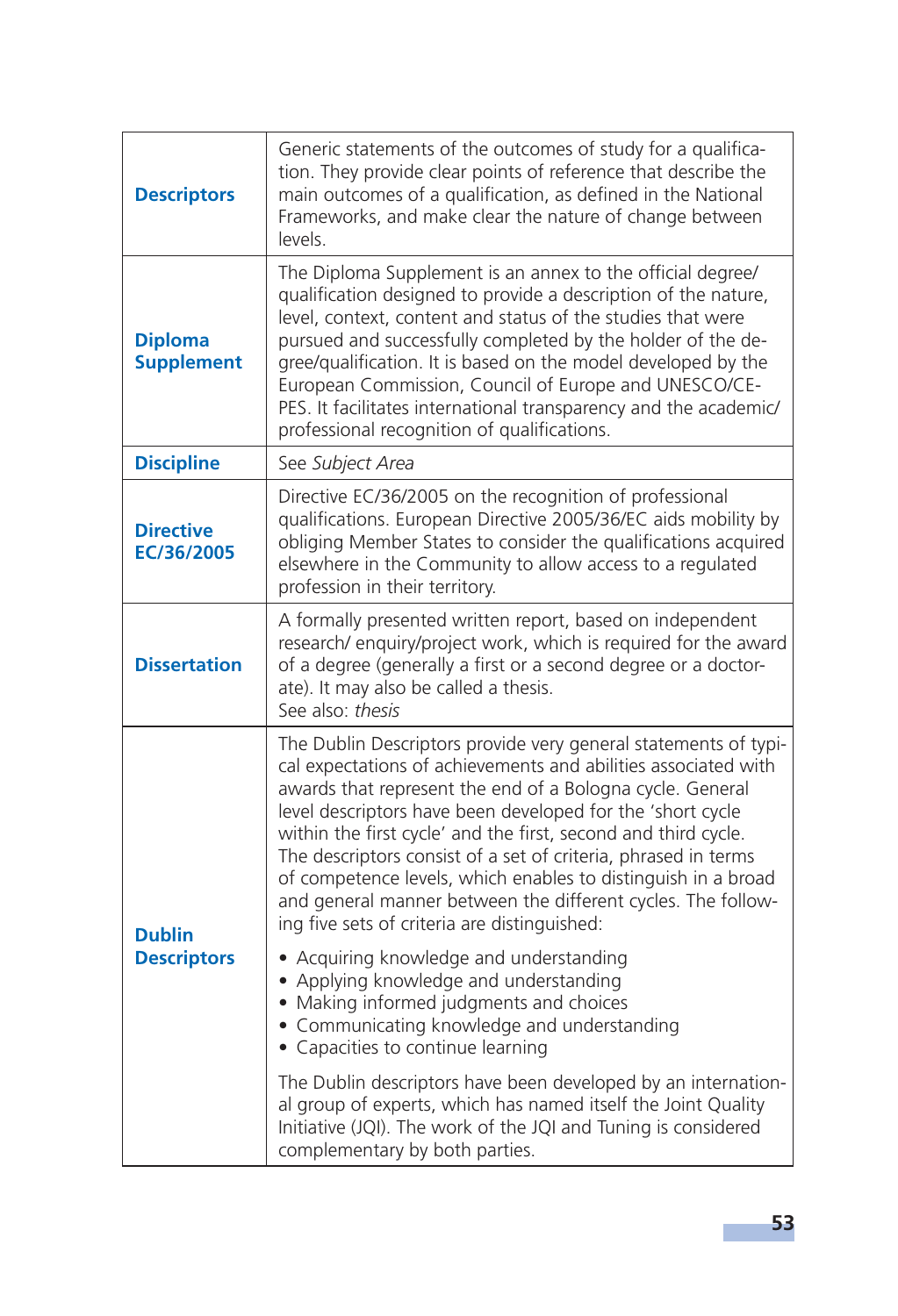| | |
|---|---|
| **Descriptors** | Generic statements of the outcomes of study for a qualification. They provide clear points of reference that describe the main outcomes of a qualification, as defined in the National Frameworks, and make clear the nature of change between levels. |
| **Diploma Supplement** | The Diploma Supplement is an annex to the official degree/qualification designed to provide a description of the nature, level, context, content and status of the studies that were pursued and successfully completed by the holder of the degree/qualification. It is based on the model developed by the European Commission, Council of Europe and UNESCO/CEPES. It facilitates international transparency and the academic/professional recognition of qualifications. |
| **Discipline** | See *Subject Area* |
| **Directive EC/36/2005** | Directive EC/36/2005 on the recognition of professional qualifications. European Directive 2005/36/EC aids mobility by obliging Member States to consider the qualifications acquired elsewhere in the Community to allow access to a regulated profession in their territory. |
| **Dissertation** | A formally presented written report, based on independent research/ enquiry/project work, which is required for the award of a degree (generally a first or a second degree or a doctorate). It may also be called a thesis.<br>See also: *thesis* |
| **Dublin Descriptors** | The Dublin Descriptors provide very general statements of typical expectations of achievements and abilities associated with awards that represent the end of a Bologna cycle. General level descriptors have been developed for the 'short cycle within the first cycle' and the first, second and third cycle. The descriptors consist of a set of criteria, phrased in terms of competence levels, which enables to distinguish in a broad and general manner between the different cycles. The following five sets of criteria are distinguished:<br>• Acquiring knowledge and understanding<br>• Applying knowledge and understanding<br>• Making informed judgments and choices<br>• Communicating knowledge and understanding<br>• Capacities to continue learning<br><br>The Dublin descriptors have been developed by an international group of experts, which has named itself the Joint Quality Initiative (JQI). The work of the JQI and Tuning is considered complementary by both parties. |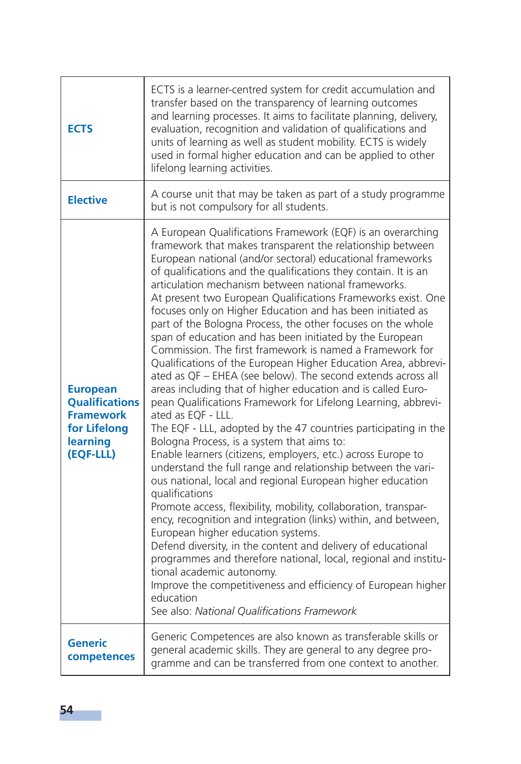| | |
|---|---|
| **ECTS** | ECTS is a learner-centred system for credit accumulation and transfer based on the transparency of learning outcomes and learning processes. It aims to facilitate planning, delivery, evaluation, recognition and validation of qualifications and units of learning as well as student mobility. ECTS is widely used in formal higher education and can be applied to other lifelong learning activities. |
| **Elective** | A course unit that may be taken as part of a study programme but is not compulsory for all students. |
| **European Qualifications Framework for Lifelong learning (EQF-LLL)** | A European Qualifications Framework (EQF) is an overarching framework that makes transparent the relationship between European national (and/or sectoral) educational frameworks of qualifications and the qualifications they contain. It is an articulation mechanism between national frameworks.<br>At present two European Qualifications Frameworks exist. One focuses only on Higher Education and has been initiated as part of the Bologna Process, the other focuses on the whole span of education and has been initiated by the European Commission. The first framework is named a Framework for Qualifications of the European Higher Education Area, abbreviated as QF – EHEA (see below). The second extends across all areas including that of higher education and is called European Qualifications Framework for Lifelong Learning, abbreviated as EQF - LLL.<br>The EQF - LLL, adopted by the 47 countries participating in the Bologna Process, is a system that aims to:<br>Enable learners (citizens, employers, etc.) across Europe to understand the full range and relationship between the various national, local and regional European higher education qualifications<br>Promote access, flexibility, mobility, collaboration, transparency, recognition and integration (links) within, and between, European higher education systems.<br>Defend diversity, in the content and delivery of educational programmes and therefore national, local, regional and institutional academic autonomy.<br>Improve the competitiveness and efficiency of European higher education<br>See also: *National Qualifications Framework* |
| **Generic competences** | Generic Competences are also known as transferable skills or general academic skills. They are general to any degree programme and can be transferred from one context to another. |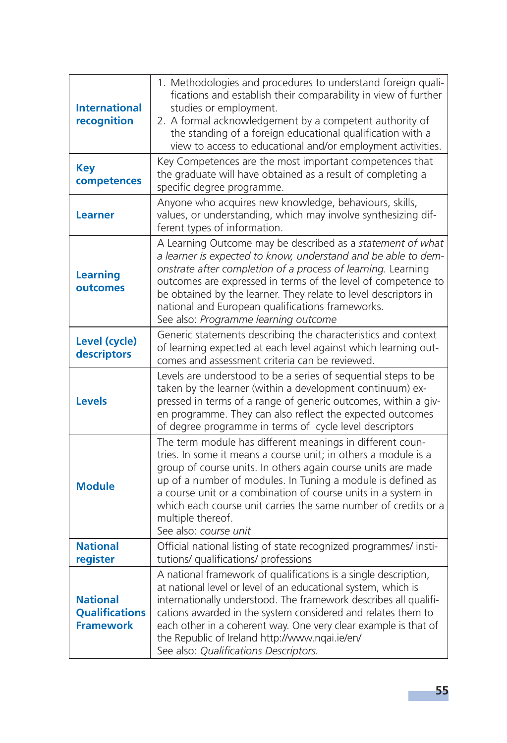| | |
|---|---|
| **International recognition** | 1. Methodologies and procedures to understand foreign qualifications and establish their comparability in view of further studies or employment.<br>2. A formal acknowledgement by a competent authority of the standing of a foreign educational qualification with a view to access to educational and/or employment activities. |
| **Key competences** | Key Competences are the most important competences that the graduate will have obtained as a result of completing a specific degree programme. |
| **Learner** | Anyone who acquires new knowledge, behaviours, skills, values, or understanding, which may involve synthesizing different types of information. |
| **Learning outcomes** | A Learning Outcome may be described as a *statement of what a learner is expected to know, understand and be able to demonstrate after completion of a process of learning.* Learning outcomes are expressed in terms of the level of competence to be obtained by the learner. They relate to level descriptors in national and European qualifications frameworks.<br>See also: *Programme learning outcome* |
| **Level (cycle) descriptors** | Generic statements describing the characteristics and context of learning expected at each level against which learning outcomes and assessment criteria can be reviewed. |
| **Levels** | Levels are understood to be a series of sequential steps to be taken by the learner (within a development continuum) expressed in terms of a range of generic outcomes, within a given programme. They can also reflect the expected outcomes of degree programme in terms of cycle level descriptors |
| **Module** | The term module has different meanings in different countries. In some it means a course unit; in others a module is a group of course units. In others again course units are made up of a number of modules. In Tuning a module is defined as a course unit or a combination of course units in a system in which each course unit carries the same number of credits or a multiple thereof.<br>See also: *course unit* |
| **National register** | Official national listing of state recognized programmes/ institutions/ qualifications/ professions |
| **National Qualifications Framework** | A national framework of qualifications is a single description, at national level or level of an educational system, which is internationally understood. The framework describes all qualifications awarded in the system considered and relates them to each other in a coherent way. One very clear example is that of the Republic of Ireland http://www.nqai.ie/en/<br>See also: *Qualifications Descriptors.* |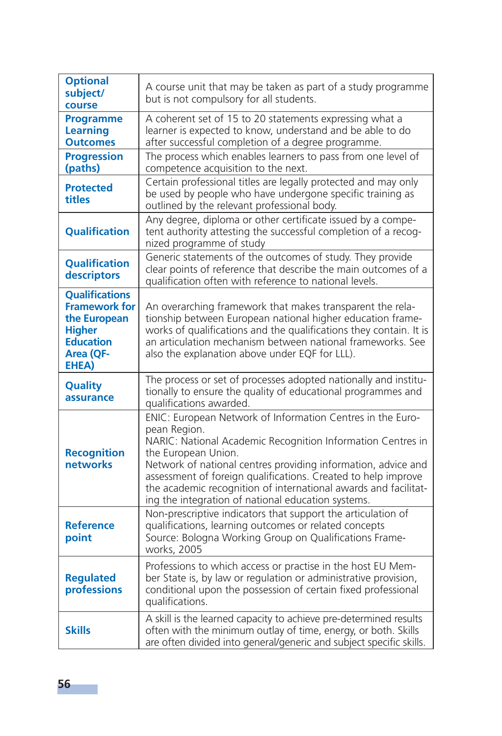| | |
|---|---|
| **Optional subject/ course** | A course unit that may be taken as part of a study programme but is not compulsory for all students. |
| **Programme Learning Outcomes** | A coherent set of 15 to 20 statements expressing what a learner is expected to know, understand and be able to do after successful completion of a degree programme. |
| **Progression (paths)** | The process which enables learners to pass from one level of competence acquisition to the next. |
| **Protected titles** | Certain professional titles are legally protected and may only be used by people who have undergone specific training as outlined by the relevant professional body. |
| **Qualification** | Any degree, diploma or other certificate issued by a competent authority attesting the successful completion of a recognized programme of study |
| **Qualification descriptors** | Generic statements of the outcomes of study. They provide clear points of reference that describe the main outcomes of a qualification often with reference to national levels. |
| **Qualifications Framework for the European Higher Education Area (QF-EHEA)** | An overarching framework that makes transparent the relationship between European national higher education frameworks of qualifications and the qualifications they contain. It is an articulation mechanism between national frameworks. See also the explanation above under EQF for LLL). |
| **Quality assurance** | The process or set of processes adopted nationally and institutionally to ensure the quality of educational programmes and qualifications awarded. |
| **Recognition networks** | ENIC: European Network of Information Centres in the European Region.<br>NARIC: National Academic Recognition Information Centres in the European Union.<br>Network of national centres providing information, advice and assessment of foreign qualifications. Created to help improve the academic recognition of international awards and facilitating the integration of national education systems. |
| **Reference point** | Non-prescriptive indicators that support the articulation of qualifications, learning outcomes or related concepts<br>Source: Bologna Working Group on Qualifications Frameworks, 2005 |
| **Regulated professions** | Professions to which access or practise in the host EU Member State is, by law or regulation or administrative provision, conditional upon the possession of certain fixed professional qualifications. |
| **Skills** | A skill is the learned capacity to achieve pre-determined results often with the minimum outlay of time, energy, or both. Skills are often divided into general/generic and subject specific skills. |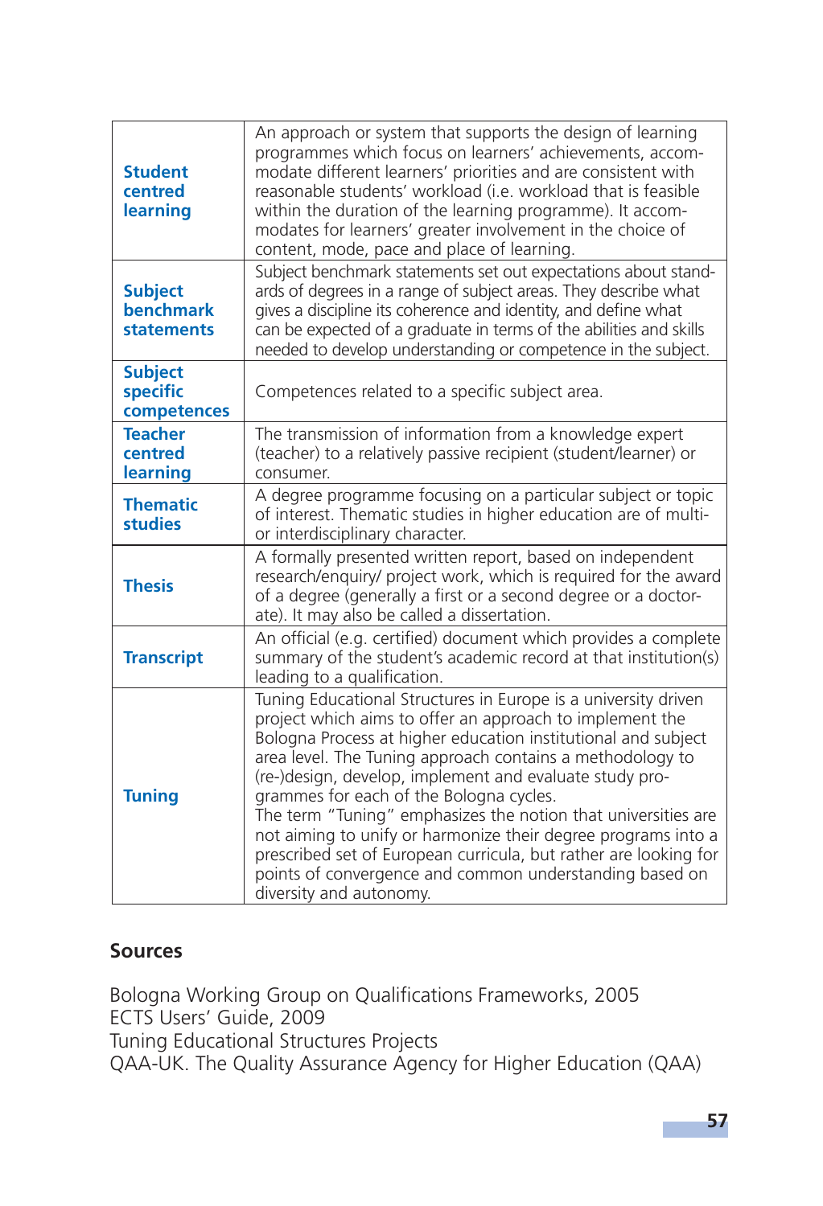| | |
|---|---|
| **Student centred learning** | An approach or system that supports the design of learning programmes which focus on learners' achievements, accommodate different learners' priorities and are consistent with reasonable students' workload (i.e. workload that is feasible within the duration of the learning programme). It accommodates for learners' greater involvement in the choice of content, mode, pace and place of learning. |
| **Subject benchmark statements** | Subject benchmark statements set out expectations about standards of degrees in a range of subject areas. They describe what gives a discipline its coherence and identity, and define what can be expected of a graduate in terms of the abilities and skills needed to develop understanding or competence in the subject. |
| **Subject specific competences** | Competences related to a specific subject area. |
| **Teacher centred learning** | The transmission of information from a knowledge expert (teacher) to a relatively passive recipient (student/learner) or consumer. |
| **Thematic studies** | A degree programme focusing on a particular subject or topic of interest. Thematic studies in higher education are of multi- or interdisciplinary character. |
| **Thesis** | A formally presented written report, based on independent research/enquiry/ project work, which is required for the award of a degree (generally a first or a second degree or a doctorate). It may also be called a dissertation. |
| **Transcript** | An official (e.g. certified) document which provides a complete summary of the student's academic record at that institution(s) leading to a qualification. |
| **Tuning** | Tuning Educational Structures in Europe is a university driven project which aims to offer an approach to implement the Bologna Process at higher education institutional and subject area level. The Tuning approach contains a methodology to (re-)design, develop, implement and evaluate study programmes for each of the Bologna cycles. The term "Tuning" emphasizes the notion that universities are not aiming to unify or harmonize their degree programs into a prescribed set of European curricula, but rather are looking for points of convergence and common understanding based on diversity and autonomy. |

## Sources

Bologna Working Group on Qualifications Frameworks, 2005
ECTS Users' Guide, 2009
Tuning Educational Structures Projects
QAA-UK. The Quality Assurance Agency for Higher Education (QAA)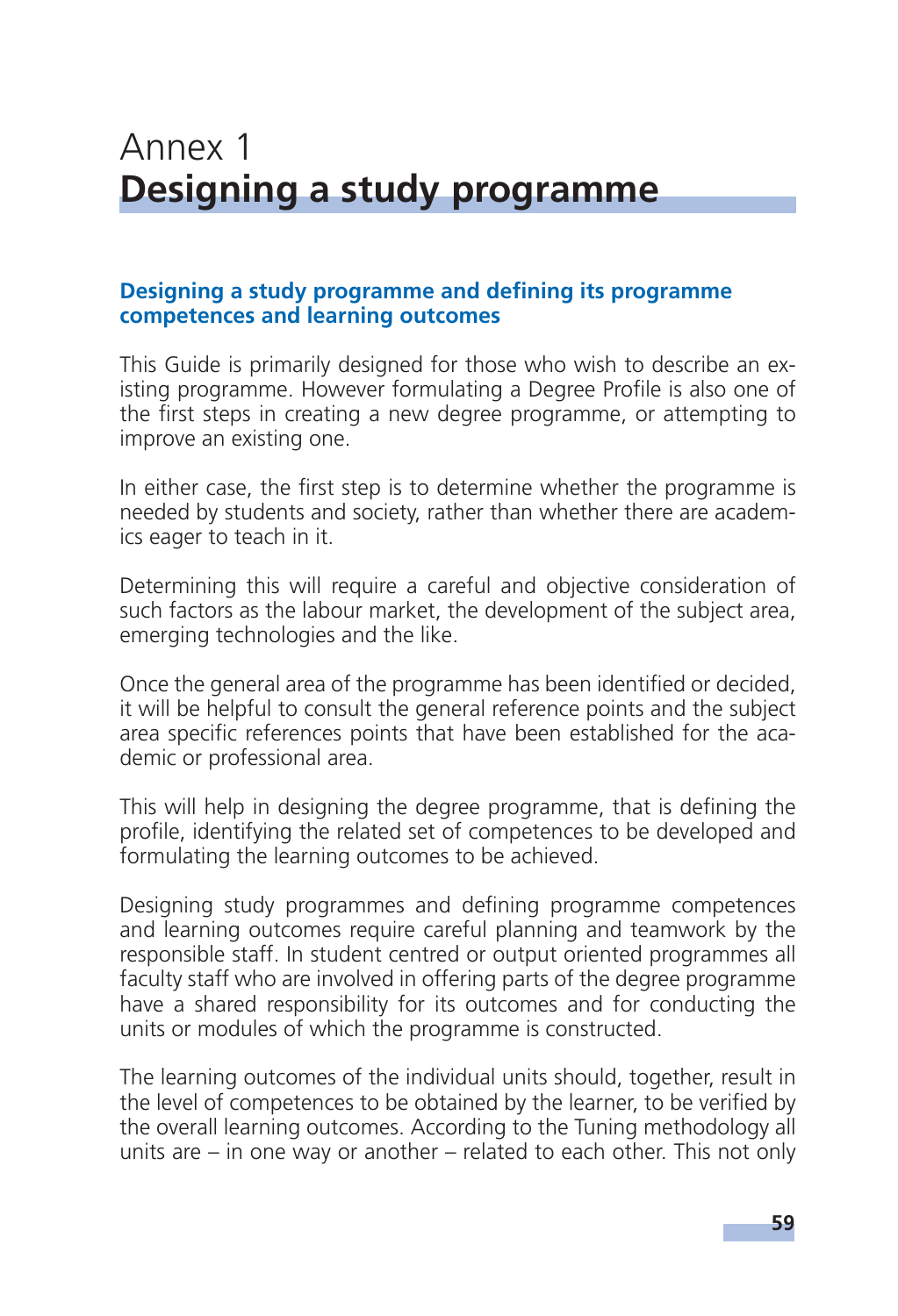# Annex 1
# **Designing a study programme**

### Designing a study programme and defining its programme competences and learning outcomes

This Guide is primarily designed for those who wish to describe an existing programme. However formulating a Degree Profile is also one of the first steps in creating a new degree programme, or attempting to improve an existing one.

In either case, the first step is to determine whether the programme is needed by students and society, rather than whether there are academics eager to teach in it.

Determining this will require a careful and objective consideration of such factors as the labour market, the development of the subject area, emerging technologies and the like.

Once the general area of the programme has been identified or decided, it will be helpful to consult the general reference points and the subject area specific references points that have been established for the academic or professional area.

This will help in designing the degree programme, that is defining the profile, identifying the related set of competences to be developed and formulating the learning outcomes to be achieved.

Designing study programmes and defining programme competences and learning outcomes require careful planning and teamwork by the responsible staff. In student centred or output oriented programmes all faculty staff who are involved in offering parts of the degree programme have a shared responsibility for its outcomes and for conducting the units or modules of which the programme is constructed.

The learning outcomes of the individual units should, together, result in the level of competences to be obtained by the learner, to be verified by the overall learning outcomes. According to the Tuning methodology all units are – in one way or another – related to each other. This not only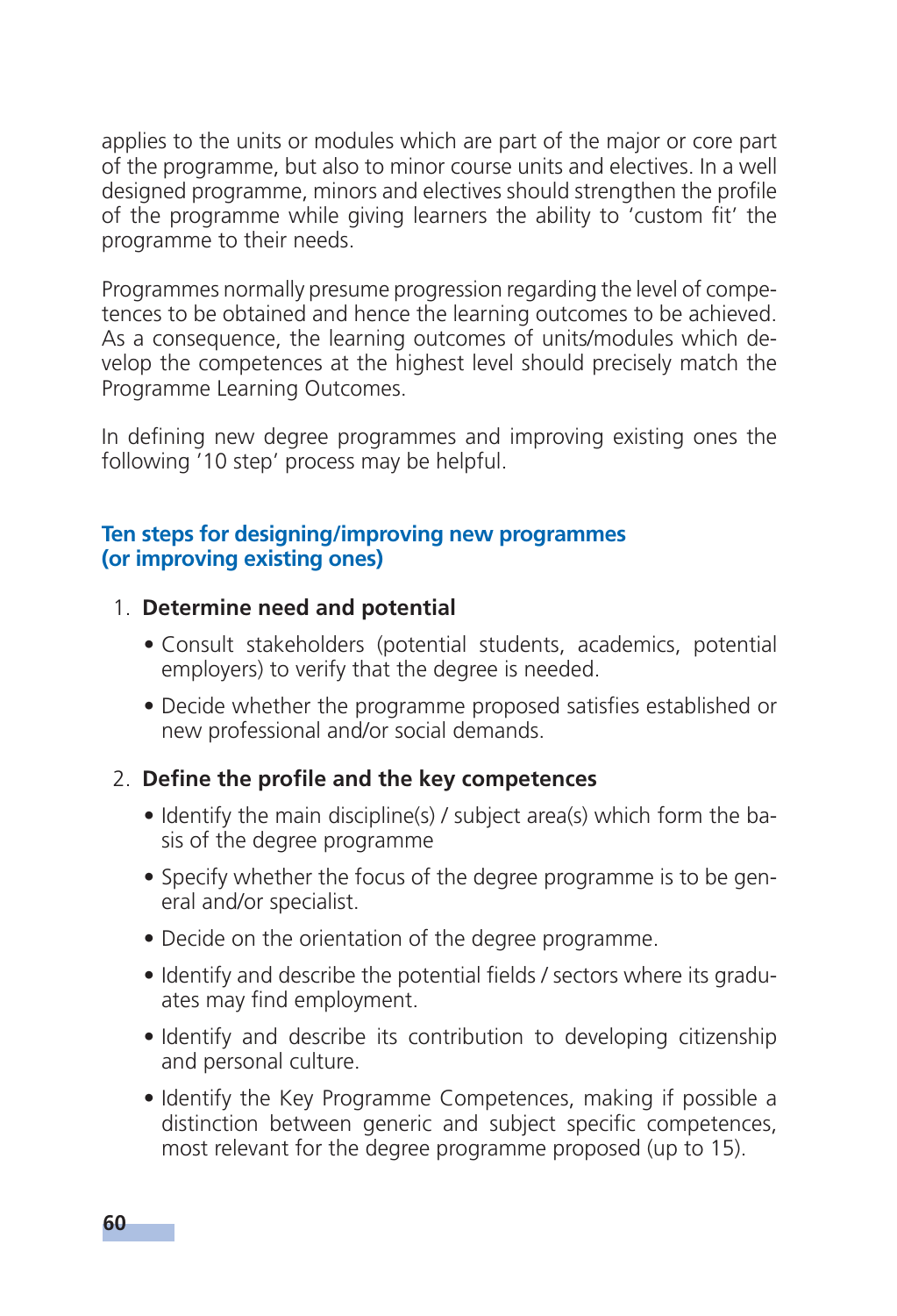applies to the units or modules which are part of the major or core part of the programme, but also to minor course units and electives. In a well designed programme, minors and electives should strengthen the profile of the programme while giving learners the ability to 'custom fit' the programme to their needs.

Programmes normally presume progression regarding the level of competences to be obtained and hence the learning outcomes to be achieved. As a consequence, the learning outcomes of units/modules which develop the competences at the highest level should precisely match the Programme Learning Outcomes.

In defining new degree programmes and improving existing ones the following '10 step' process may be helpful.

### Ten steps for designing/improving new programmes (or improving existing ones)

1. **Determine need and potential**
    - Consult stakeholders (potential students, academics, potential employers) to verify that the degree is needed.
    - Decide whether the programme proposed satisfies established or new professional and/or social demands.

2. **Define the profile and the key competences**
    - Identify the main discipline(s) / subject area(s) which form the basis of the degree programme
    - Specify whether the focus of the degree programme is to be general and/or specialist.
    - Decide on the orientation of the degree programme.
    - Identify and describe the potential fields / sectors where its graduates may find employment.
    - Identify and describe its contribution to developing citizenship and personal culture.
    - Identify the Key Programme Competences, making if possible a distinction between generic and subject specific competences, most relevant for the degree programme proposed (up to 15).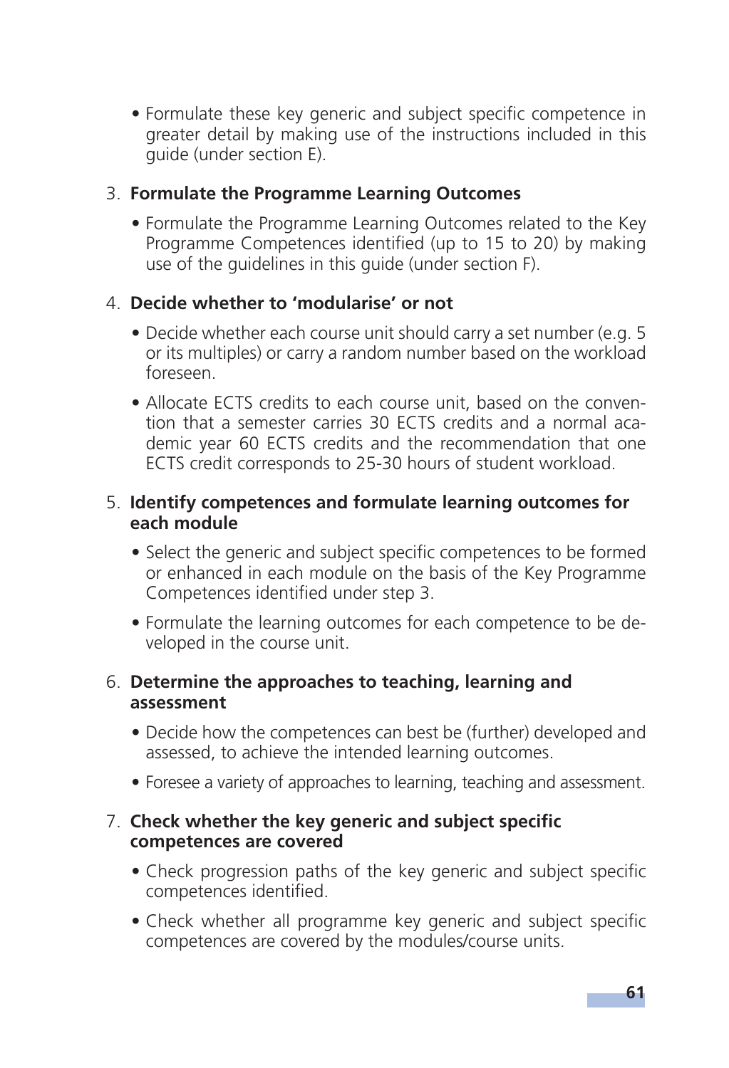- Formulate these key generic and subject specific competence in greater detail by making use of the instructions included in this guide (under section E).

3. **Formulate the Programme Learning Outcomes**

   - Formulate the Programme Learning Outcomes related to the Key Programme Competences identified (up to 15 to 20) by making use of the guidelines in this guide (under section F).

4. **Decide whether to 'modularise' or not**

   - Decide whether each course unit should carry a set number (e.g. 5 or its multiples) or carry a random number based on the workload foreseen.
   - Allocate ECTS credits to each course unit, based on the convention that a semester carries 30 ECTS credits and a normal academic year 60 ECTS credits and the recommendation that one ECTS credit corresponds to 25-30 hours of student workload.

5. **Identify competences and formulate learning outcomes for each module**

   - Select the generic and subject specific competences to be formed or enhanced in each module on the basis of the Key Programme Competences identified under step 3.
   - Formulate the learning outcomes for each competence to be developed in the course unit.

6. **Determine the approaches to teaching, learning and assessment**

   - Decide how the competences can best be (further) developed and assessed, to achieve the intended learning outcomes.
   - Foresee a variety of approaches to learning, teaching and assessment.

7. **Check whether the key generic and subject specific competences are covered**

   - Check progression paths of the key generic and subject specific competences identified.
   - Check whether all programme key generic and subject specific competences are covered by the modules/course units.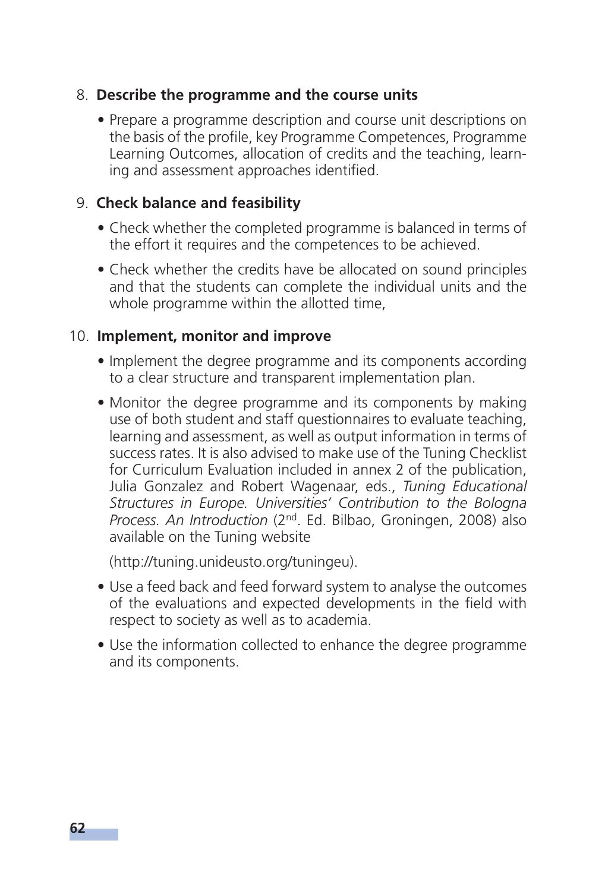8. **Describe the programme and the course units**

   - Prepare a programme description and course unit descriptions on the basis of the profile, key Programme Competences, Programme Learning Outcomes, allocation of credits and the teaching, learning and assessment approaches identified.

9. **Check balance and feasibility**

   - Check whether the completed programme is balanced in terms of the effort it requires and the competences to be achieved.
   - Check whether the credits have be allocated on sound principles and that the students can complete the individual units and the whole programme within the allotted time,

10. **Implement, monitor and improve**

    - Implement the degree programme and its components according to a clear structure and transparent implementation plan.
    - Monitor the degree programme and its components by making use of both student and staff questionnaires to evaluate teaching, learning and assessment, as well as output information in terms of success rates. It is also advised to make use of the Tuning Checklist for Curriculum Evaluation included in annex 2 of the publication, Julia Gonzalez and Robert Wagenaar, eds., *Tuning Educational Structures in Europe. Universities' Contribution to the Bologna Process. An Introduction* (2nd. Ed. Bilbao, Groningen, 2008) also available on the Tuning website

      (http://tuning.unideusto.org/tuningeu).

    - Use a feed back and feed forward system to analyse the outcomes of the evaluations and expected developments in the field with respect to society as well as to academia.
    - Use the information collected to enhance the degree programme and its components.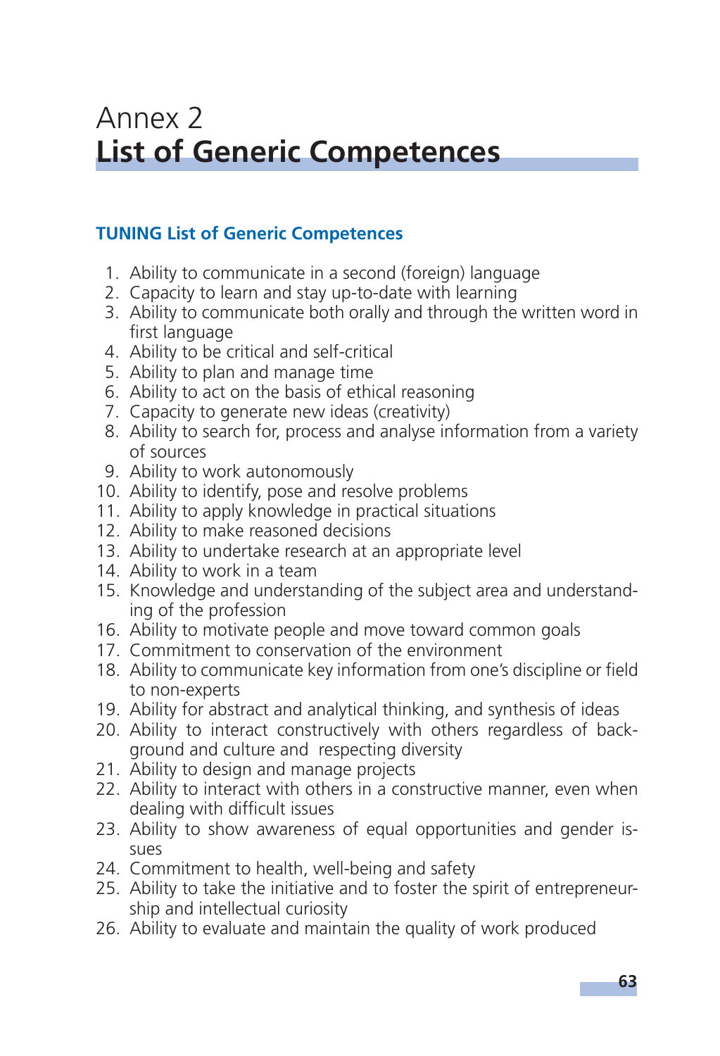# Annex 2
# **List of Generic Competences**

## TUNING List of Generic Competences

1. Ability to communicate in a second (foreign) language
2. Capacity to learn and stay up-to-date with learning
3. Ability to communicate both orally and through the written word in first language
4. Ability to be critical and self-critical
5. Ability to plan and manage time
6. Ability to act on the basis of ethical reasoning
7. Capacity to generate new ideas (creativity)
8. Ability to search for, process and analyse information from a variety of sources
9. Ability to work autonomously
10. Ability to identify, pose and resolve problems
11. Ability to apply knowledge in practical situations
12. Ability to make reasoned decisions
13. Ability to undertake research at an appropriate level
14. Ability to work in a team
15. Knowledge and understanding of the subject area and understanding of the profession
16. Ability to motivate people and move toward common goals
17. Commitment to conservation of the environment
18. Ability to communicate key information from one's discipline or field to non-experts
19. Ability for abstract and analytical thinking, and synthesis of ideas
20. Ability to interact constructively with others regardless of background and culture and respecting diversity
21. Ability to design and manage projects
22. Ability to interact with others in a constructive manner, even when dealing with difficult issues
23. Ability to show awareness of equal opportunities and gender issues
24. Commitment to health, well-being and safety
25. Ability to take the initiative and to foster the spirit of entrepreneurship and intellectual curiosity
26. Ability to evaluate and maintain the quality of work produced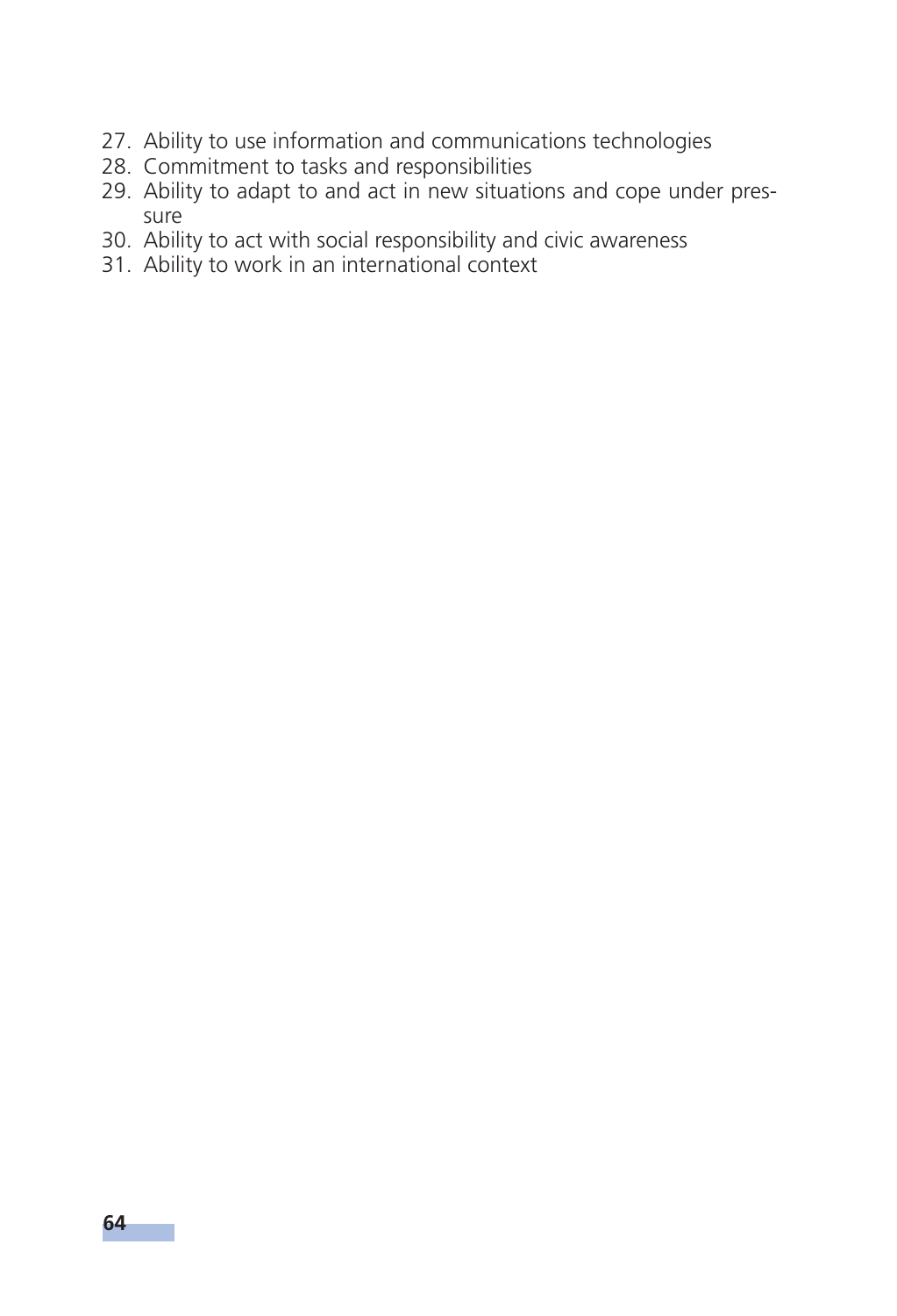27. Ability to use information and communications technologies
28. Commitment to tasks and responsibilities
29. Ability to adapt to and act in new situations and cope under pressure
30. Ability to act with social responsibility and civic awareness
31. Ability to work in an international context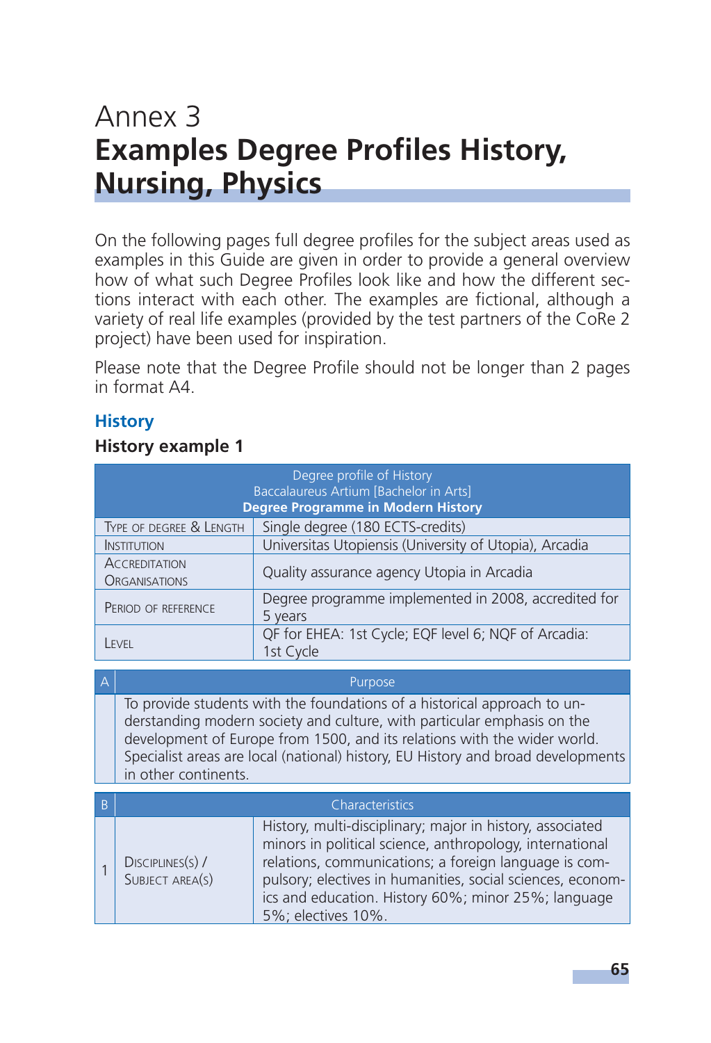# Annex 3
# Examples Degree Profiles History, Nursing, Physics

On the following pages full degree profiles for the subject areas used as examples in this Guide are given in order to provide a general overview how of what such Degree Profiles look like and how the different sections interact with each other. The examples are fictional, although a variety of real life examples (provided by the test partners of the CoRe 2 project) have been used for inspiration.

Please note that the Degree Profile should not be longer than 2 pages in format A4.

## History

### History example 1

| Degree profile of History<br>Baccalaureus Artium [Bachelor in Arts]<br>**Degree Programme in Modern History** | |
|---|---|
| Type of degree & Length | Single degree (180 ECTS-credits) |
| Institution | Universitas Utopiensis (University of Utopia), Arcadia |
| Accreditation Organisations | Quality assurance agency Utopia in Arcadia |
| Period of reference | Degree programme implemented in 2008, accredited for 5 years |
| Level | QF for EHEA: 1st Cycle; EQF level 6; NQF of Arcadia: 1st Cycle |

| A | Purpose |
|---|---|
| | To provide students with the foundations of a historical approach to understanding modern society and culture, with particular emphasis on the development of Europe from 1500, and its relations with the wider world. Specialist areas are local (national) history, EU History and broad developments in other continents. |

| B | Characteristics | |
|---|---|---|
| 1 | Disciplines(s) / Subject area(s) | History, multi-disciplinary; major in history, associated minors in political science, anthropology, international relations, communications; a foreign language is compulsory; electives in humanities, social sciences, economics and education. History 60%; minor 25%; language 5%; electives 10%. |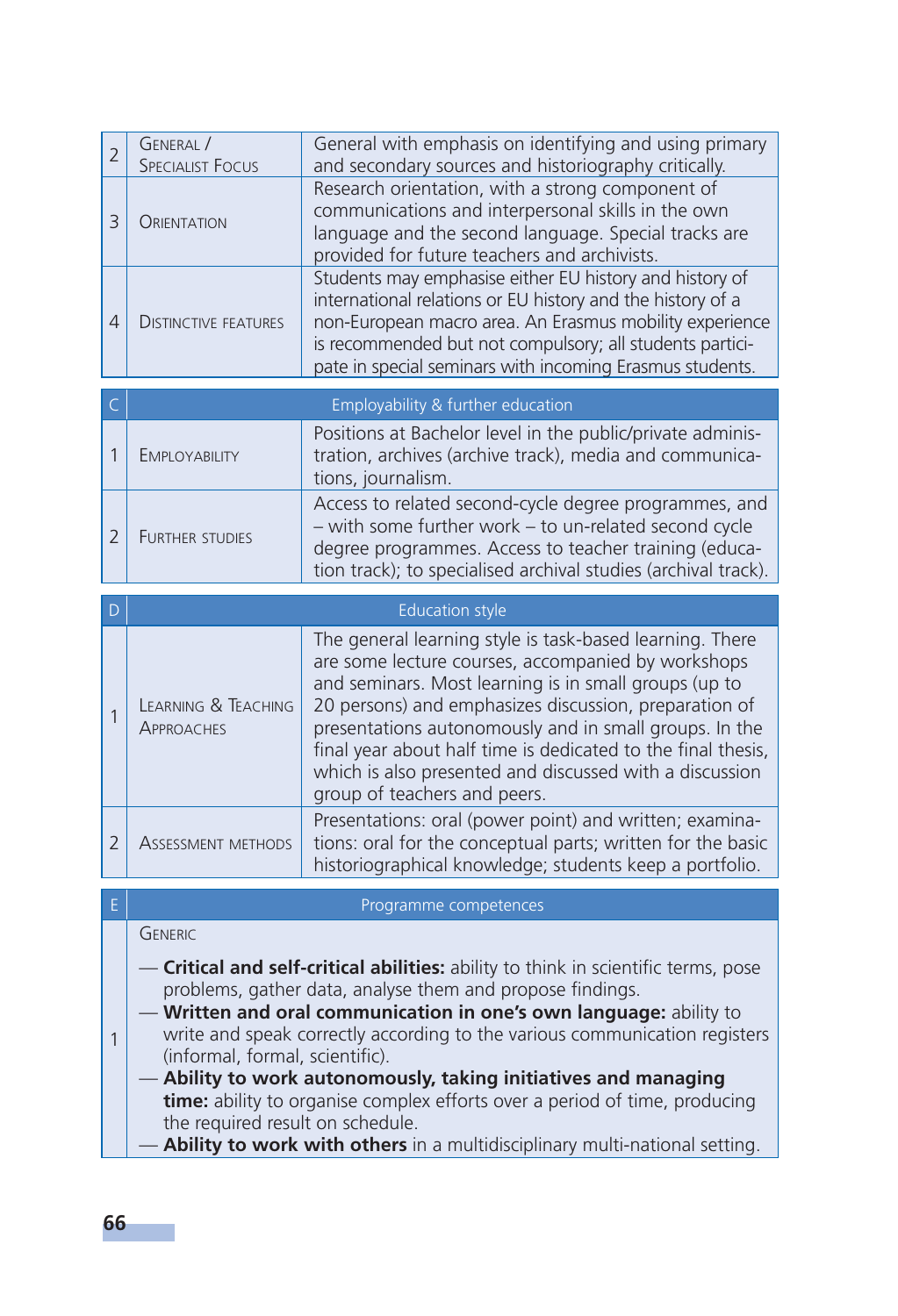| | | |
|---|---|---|
| 2 | General / Specialist Focus | General with emphasis on identifying and using primary and secondary sources and historiography critically. |
| 3 | Orientation | Research orientation, with a strong component of communications and interpersonal skills in the own language and the second language. Special tracks are provided for future teachers and archivists. |
| 4 | Distinctive features | Students may emphasise either EU history and history of international relations or EU history and the history of a non-European macro area. An Erasmus mobility experience is recommended but not compulsory; all students participate in special seminars with incoming Erasmus students. |

| C | Employability & further education | |
|---|---|---|
| 1 | Employability | Positions at Bachelor level in the public/private administration, archives (archive track), media and communications, journalism. |
| 2 | Further studies | Access to related second-cycle degree programmes, and – with some further work – to un-related second cycle degree programmes. Access to teacher training (education track); to specialised archival studies (archival track). |

| D | Education style | |
|---|---|---|
| 1 | Learning & Teaching Approaches | The general learning style is task-based learning. There are some lecture courses, accompanied by workshops and seminars. Most learning is in small groups (up to 20 persons) and emphasizes discussion, preparation of presentations autonomously and in small groups. In the final year about half time is dedicated to the final thesis, which is also presented and discussed with a discussion group of teachers and peers. |
| 2 | Assessment methods | Presentations: oral (power point) and written; examinations: oral for the conceptual parts; written for the basic historiographical knowledge; students keep a portfolio. |

| E | Programme competences |
|---|---|
| 1 | Generic<br><br>— **Critical and self-critical abilities:** ability to think in scientific terms, pose problems, gather data, analyse them and propose findings.<br>— **Written and oral communication in one's own language:** ability to write and speak correctly according to the various communication registers (informal, formal, scientific).<br>— **Ability to work autonomously, taking initiatives and managing time:** ability to organise complex efforts over a period of time, producing the required result on schedule.<br>— **Ability to work with others** in a multidisciplinary multi-national setting. |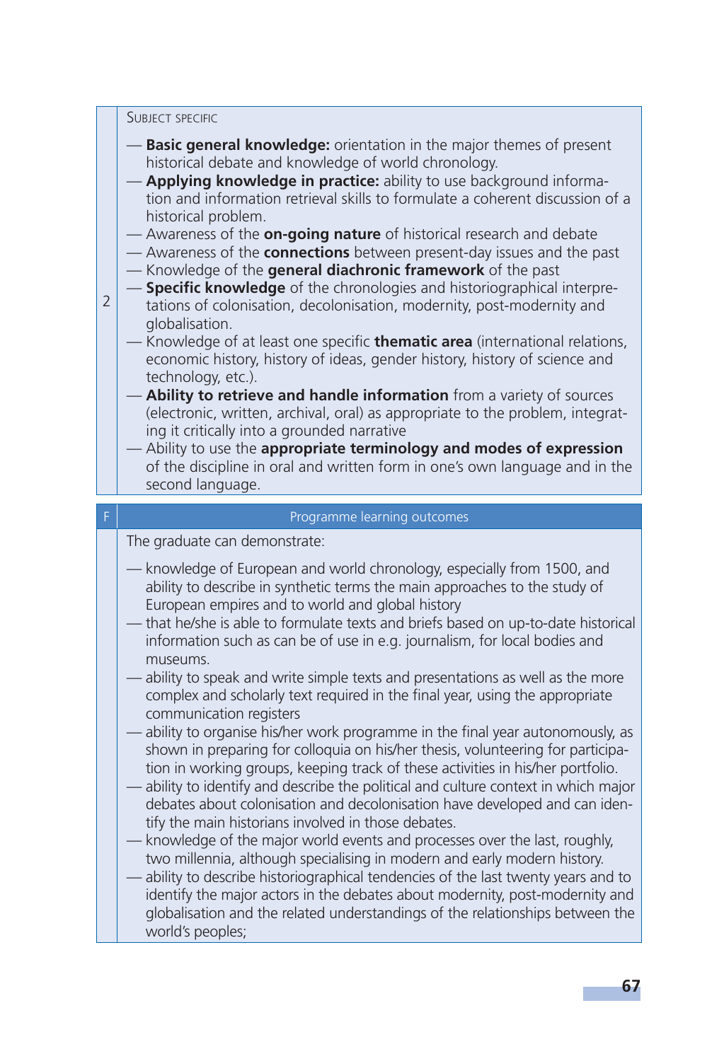| | Subject specific |
|---|---|
| 2 | — **Basic general knowledge:** orientation in the major themes of present historical debate and knowledge of world chronology.<br>— **Applying knowledge in practice:** ability to use background information and information retrieval skills to formulate a coherent discussion of a historical problem.<br>— Awareness of the **on-going nature** of historical research and debate<br>— Awareness of the **connections** between present-day issues and the past<br>— Knowledge of the **general diachronic framework** of the past<br>— **Specific knowledge** of the chronologies and historiographical interpretations of colonisation, decolonisation, modernity, post-modernity and globalisation.<br>— Knowledge of at least one specific **thematic area** (international relations, economic history, history of ideas, gender history, history of science and technology, etc.).<br>— **Ability to retrieve and handle information** from a variety of sources (electronic, written, archival, oral) as appropriate to the problem, integrating it critically into a grounded narrative<br>— Ability to use the **appropriate terminology and modes of expression** of the discipline in oral and written form in one's own language and in the second language. |

| F | Programme learning outcomes |
|---|---|
| | The graduate can demonstrate:<br>— knowledge of European and world chronology, especially from 1500, and ability to describe in synthetic terms the main approaches to the study of European empires and to world and global history<br>— that he/she is able to formulate texts and briefs based on up-to-date historical information such as can be of use in e.g. journalism, for local bodies and museums.<br>— ability to speak and write simple texts and presentations as well as the more complex and scholarly text required in the final year, using the appropriate communication registers<br>— ability to organise his/her work programme in the final year autonomously, as shown in preparing for colloquia on his/her thesis, volunteering for participation in working groups, keeping track of these activities in his/her portfolio.<br>— ability to identify and describe the political and culture context in which major debates about colonisation and decolonisation have developed and can identify the main historians involved in those debates.<br>— knowledge of the major world events and processes over the last, roughly, two millennia, although specialising in modern and early modern history.<br>— ability to describe historiographical tendencies of the last twenty years and to identify the major actors in the debates about modernity, post-modernity and globalisation and the related understandings of the relationships between the world's peoples; |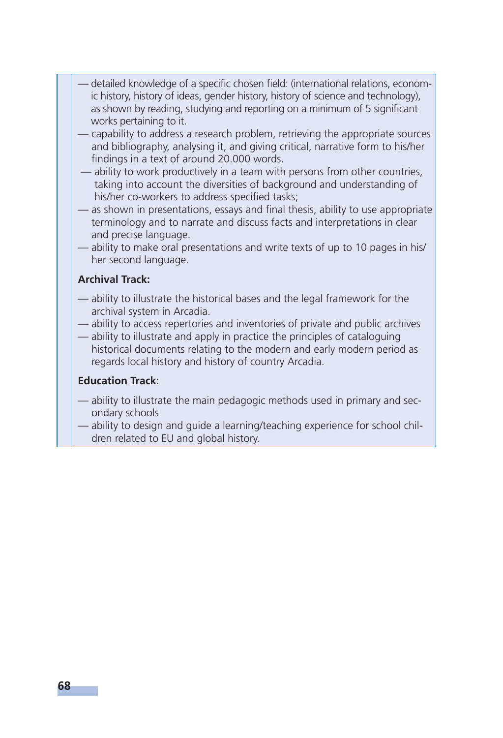- detailed knowledge of a specific chosen field: (international relations, economic history, history of ideas, gender history, history of science and technology), as shown by reading, studying and reporting on a minimum of 5 significant works pertaining to it.
- capability to address a research problem, retrieving the appropriate sources and bibliography, analysing it, and giving critical, narrative form to his/her findings in a text of around 20.000 words.
- ability to work productively in a team with persons from other countries, taking into account the diversities of background and understanding of his/her co-workers to address specified tasks;
- as shown in presentations, essays and final thesis, ability to use appropriate terminology and to narrate and discuss facts and interpretations in clear and precise language.
- ability to make oral presentations and write texts of up to 10 pages in his/her second language.

**Archival Track:**

- ability to illustrate the historical bases and the legal framework for the archival system in Arcadia.
- ability to access repertories and inventories of private and public archives
- ability to illustrate and apply in practice the principles of cataloguing historical documents relating to the modern and early modern period as regards local history and history of country Arcadia.

**Education Track:**

- ability to illustrate the main pedagogic methods used in primary and secondary schools
- ability to design and guide a learning/teaching experience for school children related to EU and global history.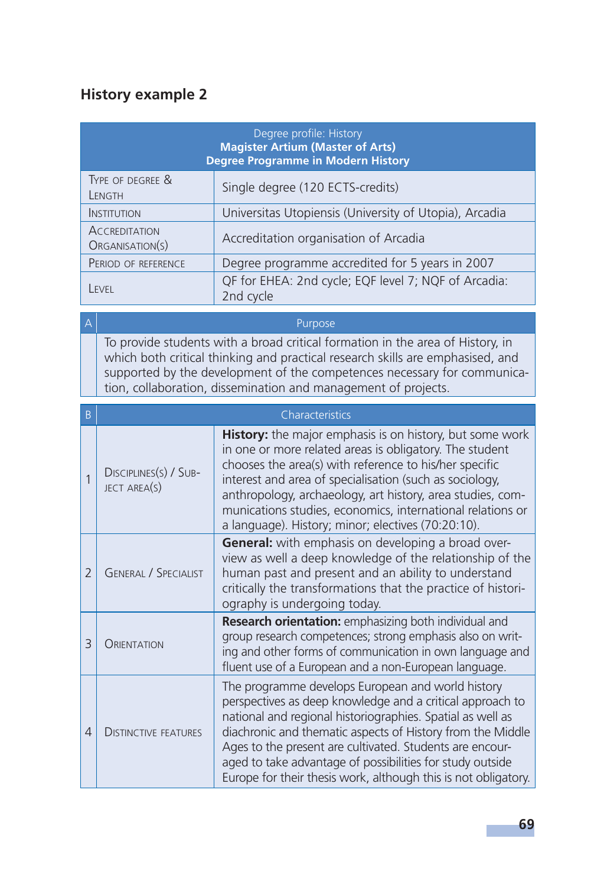## History example 2

| Degree profile: History<br>**Magister Artium (Master of Arts)**<br>**Degree Programme in Modern History** | |
|---|---|
| Type of degree & Length | Single degree (120 ECTS-credits) |
| Institution | Universitas Utopiensis (University of Utopia), Arcadia |
| Accreditation Organisation(s) | Accreditation organisation of Arcadia |
| Period of reference | Degree programme accredited for 5 years in 2007 |
| Level | QF for EHEA: 2nd cycle; EQF level 7; NQF of Arcadia: 2nd cycle |

| A | Purpose |
|---|---|
| | To provide students with a broad critical formation in the area of History, in which both critical thinking and practical research skills are emphasised, and supported by the development of the competences necessary for communication, collaboration, dissemination and management of projects. |

| B | Characteristics | |
|---|---|---|
| 1 | Disciplines(s) / Subject area(s) | **History:** the major emphasis is on history, but some work in one or more related areas is obligatory. The student chooses the area(s) with reference to his/her specific interest and area of specialisation (such as sociology, anthropology, archaeology, art history, area studies, communications studies, economics, international relations or a language). History; minor; electives (70:20:10). |
| 2 | General / Specialist | **General:** with emphasis on developing a broad overview as well a deep knowledge of the relationship of the human past and present and an ability to understand critically the transformations that the practice of historiography is undergoing today. |
| 3 | Orientation | **Research orientation:** emphasizing both individual and group research competences; strong emphasis also on writing and other forms of communication in own language and fluent use of a European and a non-European language. |
| 4 | Distinctive features | The programme develops European and world history perspectives as deep knowledge and a critical approach to national and regional historiographies. Spatial as well as diachronic and thematic aspects of History from the Middle Ages to the present are cultivated. Students are encouraged to take advantage of possibilities for study outside Europe for their thesis work, although this is not obligatory. |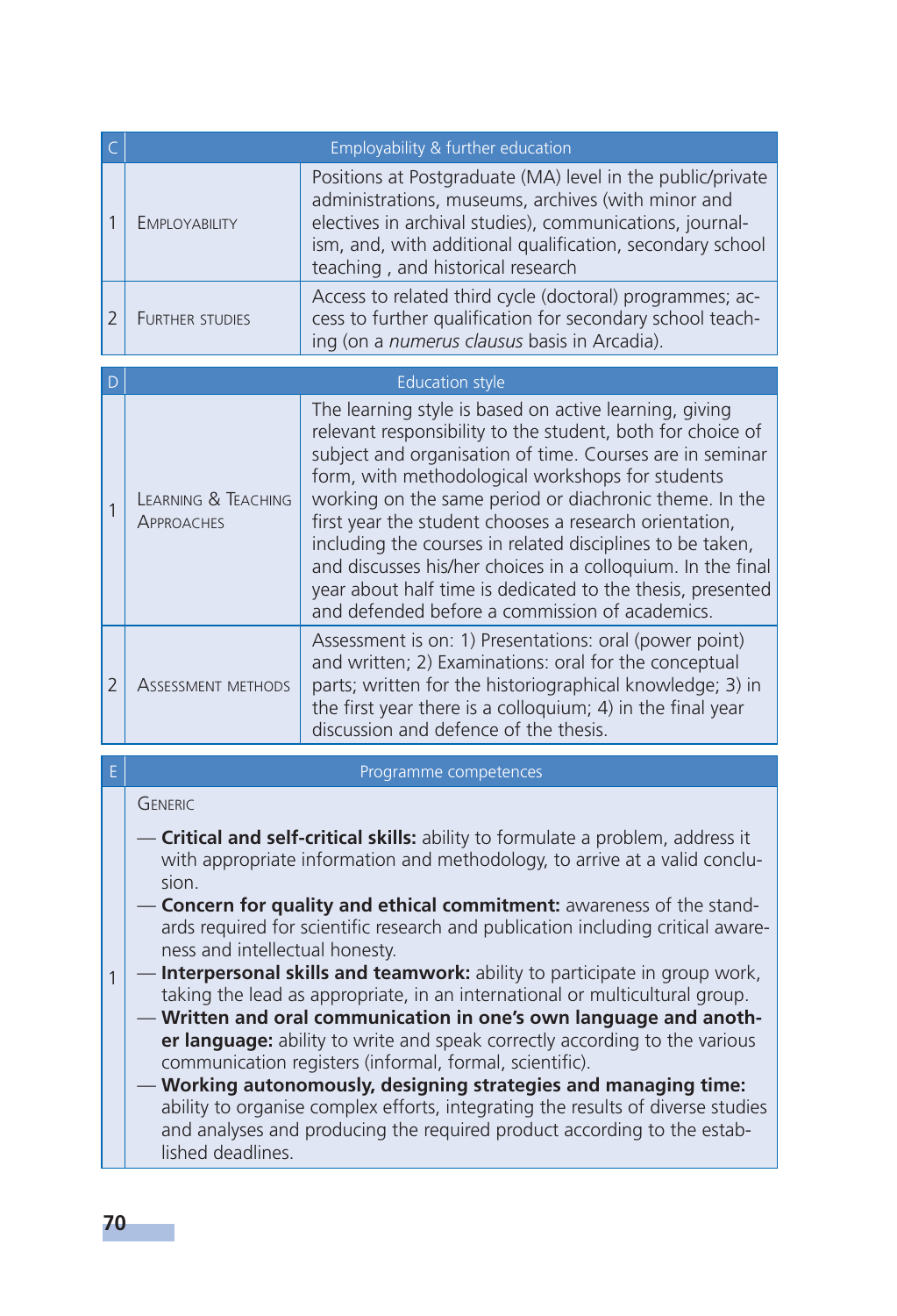| C | Employability & further education | |
|---|---|---|
| 1 | Employability | Positions at Postgraduate (MA) level in the public/private administrations, museums, archives (with minor and electives in archival studies), communications, journalism, and, with additional qualification, secondary school teaching , and historical research |
| 2 | Further studies | Access to related third cycle (doctoral) programmes; access to further qualification for secondary school teaching (on a *numerus clausus* basis in Arcadia). |

| D | Education style | |
|---|---|---|
| 1 | Learning & Teaching Approaches | The learning style is based on active learning, giving relevant responsibility to the student, both for choice of subject and organisation of time. Courses are in seminar form, with methodological workshops for students working on the same period or diachronic theme. In the first year the student chooses a research orientation, including the courses in related disciplines to be taken, and discusses his/her choices in a colloquium. In the final year about half time is dedicated to the thesis, presented and defended before a commission of academics. |
| 2 | Assessment methods | Assessment is on: 1) Presentations: oral (power point) and written; 2) Examinations: oral for the conceptual parts; written for the historiographical knowledge; 3) in the first year there is a colloquium; 4) in the final year discussion and defence of the thesis. |

| E | Programme competences |
|---|---|
| 1 | Generic<br><br>— **Critical and self-critical skills:** ability to formulate a problem, address it with appropriate information and methodology, to arrive at a valid conclusion.<br>— **Concern for quality and ethical commitment:** awareness of the standards required for scientific research and publication including critical awareness and intellectual honesty.<br>— **Interpersonal skills and teamwork:** ability to participate in group work, taking the lead as appropriate, in an international or multicultural group.<br>— **Written and oral communication in one's own language and another language:** ability to write and speak correctly according to the various communication registers (informal, formal, scientific).<br>— **Working autonomously, designing strategies and managing time:** ability to organise complex efforts, integrating the results of diverse studies and analyses and producing the required product according to the established deadlines. |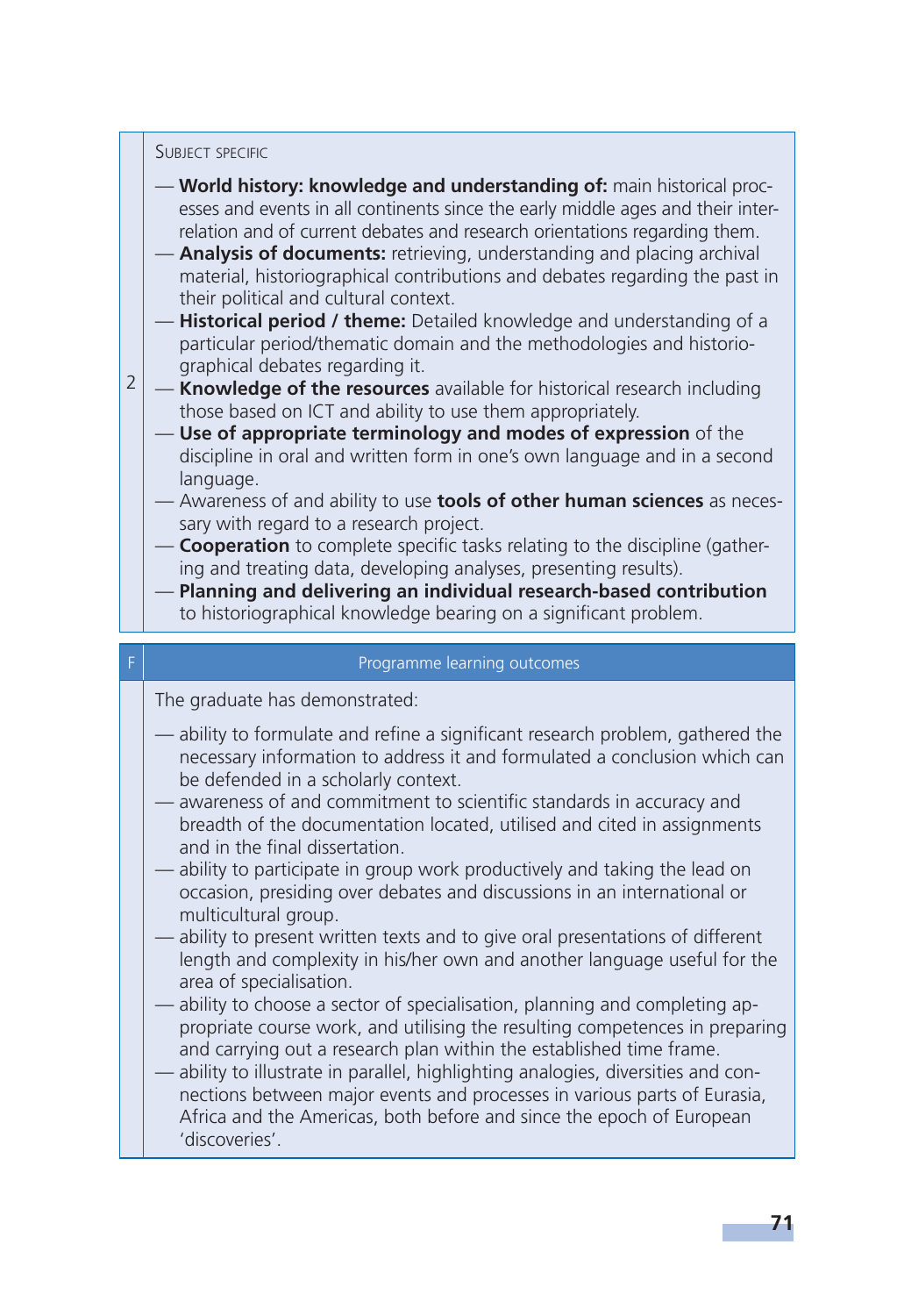| 2 | SUBJECT SPECIFIC<br><br>— **World history: knowledge and understanding of:** main historical processes and events in all continents since the early middle ages and their interrelation and of current debates and research orientations regarding them.<br>— **Analysis of documents:** retrieving, understanding and placing archival material, historiographical contributions and debates regarding the past in their political and cultural context.<br>— **Historical period / theme:** Detailed knowledge and understanding of a particular period/thematic domain and the methodologies and historiographical debates regarding it.<br>— **Knowledge of the resources** available for historical research including those based on ICT and ability to use them appropriately.<br>— **Use of appropriate terminology and modes of expression** of the discipline in oral and written form in one's own language and in a second language.<br>— Awareness of and ability to use **tools of other human sciences** as necessary with regard to a research project.<br>— **Cooperation** to complete specific tasks relating to the discipline (gathering and treating data, developing analyses, presenting results).<br>— **Planning and delivering an individual research-based contribution** to historiographical knowledge bearing on a significant problem. |
|---|---|

| F | Programme learning outcomes |
|---|---|
| | The graduate has demonstrated:<br><br>— ability to formulate and refine a significant research problem, gathered the necessary information to address it and formulated a conclusion which can be defended in a scholarly context.<br>— awareness of and commitment to scientific standards in accuracy and breadth of the documentation located, utilised and cited in assignments and in the final dissertation.<br>— ability to participate in group work productively and taking the lead on occasion, presiding over debates and discussions in an international or multicultural group.<br>— ability to present written texts and to give oral presentations of different length and complexity in his/her own and another language useful for the area of specialisation.<br>— ability to choose a sector of specialisation, planning and completing appropriate course work, and utilising the resulting competences in preparing and carrying out a research plan within the established time frame.<br>— ability to illustrate in parallel, highlighting analogies, diversities and connections between major events and processes in various parts of Eurasia, Africa and the Americas, both before and since the epoch of European 'discoveries'. |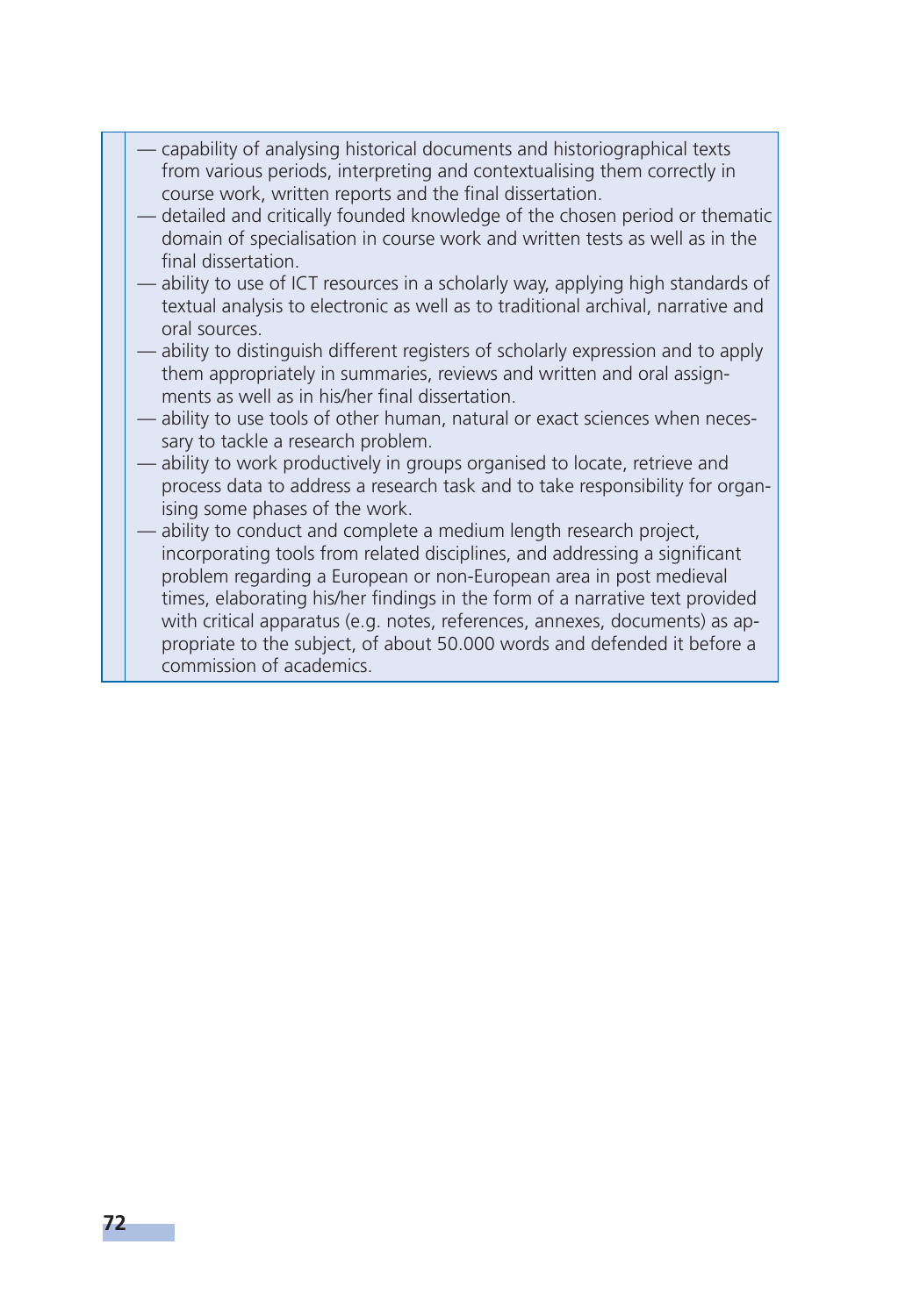- capability of analysing historical documents and historiographical texts from various periods, interpreting and contextualising them correctly in course work, written reports and the final dissertation.
- detailed and critically founded knowledge of the chosen period or thematic domain of specialisation in course work and written tests as well as in the final dissertation.
- ability to use of ICT resources in a scholarly way, applying high standards of textual analysis to electronic as well as to traditional archival, narrative and oral sources.
- ability to distinguish different registers of scholarly expression and to apply them appropriately in summaries, reviews and written and oral assignments as well as in his/her final dissertation.
- ability to use tools of other human, natural or exact sciences when necessary to tackle a research problem.
- ability to work productively in groups organised to locate, retrieve and process data to address a research task and to take responsibility for organising some phases of the work.
- ability to conduct and complete a medium length research project, incorporating tools from related disciplines, and addressing a significant problem regarding a European or non-European area in post medieval times, elaborating his/her findings in the form of a narrative text provided with critical apparatus (e.g. notes, references, annexes, documents) as appropriate to the subject, of about 50.000 words and defended it before a commission of academics.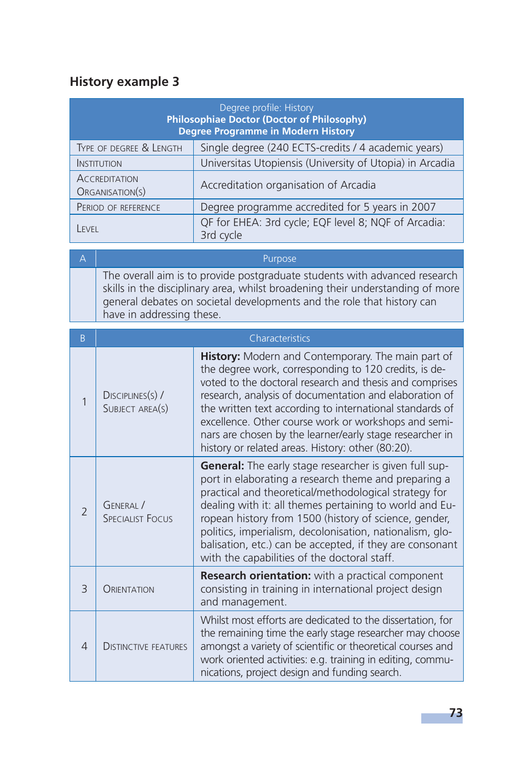## History example 3

| Degree profile: History<br>**Philosophiae Doctor (Doctor of Philosophy)**<br>**Degree Programme in Modern History** | |
|---|---|
| Type of degree & Length | Single degree (240 ECTS-credits / 4 academic years) |
| Institution | Universitas Utopiensis (University of Utopia) in Arcadia |
| Accreditation Organisation(s) | Accreditation organisation of Arcadia |
| Period of reference | Degree programme accredited for 5 years in 2007 |
| Level | QF for EHEA: 3rd cycle; EQF level 8; NQF of Arcadia: 3rd cycle |

| A | Purpose |
|---|---|
| | The overall aim is to provide postgraduate students with advanced research skills in the disciplinary area, whilst broadening their understanding of more general debates on societal developments and the role that history can have in addressing these. |

| B | Characteristics | |
|---|---|---|
| 1 | Disciplines(s) / Subject area(s) | **History:** Modern and Contemporary. The main part of the degree work, corresponding to 120 credits, is devoted to the doctoral research and thesis and comprises research, analysis of documentation and elaboration of the written text according to international standards of excellence. Other course work or workshops and seminars are chosen by the learner/early stage researcher in history or related areas. History: other (80:20). |
| 2 | General / Specialist Focus | **General:** The early stage researcher is given full support in elaborating a research theme and preparing a practical and theoretical/methodological strategy for dealing with it: all themes pertaining to world and European history from 1500 (history of science, gender, politics, imperialism, decolonisation, nationalism, globalisation, etc.) can be accepted, if they are consonant with the capabilities of the doctoral staff. |
| 3 | Orientation | **Research orientation:** with a practical component consisting in training in international project design and management. |
| 4 | Distinctive features | Whilst most efforts are dedicated to the dissertation, for the remaining time the early stage researcher may choose amongst a variety of scientific or theoretical courses and work oriented activities: e.g. training in editing, communications, project design and funding search. |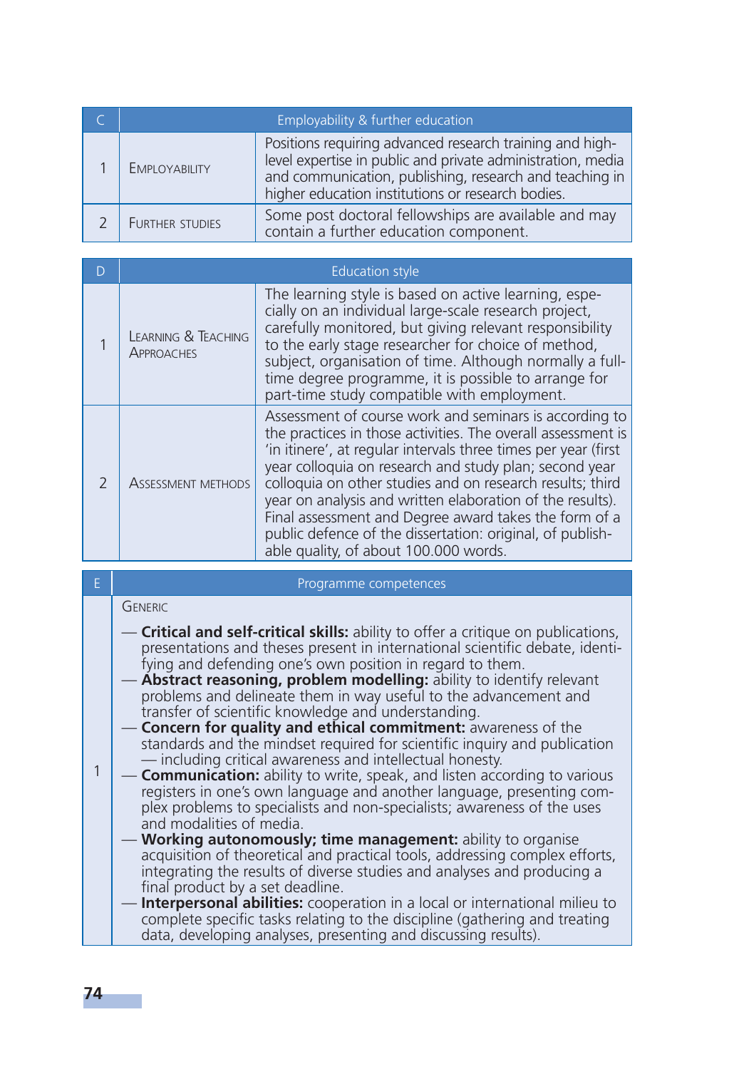| C | Employability & further education | |
|---|---|---|
| 1 | Employability | Positions requiring advanced research training and high-level expertise in public and private administration, media and communication, publishing, research and teaching in higher education institutions or research bodies. |
| 2 | Further studies | Some post doctoral fellowships are available and may contain a further education component. |

| D | Education style | |
|---|---|---|
| 1 | Learning & Teaching Approaches | The learning style is based on active learning, especially on an individual large-scale research project, carefully monitored, but giving relevant responsibility to the early stage researcher for choice of method, subject, organisation of time. Although normally a full-time degree programme, it is possible to arrange for part-time study compatible with employment. |
| 2 | Assessment methods | Assessment of course work and seminars is according to the practices in those activities. The overall assessment is 'in itinere', at regular intervals three times per year (first year colloquia on research and study plan; second year colloquia on other studies and on research results; third year on analysis and written elaboration of the results). Final assessment and Degree award takes the form of a public defence of the dissertation: original, of publishable quality, of about 100.000 words. |

| E | Programme competences |
|---|---|
| 1 | Generic<br><br>— **Critical and self-critical skills:** ability to offer a critique on publications, presentations and theses present in international scientific debate, identifying and defending one's own position in regard to them.<br>— **Abstract reasoning, problem modelling:** ability to identify relevant problems and delineate them in way useful to the advancement and transfer of scientific knowledge and understanding.<br>— **Concern for quality and ethical commitment:** awareness of the standards and the mindset required for scientific inquiry and publication — including critical awareness and intellectual honesty.<br>— **Communication:** ability to write, speak, and listen according to various registers in one's own language and another language, presenting complex problems to specialists and non-specialists; awareness of the uses and modalities of media.<br>— **Working autonomously; time management:** ability to organise acquisition of theoretical and practical tools, addressing complex efforts, integrating the results of diverse studies and analyses and producing a final product by a set deadline.<br>— **Interpersonal abilities:** cooperation in a local or international milieu to complete specific tasks relating to the discipline (gathering and treating data, developing analyses, presenting and discussing results). |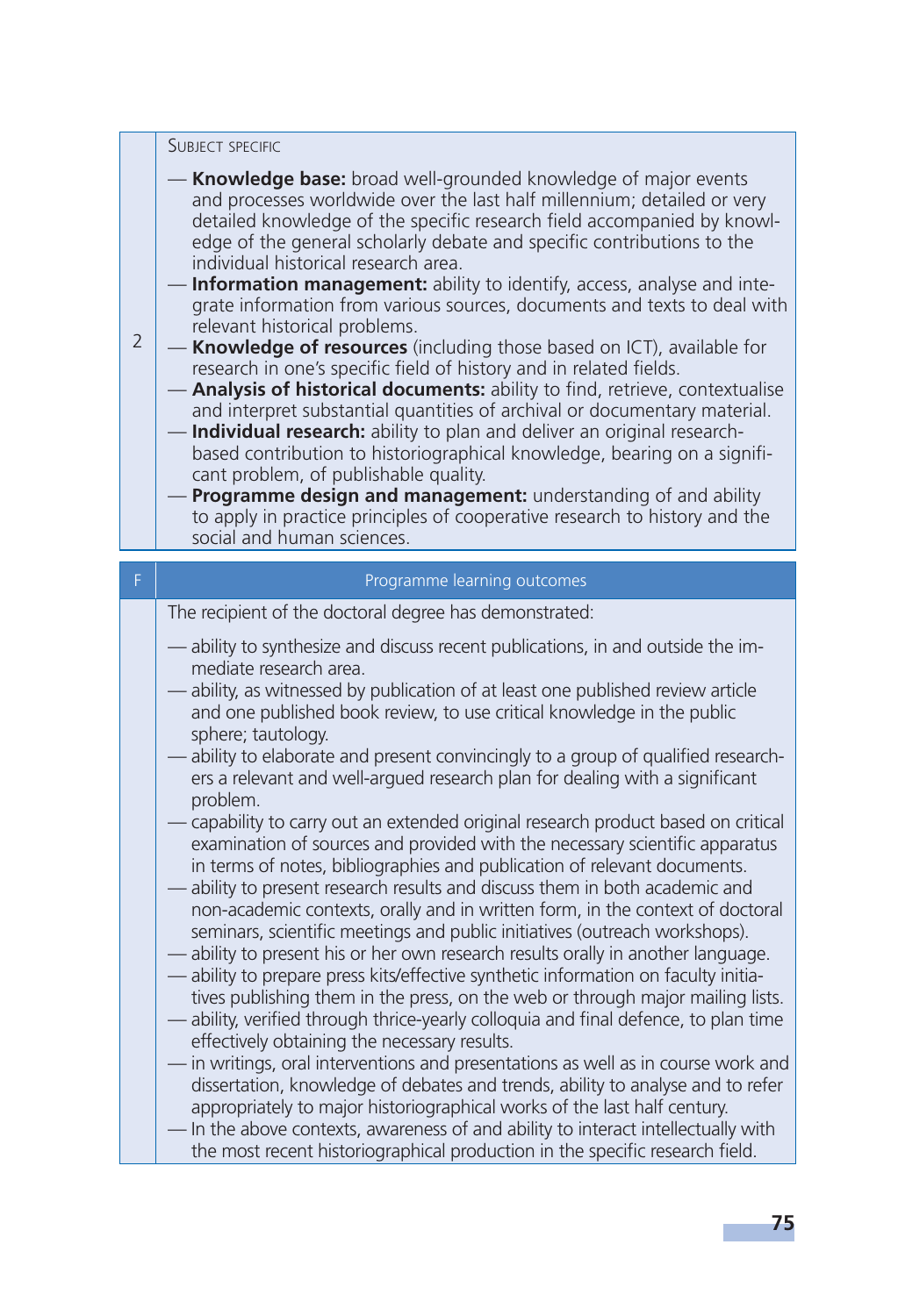| | |
|---|---|
| 2 | SUBJECT SPECIFIC<br><br>— **Knowledge base:** broad well-grounded knowledge of major events and processes worldwide over the last half millennium; detailed or very detailed knowledge of the specific research field accompanied by knowledge of the general scholarly debate and specific contributions to the individual historical research area.<br>— **Information management:** ability to identify, access, analyse and integrate information from various sources, documents and texts to deal with relevant historical problems.<br>— **Knowledge of resources** (including those based on ICT), available for research in one's specific field of history and in related fields.<br>— **Analysis of historical documents:** ability to find, retrieve, contextualise and interpret substantial quantities of archival or documentary material.<br>— **Individual research:** ability to plan and deliver an original research-based contribution to historiographical knowledge, bearing on a significant problem, of publishable quality.<br>— **Programme design and management:** understanding of and ability to apply in practice principles of cooperative research to history and the social and human sciences. |

| F | Programme learning outcomes |
|---|---|
| | The recipient of the doctoral degree has demonstrated:<br><br>— ability to synthesize and discuss recent publications, in and outside the immediate research area.<br>— ability, as witnessed by publication of at least one published review article and one published book review, to use critical knowledge in the public sphere; tautology.<br>— ability to elaborate and present convincingly to a group of qualified researchers a relevant and well-argued research plan for dealing with a significant problem.<br>— capability to carry out an extended original research product based on critical examination of sources and provided with the necessary scientific apparatus in terms of notes, bibliographies and publication of relevant documents.<br>— ability to present research results and discuss them in both academic and non-academic contexts, orally and in written form, in the context of doctoral seminars, scientific meetings and public initiatives (outreach workshops).<br>— ability to present his or her own research results orally in another language.<br>— ability to prepare press kits/effective synthetic information on faculty initiatives publishing them in the press, on the web or through major mailing lists.<br>— ability, verified through thrice-yearly colloquia and final defence, to plan time effectively obtaining the necessary results.<br>— in writings, oral interventions and presentations as well as in course work and dissertation, knowledge of debates and trends, ability to analyse and to refer appropriately to major historiographical works of the last half century.<br>— In the above contexts, awareness of and ability to interact intellectually with the most recent historiographical production in the specific research field. |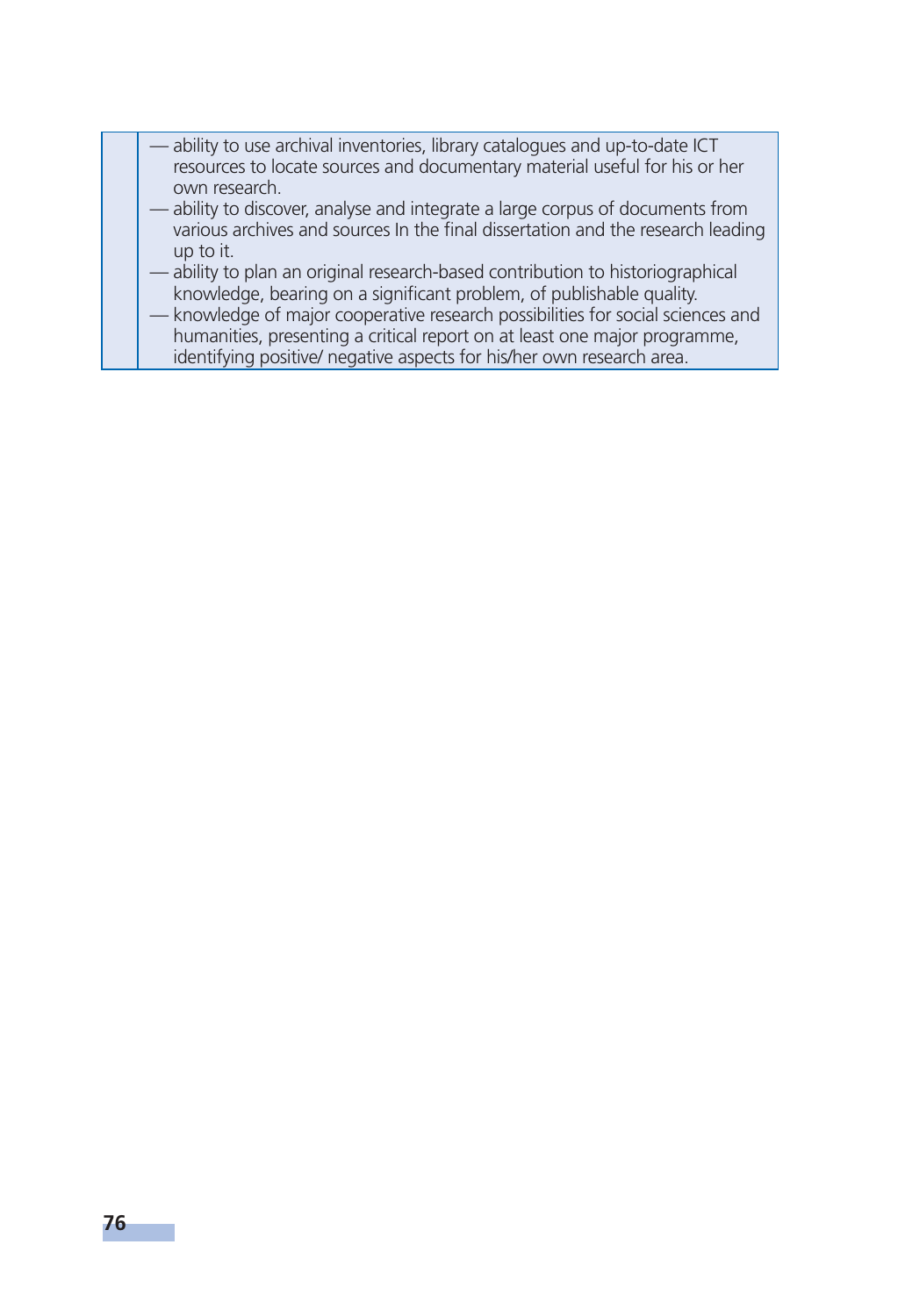|   |   |
|---|---|
|   | — ability to use archival inventories, library catalogues and up-to-date ICT resources to locate sources and documentary material useful for his or her own research.<br>— ability to discover, analyse and integrate a large corpus of documents from various archives and sources In the final dissertation and the research leading up to it.<br>— ability to plan an original research-based contribution to historiographical knowledge, bearing on a significant problem, of publishable quality.<br>— knowledge of major cooperative research possibilities for social sciences and humanities, presenting a critical report on at least one major programme, identifying positive/ negative aspects for his/her own research area. |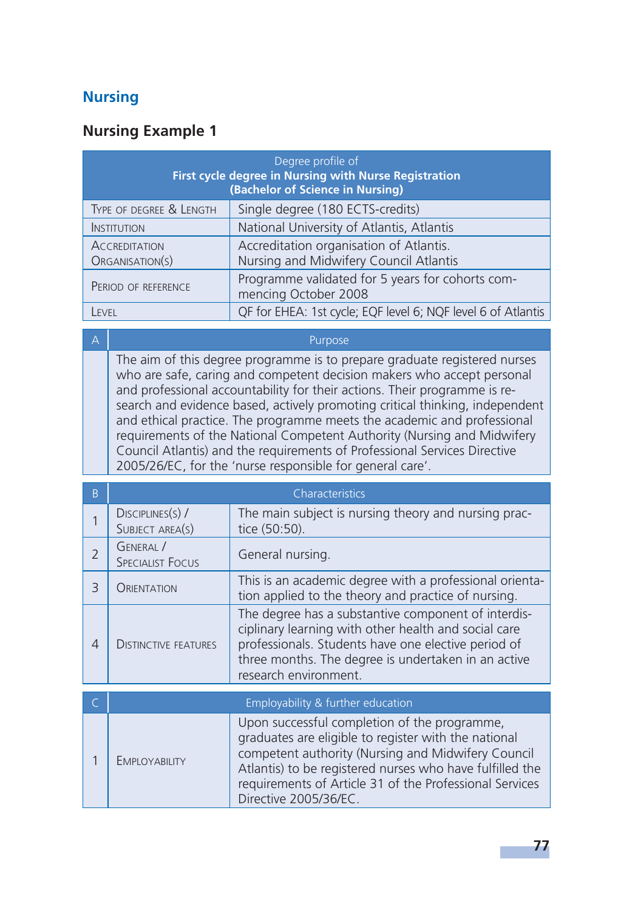## Nursing

### Nursing Example 1

| Degree profile of **First cycle degree in Nursing with Nurse Registration (Bachelor of Science in Nursing)** | |
|---|---|
| Type of degree & Length | Single degree (180 ECTS-credits) |
| Institution | National University of Atlantis, Atlantis |
| Accreditation Organisation(s) | Accreditation organisation of Atlantis. Nursing and Midwifery Council Atlantis |
| Period of reference | Programme validated for 5 years for cohorts commencing October 2008 |
| Level | QF for EHEA: 1st cycle; EQF level 6; NQF level 6 of Atlantis |

| A | Purpose |
|---|---|
| | The aim of this degree programme is to prepare graduate registered nurses who are safe, caring and competent decision makers who accept personal and professional accountability for their actions. Their programme is research and evidence based, actively promoting critical thinking, independent and ethical practice. The programme meets the academic and professional requirements of the National Competent Authority (Nursing and Midwifery Council Atlantis) and the requirements of Professional Services Directive 2005/26/EC, for the 'nurse responsible for general care'. |

| B | Characteristics | |
|---|---|---|
| 1 | Disciplines(s) / Subject area(s) | The main subject is nursing theory and nursing practice (50:50). |
| 2 | General / Specialist Focus | General nursing. |
| 3 | Orientation | This is an academic degree with a professional orientation applied to the theory and practice of nursing. |
| 4 | Distinctive features | The degree has a substantive component of interdisciplinary learning with other health and social care professionals. Students have one elective period of three months. The degree is undertaken in an active research environment. |

| C | Employability & further education | |
|---|---|---|
| 1 | Employability | Upon successful completion of the programme, graduates are eligible to register with the national competent authority (Nursing and Midwifery Council Atlantis) to be registered nurses who have fulfilled the requirements of Article 31 of the Professional Services Directive 2005/36/EC. |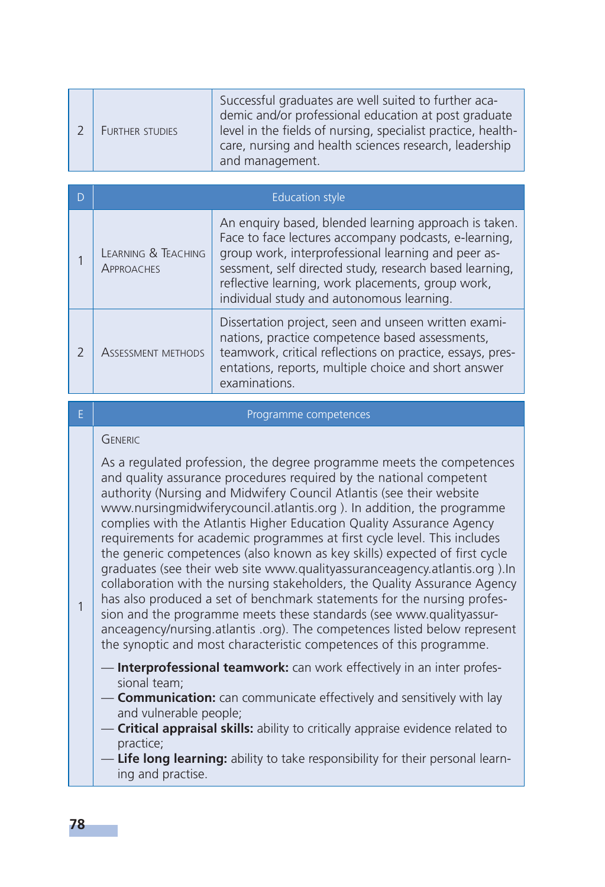| 2 | Further studies | Successful graduates are well suited to further academic and/or professional education at post graduate level in the fields of nursing, specialist practice, healthcare, nursing and health sciences research, leadership and management. |
|---|---|---|

| D | Education style | |
|---|---|---|
| 1 | Learning & Teaching Approaches | An enquiry based, blended learning approach is taken. Face to face lectures accompany podcasts, e-learning, group work, interprofessional learning and peer assessment, self directed study, research based learning, reflective learning, work placements, group work, individual study and autonomous learning. |
| 2 | Assessment methods | Dissertation project, seen and unseen written examinations, practice competence based assessments, teamwork, critical reflections on practice, essays, presentations, reports, multiple choice and short answer examinations. |

| E | Programme competences |
|---|---|
| 1 | Generic<br><br>As a regulated profession, the degree programme meets the competences and quality assurance procedures required by the national competent authority (Nursing and Midwifery Council Atlantis (see their website www.nursingmidwiferycouncil.atlantis.org ). In addition, the programme complies with the Atlantis Higher Education Quality Assurance Agency requirements for academic programmes at first cycle level. This includes the generic competences (also known as key skills) expected of first cycle graduates (see their web site www.qualityassuranceagency.atlantis.org ).In collaboration with the nursing stakeholders, the Quality Assurance Agency has also produced a set of benchmark statements for the nursing profession and the programme meets these standards (see www.qualityassuranceagency/nursing.atlantis .org). The competences listed below represent the synoptic and most characteristic competences of this programme.<br><br>— **Interprofessional teamwork:** can work effectively in an inter professional team;<br>— **Communication:** can communicate effectively and sensitively with lay and vulnerable people;<br>— **Critical appraisal skills:** ability to critically appraise evidence related to practice;<br>— **Life long learning:** ability to take responsibility for their personal learning and practise. |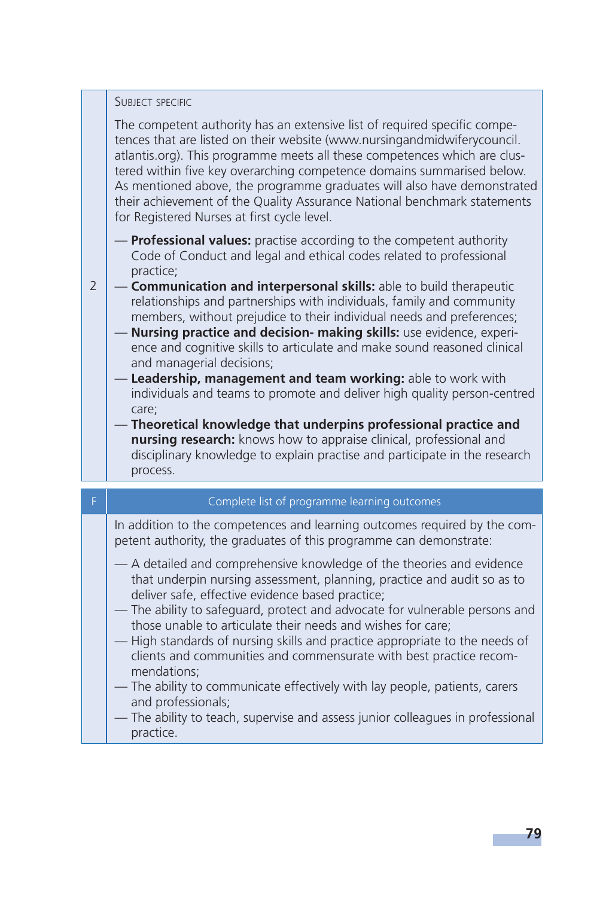| | |
|---|---|
| 2 | SUBJECT SPECIFIC<br><br>The competent authority has an extensive list of required specific competences that are listed on their website (www.nursingandmidwiferycouncil.atlantis.org). This programme meets all these competences which are clustered within five key overarching competence domains summarised below. As mentioned above, the programme graduates will also have demonstrated their achievement of the Quality Assurance National benchmark statements for Registered Nurses at first cycle level.<br><br>— **Professional values:** practise according to the competent authority Code of Conduct and legal and ethical codes related to professional practice;<br>— **Communication and interpersonal skills:** able to build therapeutic relationships and partnerships with individuals, family and community members, without prejudice to their individual needs and preferences;<br>— **Nursing practice and decision- making skills:** use evidence, experience and cognitive skills to articulate and make sound reasoned clinical and managerial decisions;<br>— **Leadership, management and team working:** able to work with individuals and teams to promote and deliver high quality person-centred care;<br>— **Theoretical knowledge that underpins professional practice and nursing research:** knows how to appraise clinical, professional and disciplinary knowledge to explain practise and participate in the research process. |

| F | Complete list of programme learning outcomes |
|---|---|
| | In addition to the competences and learning outcomes required by the competent authority, the graduates of this programme can demonstrate:<br><br>— A detailed and comprehensive knowledge of the theories and evidence that underpin nursing assessment, planning, practice and audit so as to deliver safe, effective evidence based practice;<br>— The ability to safeguard, protect and advocate for vulnerable persons and those unable to articulate their needs and wishes for care;<br>— High standards of nursing skills and practice appropriate to the needs of clients and communities and commensurate with best practice recommendations;<br>— The ability to communicate effectively with lay people, patients, carers and professionals;<br>— The ability to teach, supervise and assess junior colleagues in professional practice. |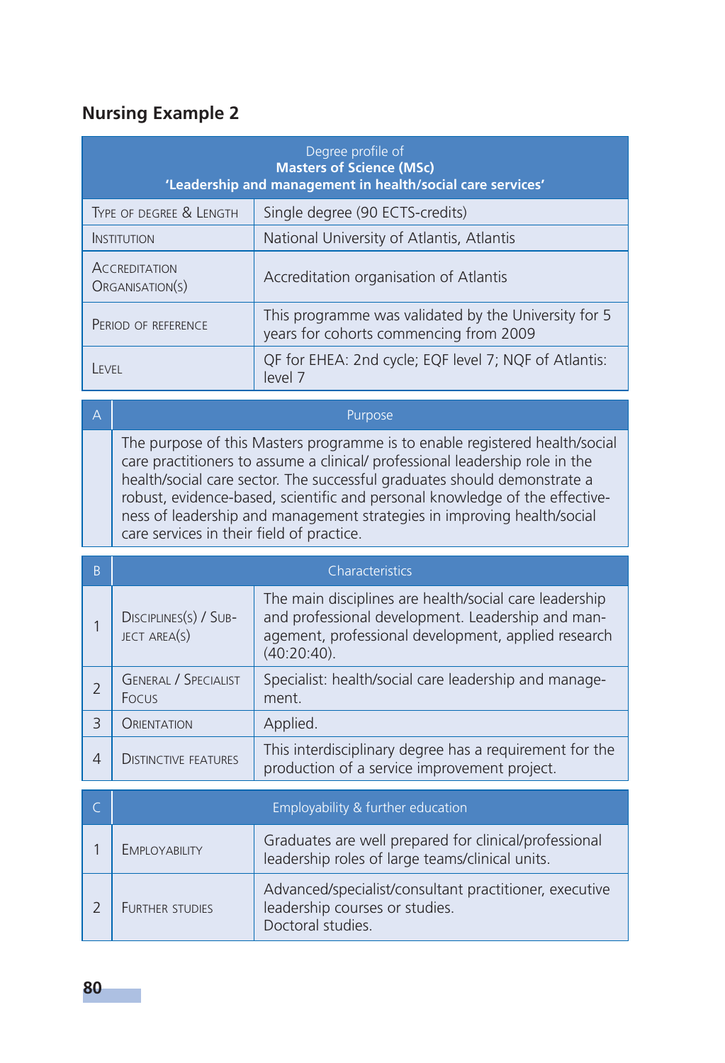## Nursing Example 2

| Degree profile of **Masters of Science (MSc)** **'Leadership and management in health/social care services'** | |
|---|---|
| Type of degree & Length | Single degree (90 ECTS-credits) |
| Institution | National University of Atlantis, Atlantis |
| Accreditation Organisation(s) | Accreditation organisation of Atlantis |
| Period of reference | This programme was validated by the University for 5 years for cohorts commencing from 2009 |
| Level | QF for EHEA: 2nd cycle; EQF level 7; NQF of Atlantis: level 7 |

| A | Purpose |
|---|---|
| | The purpose of this Masters programme is to enable registered health/social care practitioners to assume a clinical/ professional leadership role in the health/social care sector. The successful graduates should demonstrate a robust, evidence-based, scientific and personal knowledge of the effectiveness of leadership and management strategies in improving health/social care services in their field of practice. |

| B | Characteristics | |
|---|---|---|
| 1 | Discipline(s) / Subject area(s) | The main disciplines are health/social care leadership and professional development. Leadership and management, professional development, applied research (40:20:40). |
| 2 | General / Specialist Focus | Specialist: health/social care leadership and management. |
| 3 | Orientation | Applied. |
| 4 | Distinctive features | This interdisciplinary degree has a requirement for the production of a service improvement project. |

| C | Employability & further education | |
|---|---|---|
| 1 | Employability | Graduates are well prepared for clinical/professional leadership roles of large teams/clinical units. |
| 2 | Further studies | Advanced/specialist/consultant practitioner, executive leadership courses or studies.<br>Doctoral studies. |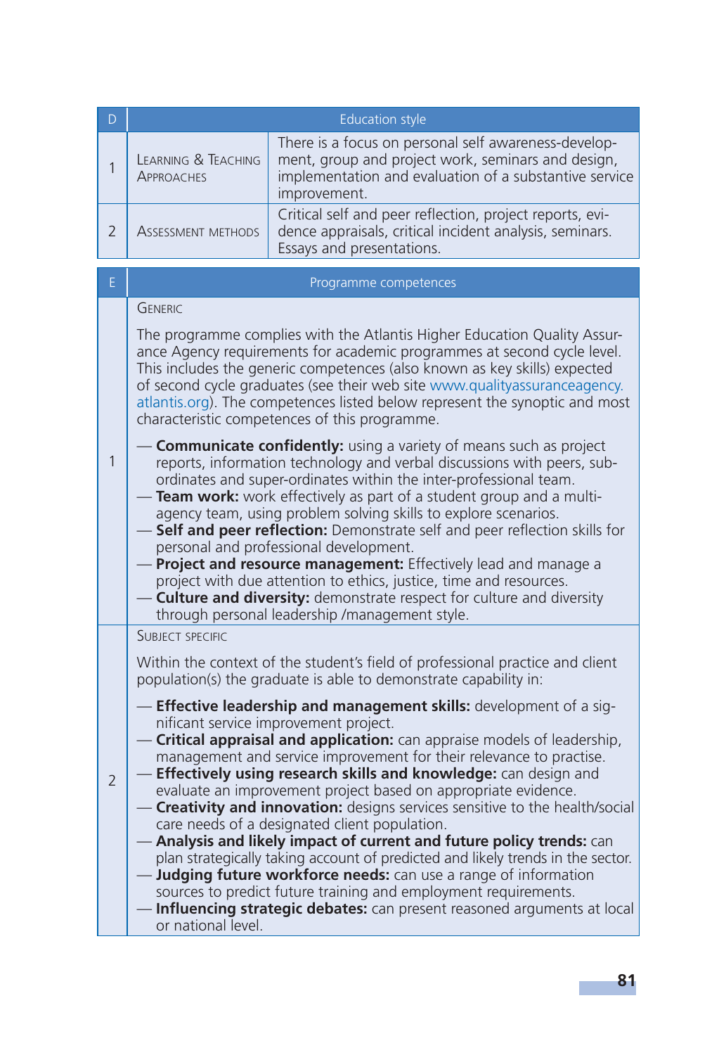| D | Education style | |
|---|---|---|
| 1 | Learning & Teaching Approaches | There is a focus on personal self awareness-development, group and project work, seminars and design, implementation and evaluation of a substantive service improvement. |
| 2 | Assessment methods | Critical self and peer reflection, project reports, evidence appraisals, critical incident analysis, seminars. Essays and presentations. |

| E | Programme competences |
|---|---|
| 1 | Generic<br><br>The programme complies with the Atlantis Higher Education Quality Assurance Agency requirements for academic programmes at second cycle level. This includes the generic competences (also known as key skills) expected of second cycle graduates (see their web site www.qualityassuranceagency.atlantis.org). The competences listed below represent the synoptic and most characteristic competences of this programme.<br><br>— **Communicate confidently:** using a variety of means such as project reports, information technology and verbal discussions with peers, subordinates and super-ordinates within the inter-professional team.<br>— **Team work:** work effectively as part of a student group and a multi-agency team, using problem solving skills to explore scenarios.<br>— **Self and peer reflection:** Demonstrate self and peer reflection skills for personal and professional development.<br>— **Project and resource management:** Effectively lead and manage a project with due attention to ethics, justice, time and resources.<br>— **Culture and diversity:** demonstrate respect for culture and diversity through personal leadership /management style. |
| 2 | Subject specific<br><br>Within the context of the student's field of professional practice and client population(s) the graduate is able to demonstrate capability in:<br><br>— **Effective leadership and management skills:** development of a significant service improvement project.<br>— **Critical appraisal and application:** can appraise models of leadership, management and service improvement for their relevance to practise.<br>— **Effectively using research skills and knowledge:** can design and evaluate an improvement project based on appropriate evidence.<br>— **Creativity and innovation:** designs services sensitive to the health/social care needs of a designated client population.<br>— **Analysis and likely impact of current and future policy trends:** can plan strategically taking account of predicted and likely trends in the sector.<br>— **Judging future workforce needs:** can use a range of information sources to predict future training and employment requirements.<br>— **Influencing strategic debates:** can present reasoned arguments at local or national level. |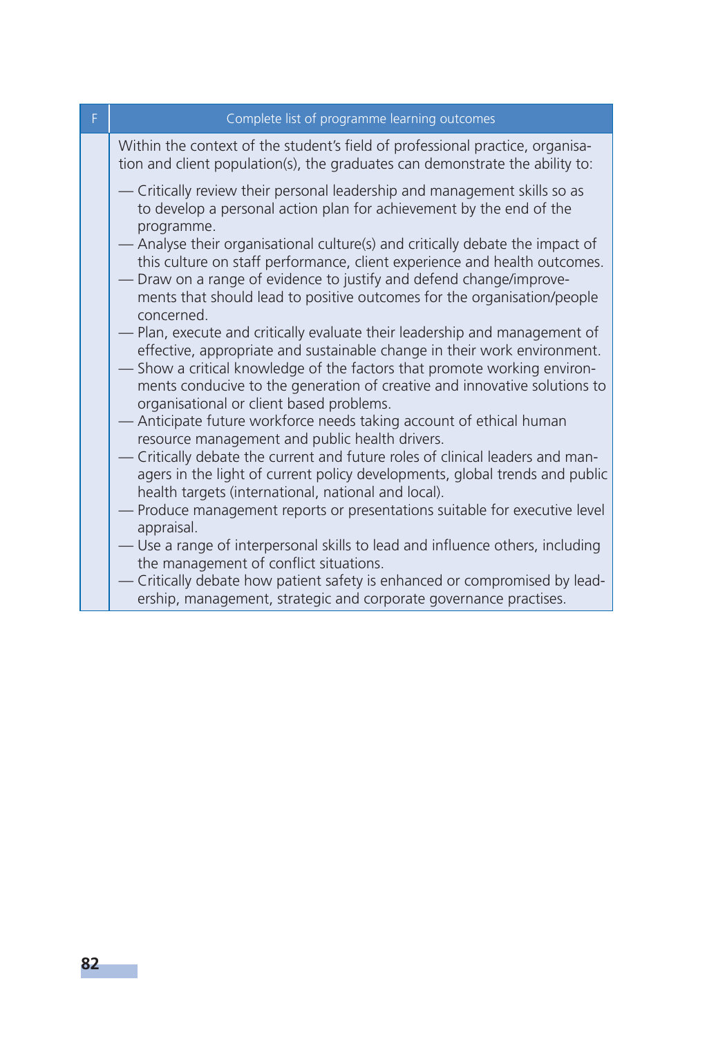| F | Complete list of programme learning outcomes |
|---|---|
| | Within the context of the student's field of professional practice, organisation and client population(s), the graduates can demonstrate the ability to:<br><br>— Critically review their personal leadership and management skills so as to develop a personal action plan for achievement by the end of the programme.<br>— Analyse their organisational culture(s) and critically debate the impact of this culture on staff performance, client experience and health outcomes.<br>— Draw on a range of evidence to justify and defend change/improvements that should lead to positive outcomes for the organisation/people concerned.<br>— Plan, execute and critically evaluate their leadership and management of effective, appropriate and sustainable change in their work environment.<br>— Show a critical knowledge of the factors that promote working environments conducive to the generation of creative and innovative solutions to organisational or client based problems.<br>— Anticipate future workforce needs taking account of ethical human resource management and public health drivers.<br>— Critically debate the current and future roles of clinical leaders and managers in the light of current policy developments, global trends and public health targets (international, national and local).<br>— Produce management reports or presentations suitable for executive level appraisal.<br>— Use a range of interpersonal skills to lead and influence others, including the management of conflict situations.<br>— Critically debate how patient safety is enhanced or compromised by leadership, management, strategic and corporate governance practises. |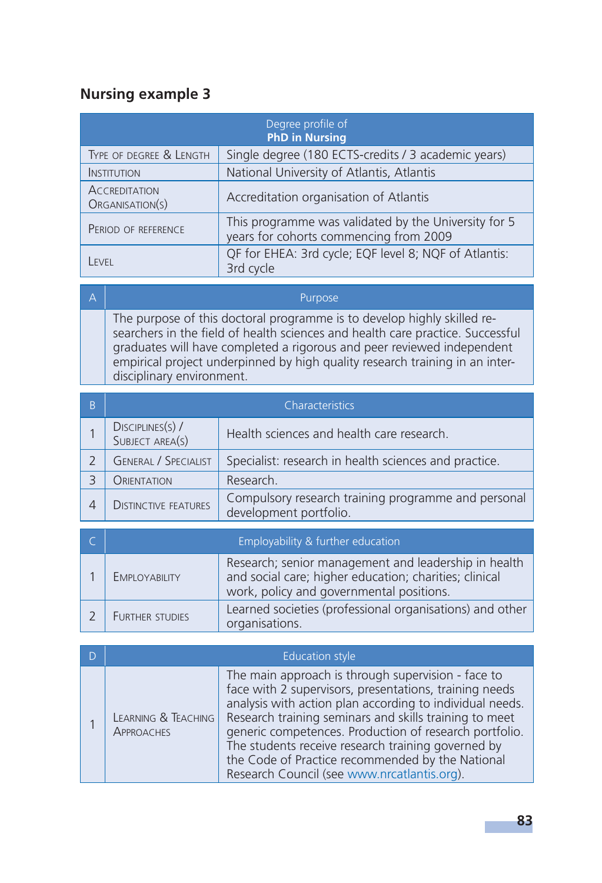## Nursing example 3

| Degree profile of **PhD in Nursing** | |
|---|---|
| Type of degree & Length | Single degree (180 ECTS-credits / 3 academic years) |
| Institution | National University of Atlantis, Atlantis |
| Accreditation Organisation(s) | Accreditation organisation of Atlantis |
| Period of reference | This programme was validated by the University for 5 years for cohorts commencing from 2009 |
| Level | QF for EHEA: 3rd cycle; EQF level 8; NQF of Atlantis: 3rd cycle |

| A | Purpose |
|---|---|
| | The purpose of this doctoral programme is to develop highly skilled researchers in the field of health sciences and health care practice. Successful graduates will have completed a rigorous and peer reviewed independent empirical project underpinned by high quality research training in an interdisciplinary environment. |

| B | Characteristics | |
|---|---|---|
| 1 | Disciplines(s) / Subject area(s) | Health sciences and health care research. |
| 2 | General / Specialist | Specialist: research in health sciences and practice. |
| 3 | Orientation | Research. |
| 4 | Distinctive features | Compulsory research training programme and personal development portfolio. |

| C | Employability & further education | |
|---|---|---|
| 1 | Employability | Research; senior management and leadership in health and social care; higher education; charities; clinical work, policy and governmental positions. |
| 2 | Further studies | Learned societies (professional organisations) and other organisations. |

| D | Education style | |
|---|---|---|
| 1 | Learning & Teaching Approaches | The main approach is through supervision - face to face with 2 supervisors, presentations, training needs analysis with action plan according to individual needs. Research training seminars and skills training to meet generic competences. Production of research portfolio. The students receive research training governed by the Code of Practice recommended by the National Research Council (see www.nrcatlantis.org). |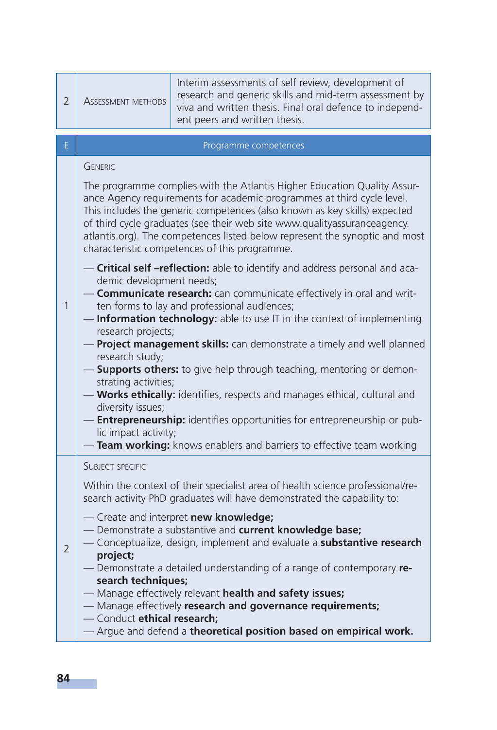| | | |
|---|---|---|
| 2 | Assessment methods | Interim assessments of self review, development of research and generic skills and mid-term assessment by viva and written thesis. Final oral defence to independent peers and written thesis. |

| E | Programme competences |
|---|---|
| 1 | Generic<br><br>The programme complies with the Atlantis Higher Education Quality Assurance Agency requirements for academic programmes at third cycle level. This includes the generic competences (also known as key skills) expected of third cycle graduates (see their web site www.qualityassuranceagency.atlantis.org). The competences listed below represent the synoptic and most characteristic competences of this programme.<br><br>— **Critical self –reflection:** able to identify and address personal and academic development needs;<br>— **Communicate research:** can communicate effectively in oral and written forms to lay and professional audiences;<br>— **Information technology:** able to use IT in the context of implementing research projects;<br>— **Project management skills:** can demonstrate a timely and well planned research study;<br>— **Supports others:** to give help through teaching, mentoring or demonstrating activities;<br>— **Works ethically:** identifies, respects and manages ethical, cultural and diversity issues;<br>— **Entrepreneurship:** identifies opportunities for entrepreneurship or public impact activity;<br>— **Team working:** knows enablers and barriers to effective team working |
| 2 | Subject specific<br><br>Within the context of their specialist area of health science professional/research activity PhD graduates will have demonstrated the capability to:<br><br>— Create and interpret **new knowledge;**<br>— Demonstrate a substantive and **current knowledge base;**<br>— Conceptualize, design, implement and evaluate a **substantive research project;**<br>— Demonstrate a detailed understanding of a range of contemporary **research techniques;**<br>— Manage effectively relevant **health and safety issues;**<br>— Manage effectively **research and governance requirements;**<br>— Conduct **ethical research;**<br>— Argue and defend a **theoretical position based on empirical work.** |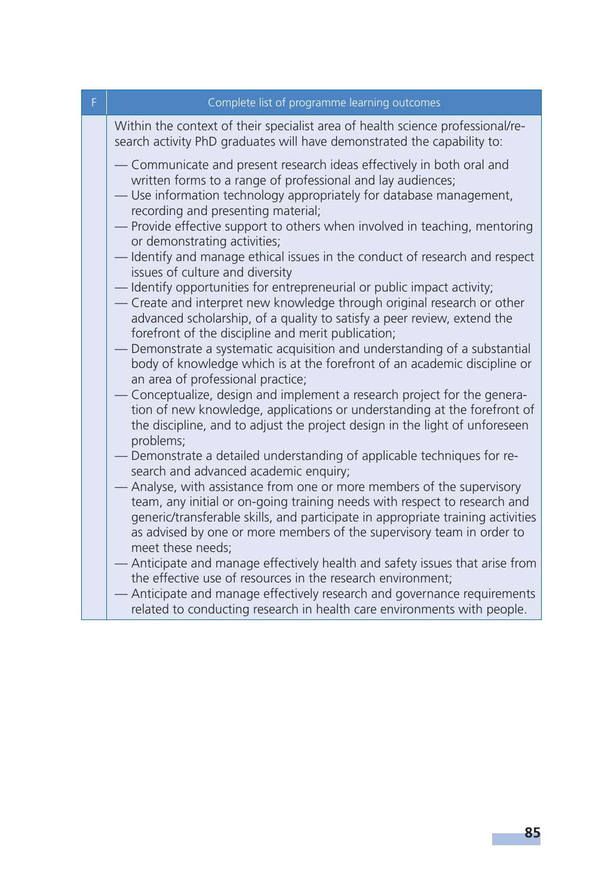| F | Complete list of programme learning outcomes |
| --- | --- |
| | Within the context of their specialist area of health science professional/research activity PhD graduates will have demonstrated the capability to:<br><br>— Communicate and present research ideas effectively in both oral and written forms to a range of professional and lay audiences;<br>— Use information technology appropriately for database management, recording and presenting material;<br>— Provide effective support to others when involved in teaching, mentoring or demonstrating activities;<br>— Identify and manage ethical issues in the conduct of research and respect issues of culture and diversity<br>— Identify opportunities for entrepreneurial or public impact activity;<br>— Create and interpret new knowledge through original research or other advanced scholarship, of a quality to satisfy a peer review, extend the forefront of the discipline and merit publication;<br>— Demonstrate a systematic acquisition and understanding of a substantial body of knowledge which is at the forefront of an academic discipline or an area of professional practice;<br>— Conceptualize, design and implement a research project for the generation of new knowledge, applications or understanding at the forefront of the discipline, and to adjust the project design in the light of unforeseen problems;<br>— Demonstrate a detailed understanding of applicable techniques for research and advanced academic enquiry;<br>— Analyse, with assistance from one or more members of the supervisory team, any initial or on-going training needs with respect to research and generic/transferable skills, and participate in appropriate training activities as advised by one or more members of the supervisory team in order to meet these needs;<br>— Anticipate and manage effectively health and safety issues that arise from the effective use of resources in the research environment;<br>— Anticipate and manage effectively research and governance requirements related to conducting research in health care environments with people. |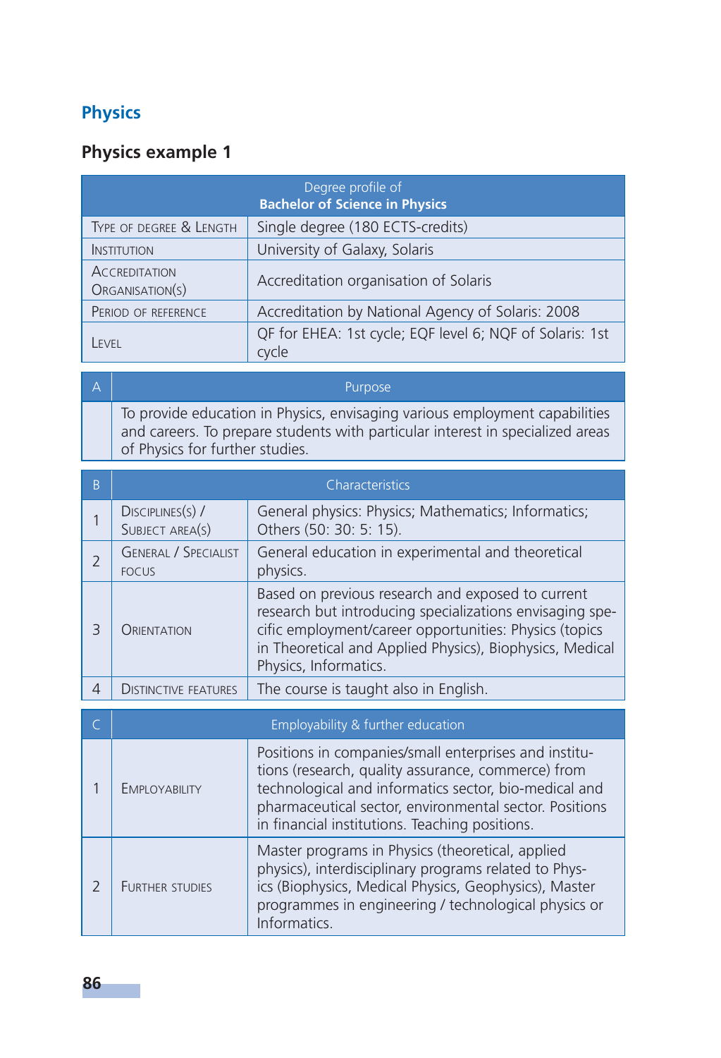## Physics

### Physics example 1

| Degree profile of **Bachelor of Science in Physics** | |
|---|---|
| Type of degree & Length | Single degree (180 ECTS-credits) |
| Institution | University of Galaxy, Solaris |
| Accreditation Organisation(s) | Accreditation organisation of Solaris |
| Period of reference | Accreditation by National Agency of Solaris: 2008 |
| Level | QF for EHEA: 1st cycle; EQF level 6; NQF of Solaris: 1st cycle |

| A | Purpose |
|---|---|
| | To provide education in Physics, envisaging various employment capabilities and careers. To prepare students with particular interest in specialized areas of Physics for further studies. |

| B | Characteristics | |
|---|---|---|
| 1 | Disciplines(s) / Subject area(s) | General physics: Physics; Mathematics; Informatics; Others (50: 30: 5: 15). |
| 2 | General / Specialist focus | General education in experimental and theoretical physics. |
| 3 | Orientation | Based on previous research and exposed to current research but introducing specializations envisaging specific employment/career opportunities: Physics (topics in Theoretical and Applied Physics), Biophysics, Medical Physics, Informatics. |
| 4 | Distinctive features | The course is taught also in English. |

| C | Employability & further education | |
|---|---|---|
| 1 | Employability | Positions in companies/small enterprises and institutions (research, quality assurance, commerce) from technological and informatics sector, bio-medical and pharmaceutical sector, environmental sector. Positions in financial institutions. Teaching positions. |
| 2 | Further studies | Master programs in Physics (theoretical, applied physics), interdisciplinary programs related to Physics (Biophysics, Medical Physics, Geophysics), Master programmes in engineering / technological physics or Informatics. |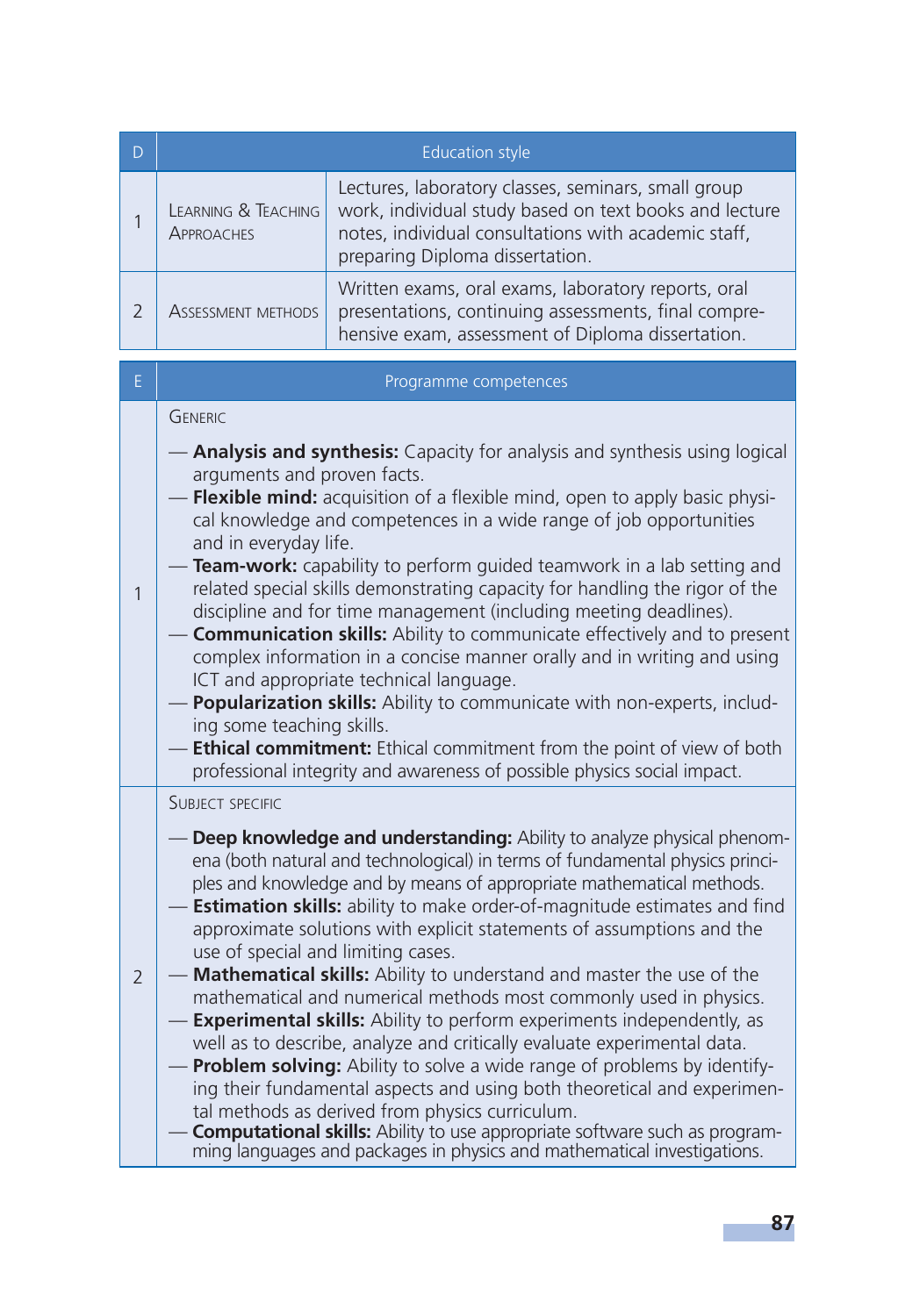| D | Education style | |
|---|---|---|
| 1 | Learning & Teaching Approaches | Lectures, laboratory classes, seminars, small group work, individual study based on text books and lecture notes, individual consultations with academic staff, preparing Diploma dissertation. |
| 2 | Assessment methods | Written exams, oral exams, laboratory reports, oral presentations, continuing assessments, final comprehensive exam, assessment of Diploma dissertation. |

| E | Programme competences |
|---|---|
| 1 | Generic<br><br>— **Analysis and synthesis:** Capacity for analysis and synthesis using logical arguments and proven facts.<br>— **Flexible mind:** acquisition of a flexible mind, open to apply basic physical knowledge and competences in a wide range of job opportunities and in everyday life.<br>— **Team-work:** capability to perform guided teamwork in a lab setting and related special skills demonstrating capacity for handling the rigor of the discipline and for time management (including meeting deadlines).<br>— **Communication skills:** Ability to communicate effectively and to present complex information in a concise manner orally and in writing and using ICT and appropriate technical language.<br>— **Popularization skills:** Ability to communicate with non-experts, including some teaching skills.<br>— **Ethical commitment:** Ethical commitment from the point of view of both professional integrity and awareness of possible physics social impact. |
| 2 | Subject specific<br><br>— **Deep knowledge and understanding:** Ability to analyze physical phenomena (both natural and technological) in terms of fundamental physics principles and knowledge and by means of appropriate mathematical methods.<br>— **Estimation skills:** ability to make order-of-magnitude estimates and find approximate solutions with explicit statements of assumptions and the use of special and limiting cases.<br>— **Mathematical skills:** Ability to understand and master the use of the mathematical and numerical methods most commonly used in physics.<br>— **Experimental skills:** Ability to perform experiments independently, as well as to describe, analyze and critically evaluate experimental data.<br>— **Problem solving:** Ability to solve a wide range of problems by identifying their fundamental aspects and using both theoretical and experimental methods as derived from physics curriculum.<br>— **Computational skills:** Ability to use appropriate software such as programming languages and packages in physics and mathematical investigations. |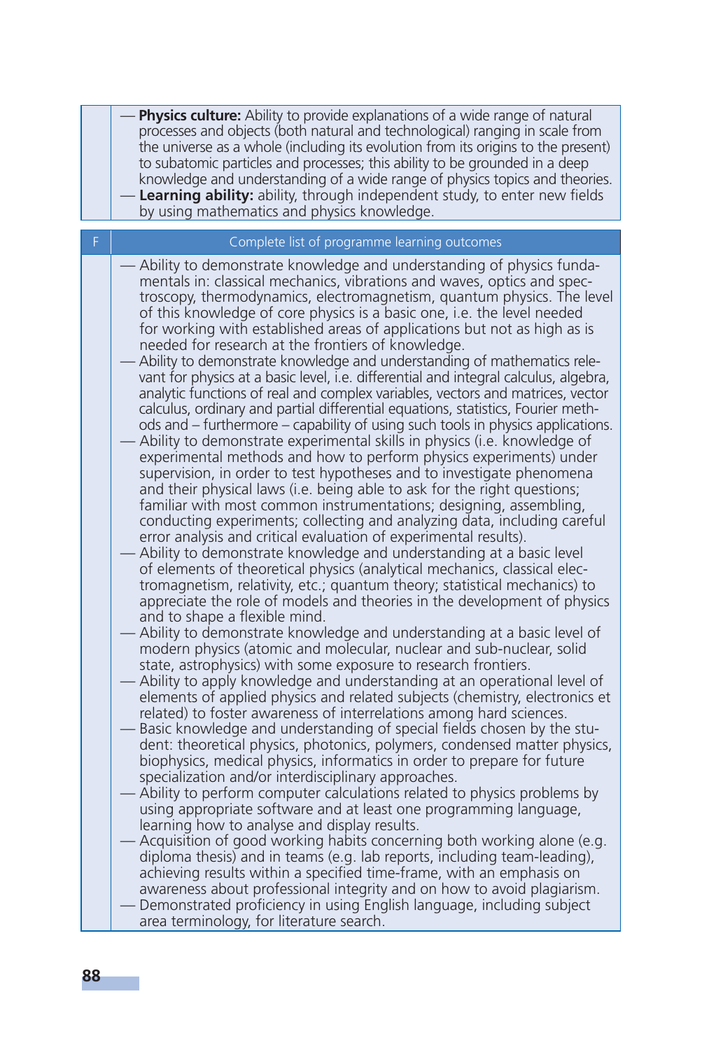— **Physics culture:** Ability to provide explanations of a wide range of natural processes and objects (both natural and technological) ranging in scale from the universe as a whole (including its evolution from its origins to the present) to subatomic particles and processes; this ability to be grounded in a deep knowledge and understanding of a wide range of physics topics and theories.

— **Learning ability:** ability, through independent study, to enter new fields by using mathematics and physics knowledge.

| F | Complete list of programme learning outcomes |
|---|---|

— Ability to demonstrate knowledge and understanding of physics fundamentals in: classical mechanics, vibrations and waves, optics and spectroscopy, thermodynamics, electromagnetism, quantum physics. The level of this knowledge of core physics is a basic one, i.e. the level needed for working with established areas of applications but not as high as is needed for research at the frontiers of knowledge.

— Ability to demonstrate knowledge and understanding of mathematics relevant for physics at a basic level, i.e. differential and integral calculus, algebra, analytic functions of real and complex variables, vectors and matrices, vector calculus, ordinary and partial differential equations, statistics, Fourier methods and – furthermore – capability of using such tools in physics applications.

— Ability to demonstrate experimental skills in physics (i.e. knowledge of experimental methods and how to perform physics experiments) under supervision, in order to test hypotheses and to investigate phenomena and their physical laws (i.e. being able to ask for the right questions; familiar with most common instrumentations; designing, assembling, conducting experiments; collecting and analyzing data, including careful error analysis and critical evaluation of experimental results).

— Ability to demonstrate knowledge and understanding at a basic level of elements of theoretical physics (analytical mechanics, classical electromagnetism, relativity, etc.; quantum theory; statistical mechanics) to appreciate the role of models and theories in the development of physics and to shape a flexible mind.

— Ability to demonstrate knowledge and understanding at a basic level of modern physics (atomic and molecular, nuclear and sub-nuclear, solid state, astrophysics) with some exposure to research frontiers.

— Ability to apply knowledge and understanding at an operational level of elements of applied physics and related subjects (chemistry, electronics et related) to foster awareness of interrelations among hard sciences.

— Basic knowledge and understanding of special fields chosen by the student: theoretical physics, photonics, polymers, condensed matter physics, biophysics, medical physics, informatics in order to prepare for future specialization and/or interdisciplinary approaches.

— Ability to perform computer calculations related to physics problems by using appropriate software and at least one programming language, learning how to analyse and display results.

— Acquisition of good working habits concerning both working alone (e.g. diploma thesis) and in teams (e.g. lab reports, including team-leading), achieving results within a specified time-frame, with an emphasis on awareness about professional integrity and on how to avoid plagiarism.

— Demonstrated proficiency in using English language, including subject area terminology, for literature search.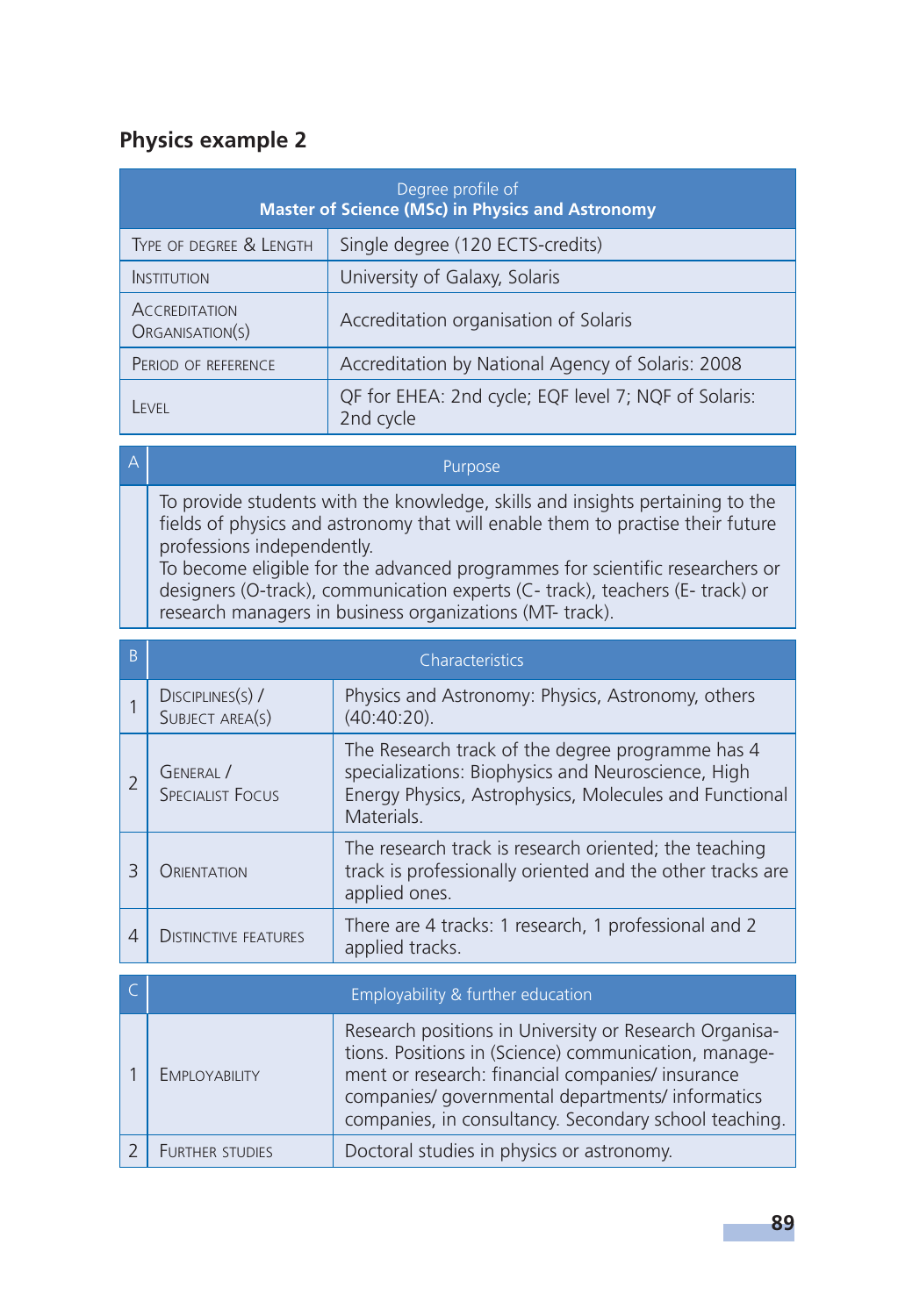## Physics example 2

| Degree profile of **Master of Science (MSc) in Physics and Astronomy** | |
|---|---|
| Type of degree & Length | Single degree (120 ECTS-credits) |
| Institution | University of Galaxy, Solaris |
| Accreditation Organisation(s) | Accreditation organisation of Solaris |
| Period of reference | Accreditation by National Agency of Solaris: 2008 |
| Level | QF for EHEA: 2nd cycle; EQF level 7; NQF of Solaris: 2nd cycle |

| A | Purpose |
|---|---|
| | To provide students with the knowledge, skills and insights pertaining to the fields of physics and astronomy that will enable them to practise their future professions independently.<br>To become eligible for the advanced programmes for scientific researchers or designers (O-track), communication experts (C- track), teachers (E- track) or research managers in business organizations (MT- track). |

| B | Characteristics | |
|---|---|---|
| 1 | Disciplines(s) / Subject area(s) | Physics and Astronomy: Physics, Astronomy, others (40:40:20). |
| 2 | General / Specialist Focus | The Research track of the degree programme has 4 specializations: Biophysics and Neuroscience, High Energy Physics, Astrophysics, Molecules and Functional Materials. |
| 3 | Orientation | The research track is research oriented; the teaching track is professionally oriented and the other tracks are applied ones. |
| 4 | Distinctive features | There are 4 tracks: 1 research, 1 professional and 2 applied tracks. |

| C | Employability & further education | |
|---|---|---|
| 1 | Employability | Research positions in University or Research Organisations. Positions in (Science) communication, management or research: financial companies/ insurance companies/ governmental departments/ informatics companies, in consultancy. Secondary school teaching. |
| 2 | Further studies | Doctoral studies in physics or astronomy. |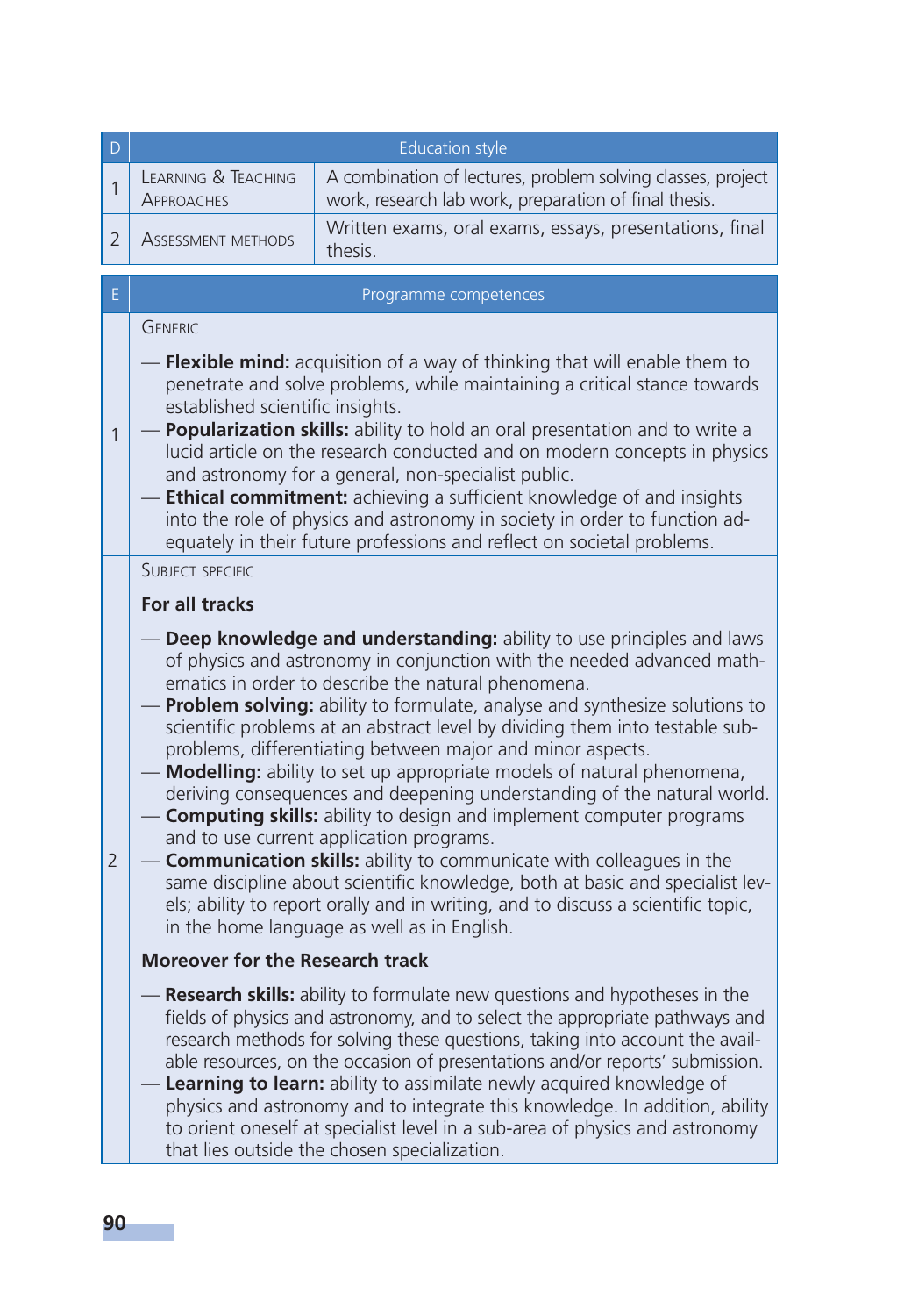| D | Education style | |
|---|---|---|
| 1 | Learning & Teaching Approaches | A combination of lectures, problem solving classes, project work, research lab work, preparation of final thesis. |
| 2 | Assessment methods | Written exams, oral exams, essays, presentations, final thesis. |

| E | Programme competences |
|---|---|
| 1 | Generic<br><br>— **Flexible mind:** acquisition of a way of thinking that will enable them to penetrate and solve problems, while maintaining a critical stance towards established scientific insights.<br>— **Popularization skills:** ability to hold an oral presentation and to write a lucid article on the research conducted and on modern concepts in physics and astronomy for a general, non-specialist public.<br>— **Ethical commitment:** achieving a sufficient knowledge of and insights into the role of physics and astronomy in society in order to function adequately in their future professions and reflect on societal problems. |
| 2 | Subject specific<br><br>**For all tracks**<br><br>— **Deep knowledge and understanding:** ability to use principles and laws of physics and astronomy in conjunction with the needed advanced mathematics in order to describe the natural phenomena.<br>— **Problem solving:** ability to formulate, analyse and synthesize solutions to scientific problems at an abstract level by dividing them into testable sub-problems, differentiating between major and minor aspects.<br>— **Modelling:** ability to set up appropriate models of natural phenomena, deriving consequences and deepening understanding of the natural world.<br>— **Computing skills:** ability to design and implement computer programs and to use current application programs.<br>— **Communication skills:** ability to communicate with colleagues in the same discipline about scientific knowledge, both at basic and specialist levels; ability to report orally and in writing, and to discuss a scientific topic, in the home language as well as in English.<br><br>**Moreover for the Research track**<br><br>— **Research skills:** ability to formulate new questions and hypotheses in the fields of physics and astronomy, and to select the appropriate pathways and research methods for solving these questions, taking into account the available resources, on the occasion of presentations and/or reports' submission.<br>— **Learning to learn:** ability to assimilate newly acquired knowledge of physics and astronomy and to integrate this knowledge. In addition, ability to orient oneself at specialist level in a sub-area of physics and astronomy that lies outside the chosen specialization. |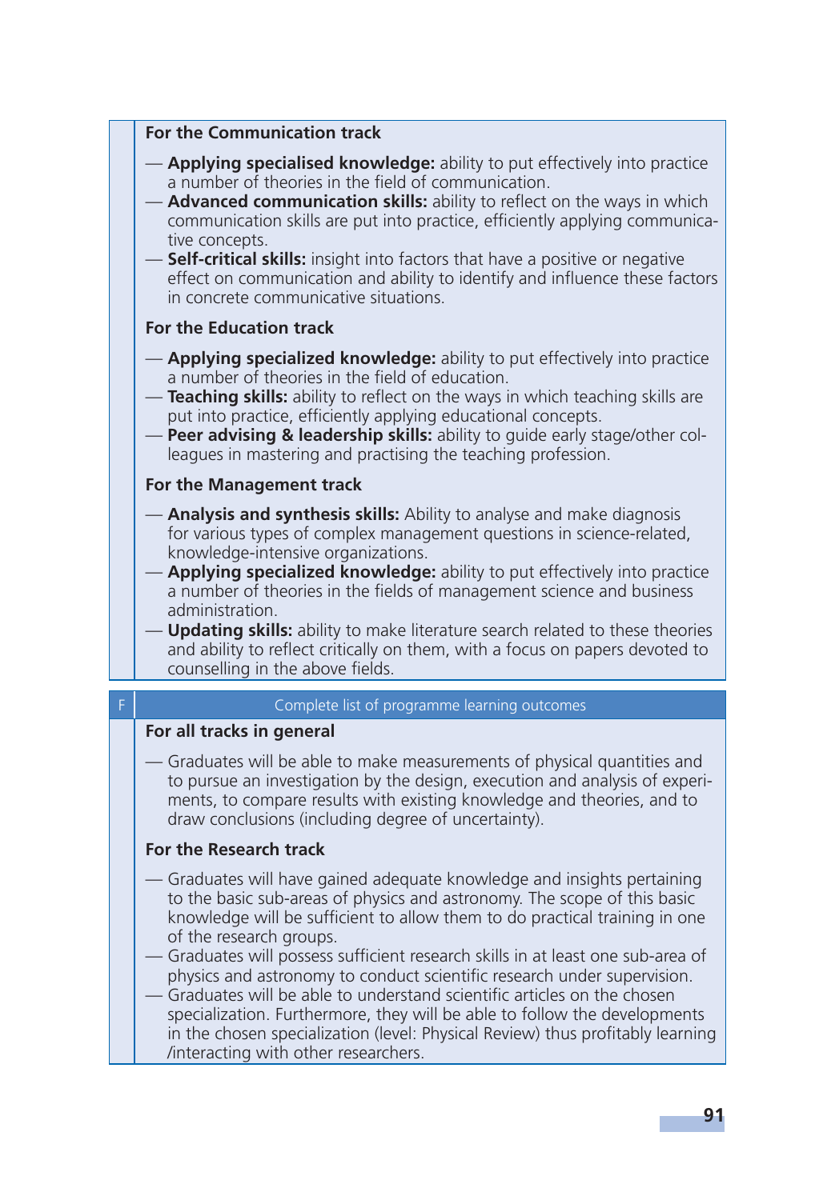**For the Communication track**

- **Applying specialised knowledge:** ability to put effectively into practice a number of theories in the field of communication.
- **Advanced communication skills:** ability to reflect on the ways in which communication skills are put into practice, efficiently applying communicative concepts.
- **Self-critical skills:** insight into factors that have a positive or negative effect on communication and ability to identify and influence these factors in concrete communicative situations.

**For the Education track**

- **Applying specialized knowledge:** ability to put effectively into practice a number of theories in the field of education.
- **Teaching skills:** ability to reflect on the ways in which teaching skills are put into practice, efficiently applying educational concepts.
- **Peer advising & leadership skills:** ability to guide early stage/other colleagues in mastering and practising the teaching profession.

**For the Management track**

- **Analysis and synthesis skills:** Ability to analyse and make diagnosis for various types of complex management questions in science-related, knowledge-intensive organizations.
- **Applying specialized knowledge:** ability to put effectively into practice a number of theories in the fields of management science and business administration.
- **Updating skills:** ability to make literature search related to these theories and ability to reflect critically on them, with a focus on papers devoted to counselling in the above fields.

## F Complete list of programme learning outcomes

**For all tracks in general**

- Graduates will be able to make measurements of physical quantities and to pursue an investigation by the design, execution and analysis of experiments, to compare results with existing knowledge and theories, and to draw conclusions (including degree of uncertainty).

**For the Research track**

- Graduates will have gained adequate knowledge and insights pertaining to the basic sub-areas of physics and astronomy. The scope of this basic knowledge will be sufficient to allow them to do practical training in one of the research groups.
- Graduates will possess sufficient research skills in at least one sub-area of physics and astronomy to conduct scientific research under supervision.
- Graduates will be able to understand scientific articles on the chosen specialization. Furthermore, they will be able to follow the developments in the chosen specialization (level: Physical Review) thus profitably learning /interacting with other researchers.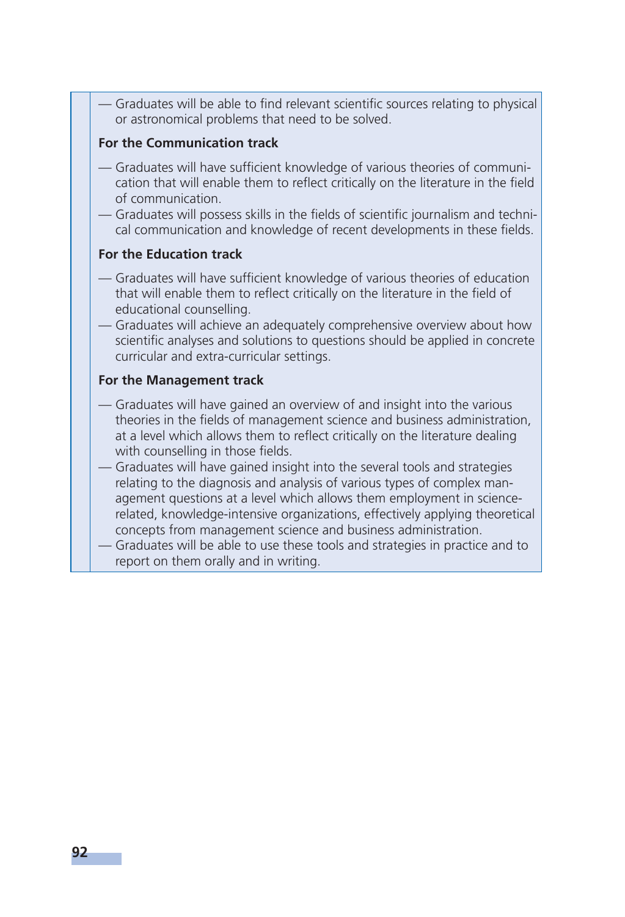- Graduates will be able to find relevant scientific sources relating to physical or astronomical problems that need to be solved.

**For the Communication track**

- Graduates will have sufficient knowledge of various theories of communication that will enable them to reflect critically on the literature in the field of communication.
- Graduates will possess skills in the fields of scientific journalism and technical communication and knowledge of recent developments in these fields.

**For the Education track**

- Graduates will have sufficient knowledge of various theories of education that will enable them to reflect critically on the literature in the field of educational counselling.
- Graduates will achieve an adequately comprehensive overview about how scientific analyses and solutions to questions should be applied in concrete curricular and extra-curricular settings.

**For the Management track**

- Graduates will have gained an overview of and insight into the various theories in the fields of management science and business administration, at a level which allows them to reflect critically on the literature dealing with counselling in those fields.
- Graduates will have gained insight into the several tools and strategies relating to the diagnosis and analysis of various types of complex management questions at a level which allows them employment in science-related, knowledge-intensive organizations, effectively applying theoretical concepts from management science and business administration.
- Graduates will be able to use these tools and strategies in practice and to report on them orally and in writing.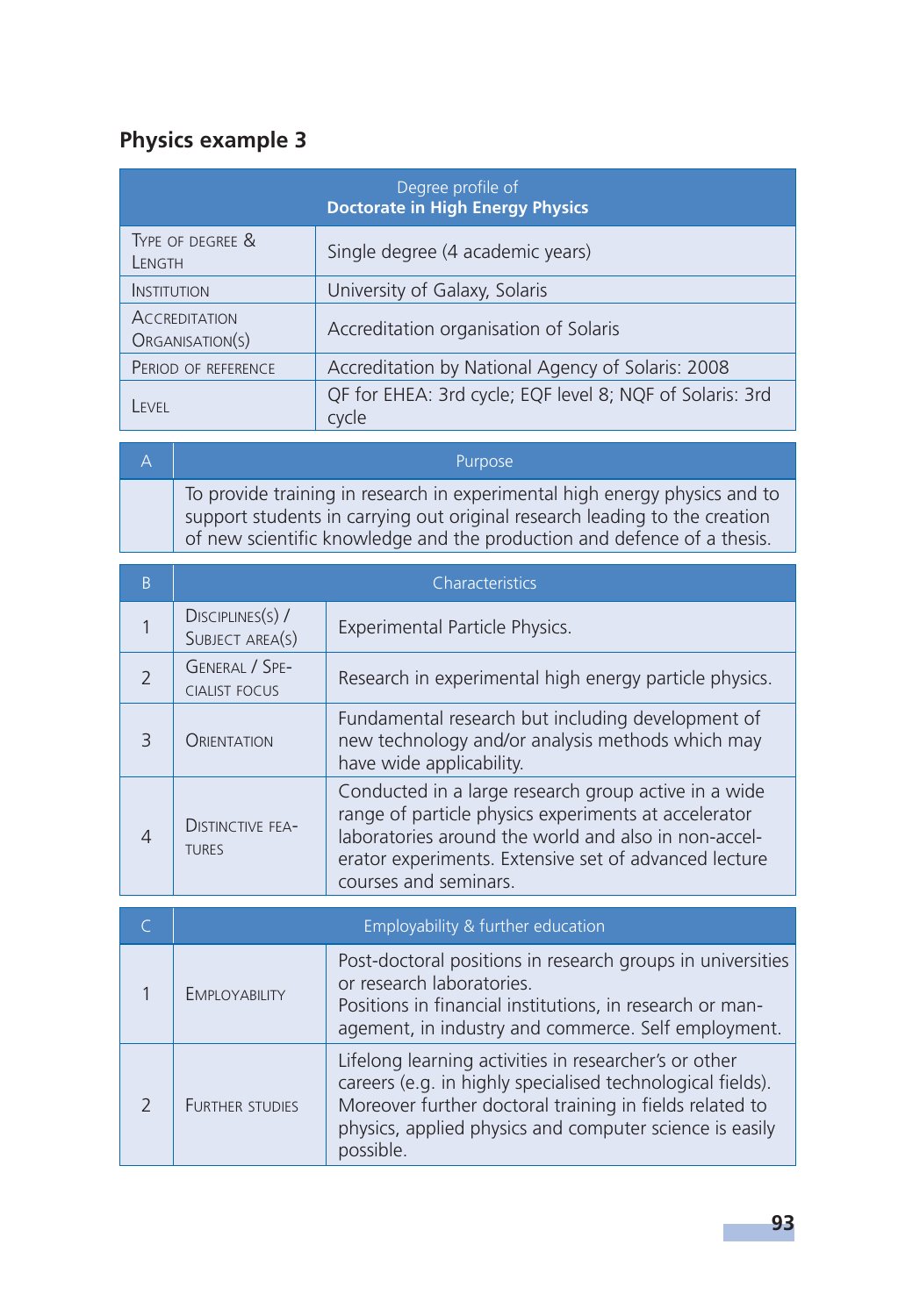## Physics example 3

| Degree profile of **Doctorate in High Energy Physics** | |
|---|---|
| Type of degree & Length | Single degree (4 academic years) |
| Institution | University of Galaxy, Solaris |
| Accreditation Organisation(s) | Accreditation organisation of Solaris |
| Period of reference | Accreditation by National Agency of Solaris: 2008 |
| Level | QF for EHEA: 3rd cycle; EQF level 8; NQF of Solaris: 3rd cycle |

| A | Purpose |
|---|---|
| | To provide training in research in experimental high energy physics and to support students in carrying out original research leading to the creation of new scientific knowledge and the production and defence of a thesis. |

| B | Characteristics | |
|---|---|---|
| 1 | Disciplines(s) / Subject area(s) | Experimental Particle Physics. |
| 2 | General / Specialist focus | Research in experimental high energy particle physics. |
| 3 | Orientation | Fundamental research but including development of new technology and/or analysis methods which may have wide applicability. |
| 4 | Distinctive features | Conducted in a large research group active in a wide range of particle physics experiments at accelerator laboratories around the world and also in non-accelerator experiments. Extensive set of advanced lecture courses and seminars. |

| C | Employability & further education | |
|---|---|---|
| 1 | Employability | Post-doctoral positions in research groups in universities or research laboratories.<br>Positions in financial institutions, in research or management, in industry and commerce. Self employment. |
| 2 | Further studies | Lifelong learning activities in researcher's or other careers (e.g. in highly specialised technological fields). Moreover further doctoral training in fields related to physics, applied physics and computer science is easily possible. |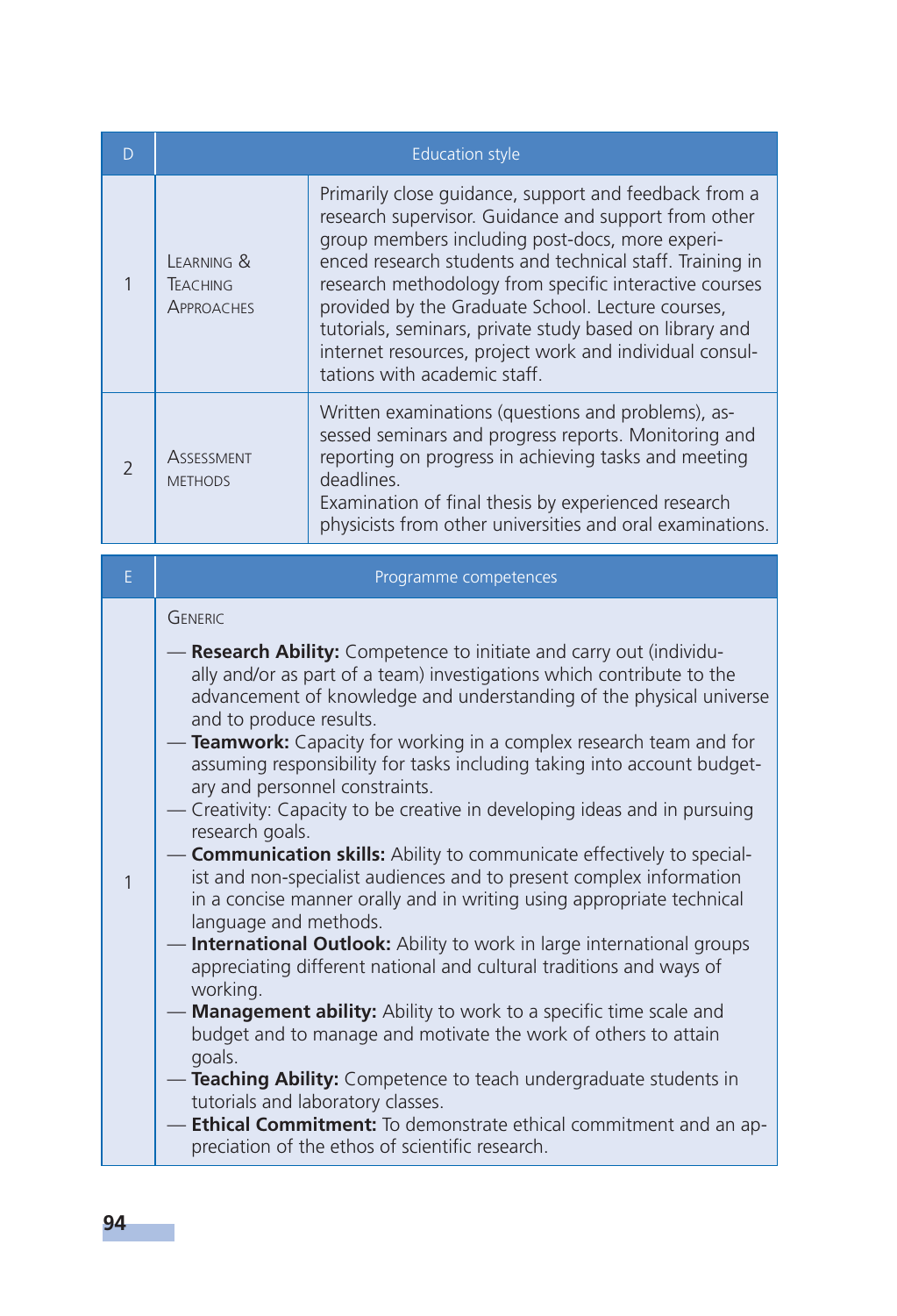| D | Education style | |
|---|---|---|
| 1 | Learning & Teaching Approaches | Primarily close guidance, support and feedback from a research supervisor. Guidance and support from other group members including post-docs, more experienced research students and technical staff. Training in research methodology from specific interactive courses provided by the Graduate School. Lecture courses, tutorials, seminars, private study based on library and internet resources, project work and individual consultations with academic staff. |
| 2 | Assessment methods | Written examinations (questions and problems), assessed seminars and progress reports. Monitoring and reporting on progress in achieving tasks and meeting deadlines.<br>Examination of final thesis by experienced research physicists from other universities and oral examinations. |

| E | Programme competences |
|---|---|
| 1 | Generic<br><br>— **Research Ability:** Competence to initiate and carry out (individually and/or as part of a team) investigations which contribute to the advancement of knowledge and understanding of the physical universe and to produce results.<br>— **Teamwork:** Capacity for working in a complex research team and for assuming responsibility for tasks including taking into account budgetary and personnel constraints.<br>— Creativity: Capacity to be creative in developing ideas and in pursuing research goals.<br>— **Communication skills:** Ability to communicate effectively to specialist and non-specialist audiences and to present complex information in a concise manner orally and in writing using appropriate technical language and methods.<br>— **International Outlook:** Ability to work in large international groups appreciating different national and cultural traditions and ways of working.<br>— **Management ability:** Ability to work to a specific time scale and budget and to manage and motivate the work of others to attain goals.<br>— **Teaching Ability:** Competence to teach undergraduate students in tutorials and laboratory classes.<br>— **Ethical Commitment:** To demonstrate ethical commitment and an appreciation of the ethos of scientific research. |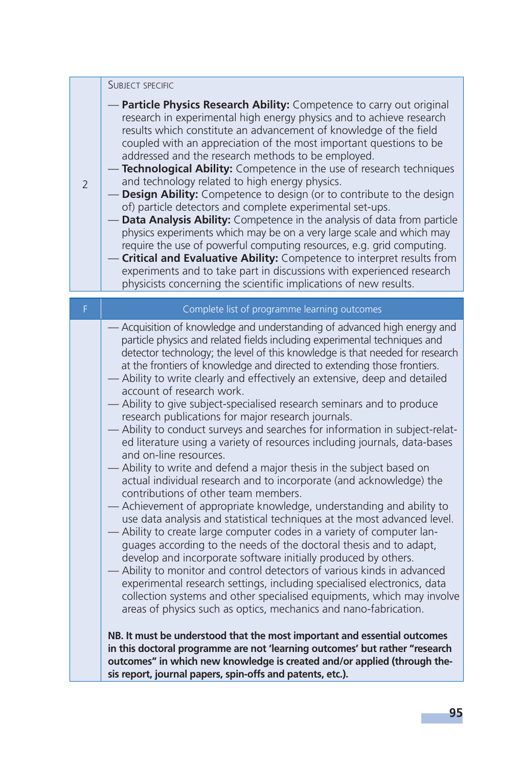| | |
|---|---|
| 2 | SUBJECT SPECIFIC<br><br>— **Particle Physics Research Ability:** Competence to carry out original research in experimental high energy physics and to achieve research results which constitute an advancement of knowledge of the field coupled with an appreciation of the most important questions to be addressed and the research methods to be employed.<br>— **Technological Ability:** Competence in the use of research techniques and technology related to high energy physics.<br>— **Design Ability:** Competence to design (or to contribute to the design of) particle detectors and complete experimental set-ups.<br>— **Data Analysis Ability:** Competence in the analysis of data from particle physics experiments which may be on a very large scale and which may require the use of powerful computing resources, e.g. grid computing.<br>— **Critical and Evaluative Ability:** Competence to interpret results from experiments and to take part in discussions with experienced research physicists concerning the scientific implications of new results. |

| F | Complete list of programme learning outcomes |
|---|---|
| | — Acquisition of knowledge and understanding of advanced high energy and particle physics and related fields including experimental techniques and detector technology; the level of this knowledge is that needed for research at the frontiers of knowledge and directed to extending those frontiers.<br>— Ability to write clearly and effectively an extensive, deep and detailed account of research work.<br>— Ability to give subject-specialised research seminars and to produce research publications for major research journals.<br>— Ability to conduct surveys and searches for information in subject-related literature using a variety of resources including journals, data-bases and on-line resources.<br>— Ability to write and defend a major thesis in the subject based on actual individual research and to incorporate (and acknowledge) the contributions of other team members.<br>— Achievement of appropriate knowledge, understanding and ability to use data analysis and statistical techniques at the most advanced level.<br>— Ability to create large computer codes in a variety of computer languages according to the needs of the doctoral thesis and to adapt, develop and incorporate software initially produced by others.<br>— Ability to monitor and control detectors of various kinds in advanced experimental research settings, including specialised electronics, data collection systems and other specialised equipments, which may involve areas of physics such as optics, mechanics and nano-fabrication.<br><br>**NB. It must be understood that the most important and essential outcomes in this doctoral programme are not 'learning outcomes' but rather "research outcomes" in which new knowledge is created and/or applied (through thesis report, journal papers, spin-offs and patents, etc.).** |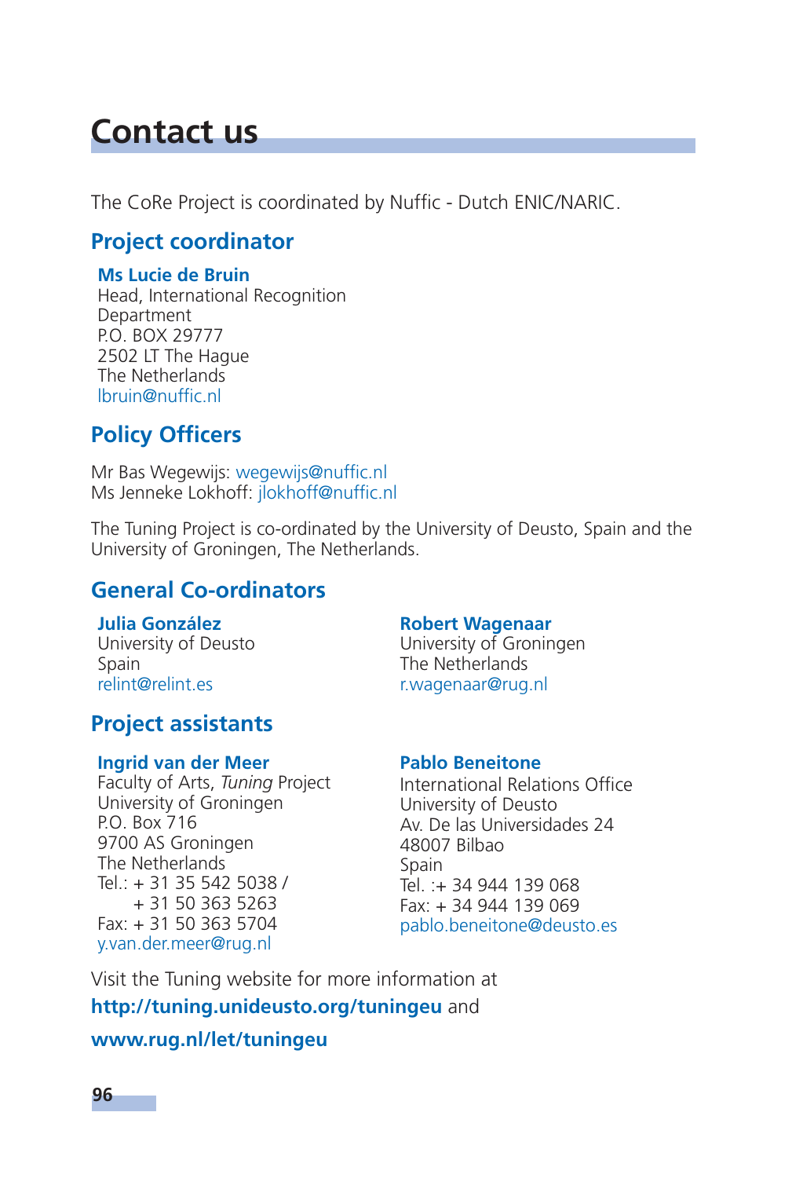# Contact us

The CoRe Project is coordinated by Nuffic - Dutch ENIC/NARIC.

## Project coordinator

**Ms Lucie de Bruin**
Head, International Recognition
Department
P.O. BOX 29777
2502 LT The Hague
The Netherlands
lbruin@nuffic.nl

## Policy Officers

Mr Bas Wegewijs: wegewijs@nuffic.nl
Ms Jenneke Lokhoff: jlokhoff@nuffic.nl

The Tuning Project is co-ordinated by the University of Deusto, Spain and the University of Groningen, The Netherlands.

## General Co-ordinators

**Julia González**
University of Deusto
Spain
relint@relint.es

**Robert Wagenaar**
University of Groningen
The Netherlands
r.wagenaar@rug.nl

## Project assistants

**Ingrid van der Meer**
Faculty of Arts, *Tuning* Project
University of Groningen
P.O. Box 716
9700 AS Groningen
The Netherlands
Tel.: + 31 35 542 5038 /
+ 31 50 363 5263
Fax: + 31 50 363 5704
y.van.der.meer@rug.nl

**Pablo Beneitone**
International Relations Office
University of Deusto
Av. De las Universidades 24
48007 Bilbao
Spain
Tel. :+ 34 944 139 068
Fax: + 34 944 139 069
pablo.beneitone@deusto.es

Visit the Tuning website for more information at

**http://tuning.unideusto.org/tuningeu** and

**www.rug.nl/let/tuningeu**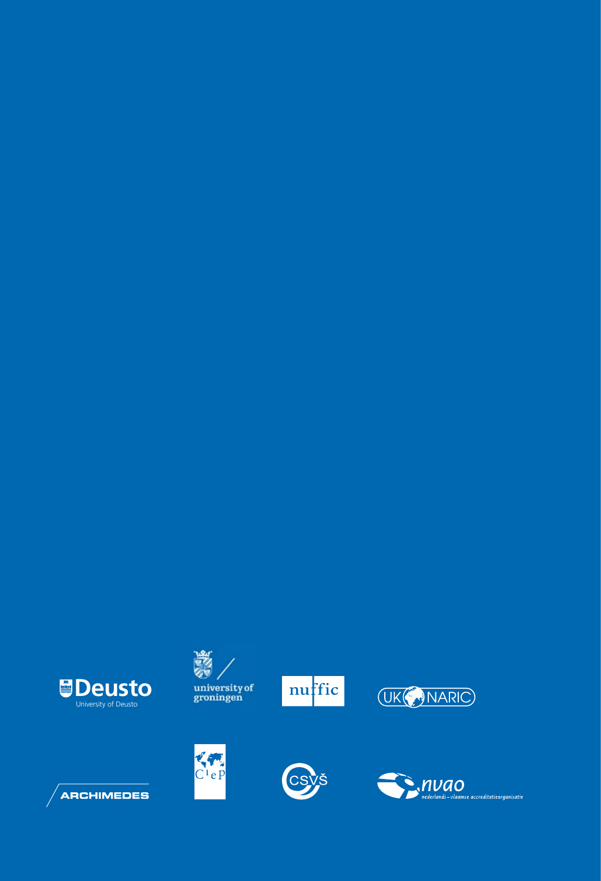Deusto
University of Deusto

university of
groningen

nuffic

UK NARIC

ARCHIMEDES

CIeP

CSVŠ

nvao
nederlands – vlaamse accreditatieorganisatie